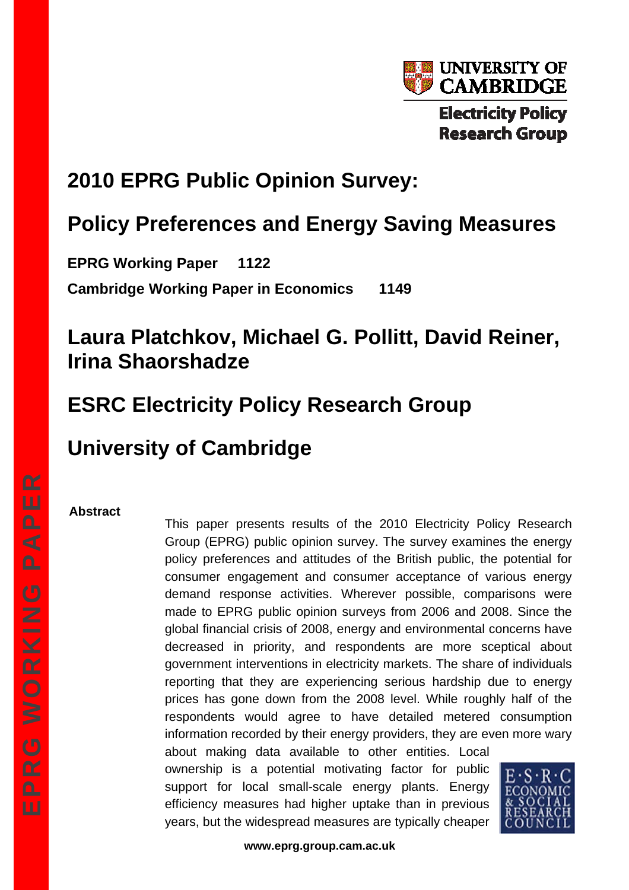# 2010 EPRG Public Opinion Survey:

# Policy Preferences and Energy Saving Measures

**EPRG Working Paper 1122**

**Cambridge Working Paper in Economics 1149**

## Laura Platchkov, Michael G. Pollitt, David Reiner, Irina Shaorshadze

## ESRC Electricity Policy Research Group

## University of Cambridge

**Abstract**

This paper presents results of the 2010 Electricity Policy Research Group (EPRG) public opinion survey. The survey examines the energy policy preferences and attitudes of the British public, the potential for consumer engagement and consumer acceptance of various energy demand response activities. Wherever possible, comparisons were made to EPRG public opinion surveys from 2006 and 2008. Since the global financial crisis of 2008, energy and environmental concerns have decreased in priority, and respondents are more sceptical about government interventions in electricity markets. The share of individuals reporting that they are experiencing serious hardship due to energy prices has gone down from the 2008 level. While roughly half of the respondents would agree to have detailed metered consumption information recorded by their energy providers, they are even more wary about making data available to other entities. Local ownership is a potential motivating factor for public support for local small-scale energy plants. Energy efficiency measures had higher uptake than in previous years, but the widespread measures are typically cheaper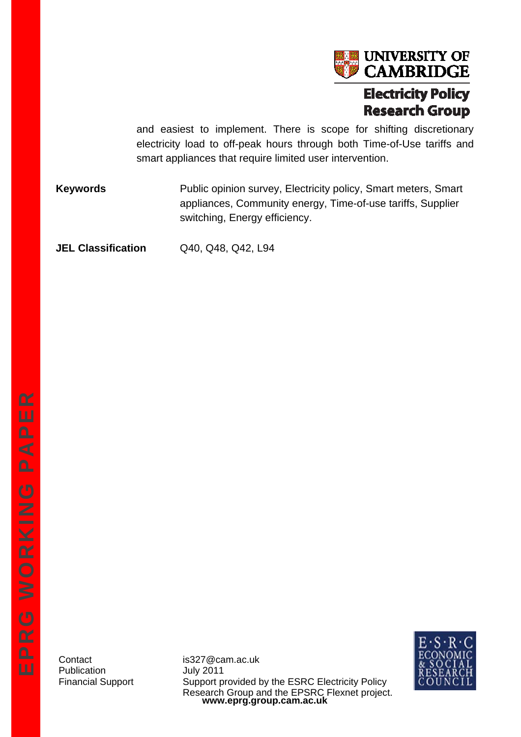and easiest to implement. There is scope for shifting discretionary electricity load to off-peak hours through both Time-of-Use tariffs and smart appliances that require limited user intervention.

**Keywords** Public opinion survey, Electricity policy, Smart meters, Smart appliances, Community energy, Time-of-use tariffs, Supplier switching, Energy efficiency.

**JEL Classification** Q40, Q48, Q42, L94

Contact is327@cam.ac.uk
Publication July 2011
Financial Support Support provided by the ESRC Electricity Policy Research Group and the EPSRC Flexnet project.

**www.eprg.group.cam.ac.uk**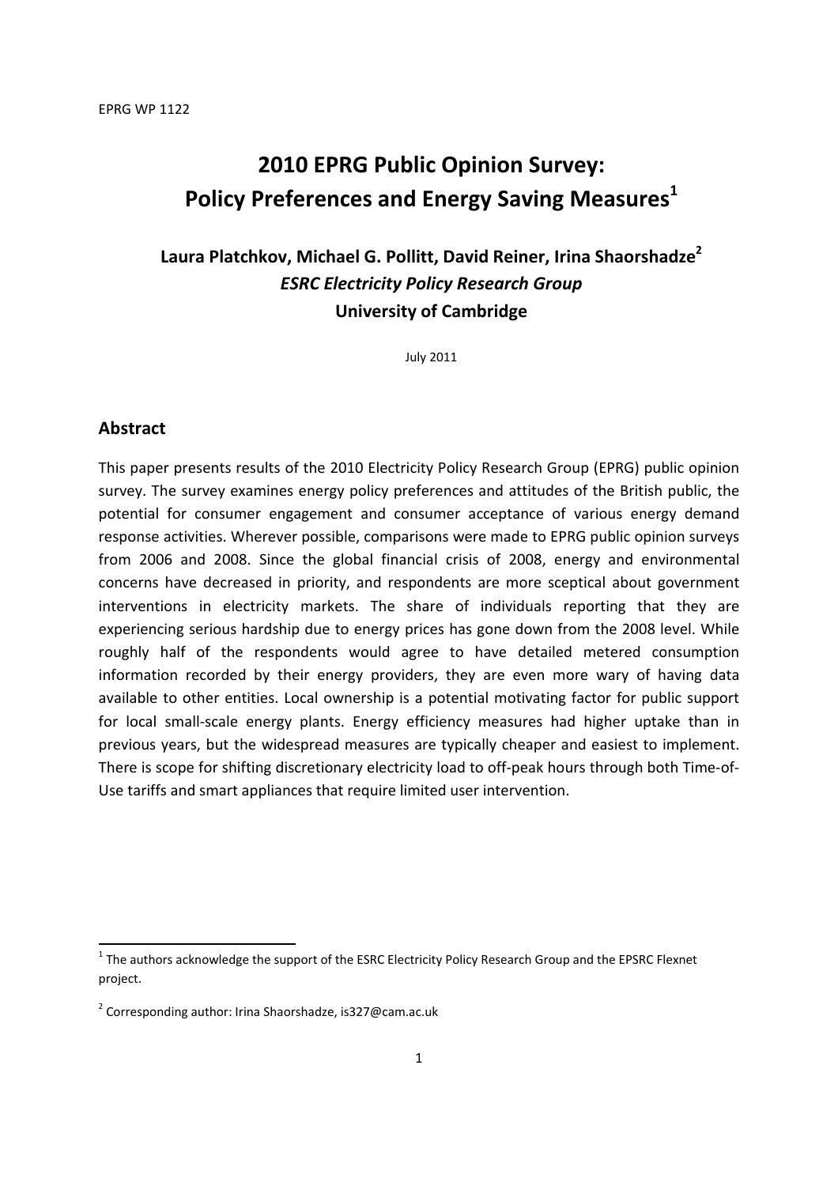EPRG WP 1122

# 2010 EPRG Public Opinion Survey: Policy Preferences and Energy Saving Measures[1]

**Laura Platchkov, Michael G. Pollitt, David Reiner, Irina Shaorshadze[2]**
***ESRC Electricity Policy Research Group***
**University of Cambridge**

July 2011

## Abstract

This paper presents results of the 2010 Electricity Policy Research Group (EPRG) public opinion survey. The survey examines energy policy preferences and attitudes of the British public, the potential for consumer engagement and consumer acceptance of various energy demand response activities. Wherever possible, comparisons were made to EPRG public opinion surveys from 2006 and 2008. Since the global financial crisis of 2008, energy and environmental concerns have decreased in priority, and respondents are more sceptical about government interventions in electricity markets. The share of individuals reporting that they are experiencing serious hardship due to energy prices has gone down from the 2008 level. While roughly half of the respondents would agree to have detailed metered consumption information recorded by their energy providers, they are even more wary of having data available to other entities. Local ownership is a potential motivating factor for public support for local small-scale energy plants. Energy efficiency measures had higher uptake than in previous years, but the widespread measures are typically cheaper and easiest to implement. There is scope for shifting discretionary electricity load to off-peak hours through both Time-of-Use tariffs and smart appliances that require limited user intervention.

---

[1] The authors acknowledge the support of the ESRC Electricity Policy Research Group and the EPSRC Flexnet project.

[2] Corresponding author: Irina Shaorshadze, is327@cam.ac.uk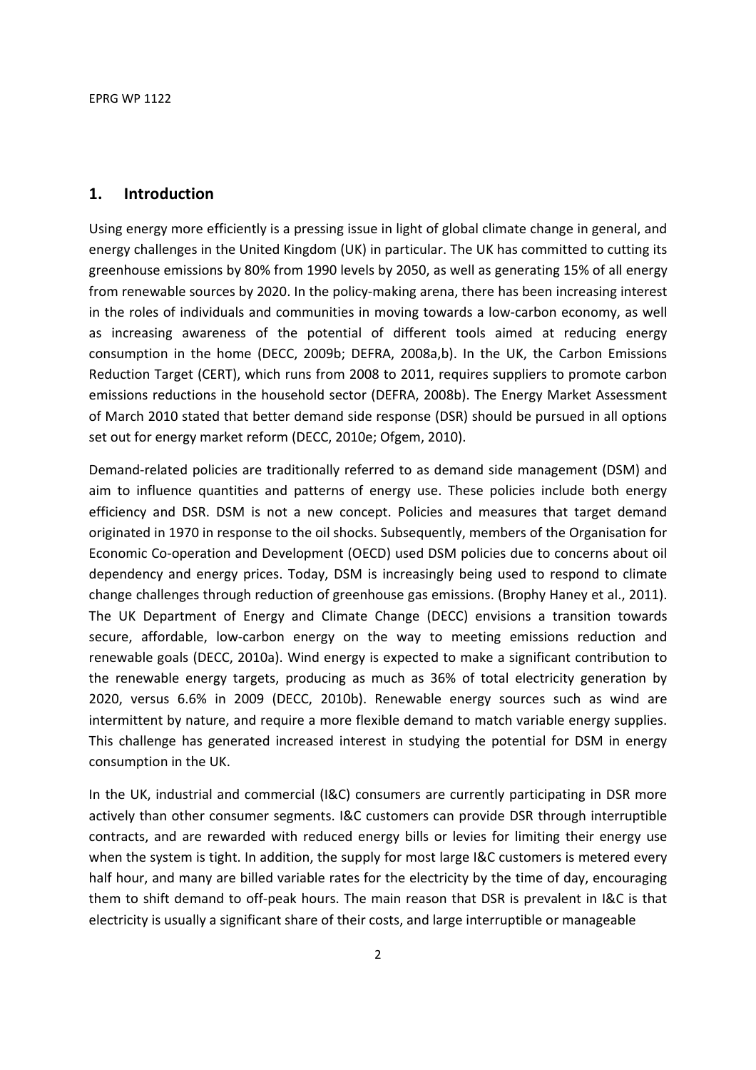## 1. Introduction

Using energy more efficiently is a pressing issue in light of global climate change in general, and energy challenges in the United Kingdom (UK) in particular. The UK has committed to cutting its greenhouse emissions by 80% from 1990 levels by 2050, as well as generating 15% of all energy from renewable sources by 2020. In the policy-making arena, there has been increasing interest in the roles of individuals and communities in moving towards a low-carbon economy, as well as increasing awareness of the potential of different tools aimed at reducing energy consumption in the home (DECC, 2009b; DEFRA, 2008a,b). In the UK, the Carbon Emissions Reduction Target (CERT), which runs from 2008 to 2011, requires suppliers to promote carbon emissions reductions in the household sector (DEFRA, 2008b). The Energy Market Assessment of March 2010 stated that better demand side response (DSR) should be pursued in all options set out for energy market reform (DECC, 2010e; Ofgem, 2010).

Demand-related policies are traditionally referred to as demand side management (DSM) and aim to influence quantities and patterns of energy use. These policies include both energy efficiency and DSR. DSM is not a new concept. Policies and measures that target demand originated in 1970 in response to the oil shocks. Subsequently, members of the Organisation for Economic Co-operation and Development (OECD) used DSM policies due to concerns about oil dependency and energy prices. Today, DSM is increasingly being used to respond to climate change challenges through reduction of greenhouse gas emissions. (Brophy Haney et al., 2011). The UK Department of Energy and Climate Change (DECC) envisions a transition towards secure, affordable, low-carbon energy on the way to meeting emissions reduction and renewable goals (DECC, 2010a). Wind energy is expected to make a significant contribution to the renewable energy targets, producing as much as 36% of total electricity generation by 2020, versus 6.6% in 2009 (DECC, 2010b). Renewable energy sources such as wind are intermittent by nature, and require a more flexible demand to match variable energy supplies. This challenge has generated increased interest in studying the potential for DSM in energy consumption in the UK.

In the UK, industrial and commercial (I&C) consumers are currently participating in DSR more actively than other consumer segments. I&C customers can provide DSR through interruptible contracts, and are rewarded with reduced energy bills or levies for limiting their energy use when the system is tight. In addition, the supply for most large I&C customers is metered every half hour, and many are billed variable rates for the electricity by the time of day, encouraging them to shift demand to off-peak hours. The main reason that DSR is prevalent in I&C is that electricity is usually a significant share of their costs, and large interruptible or manageable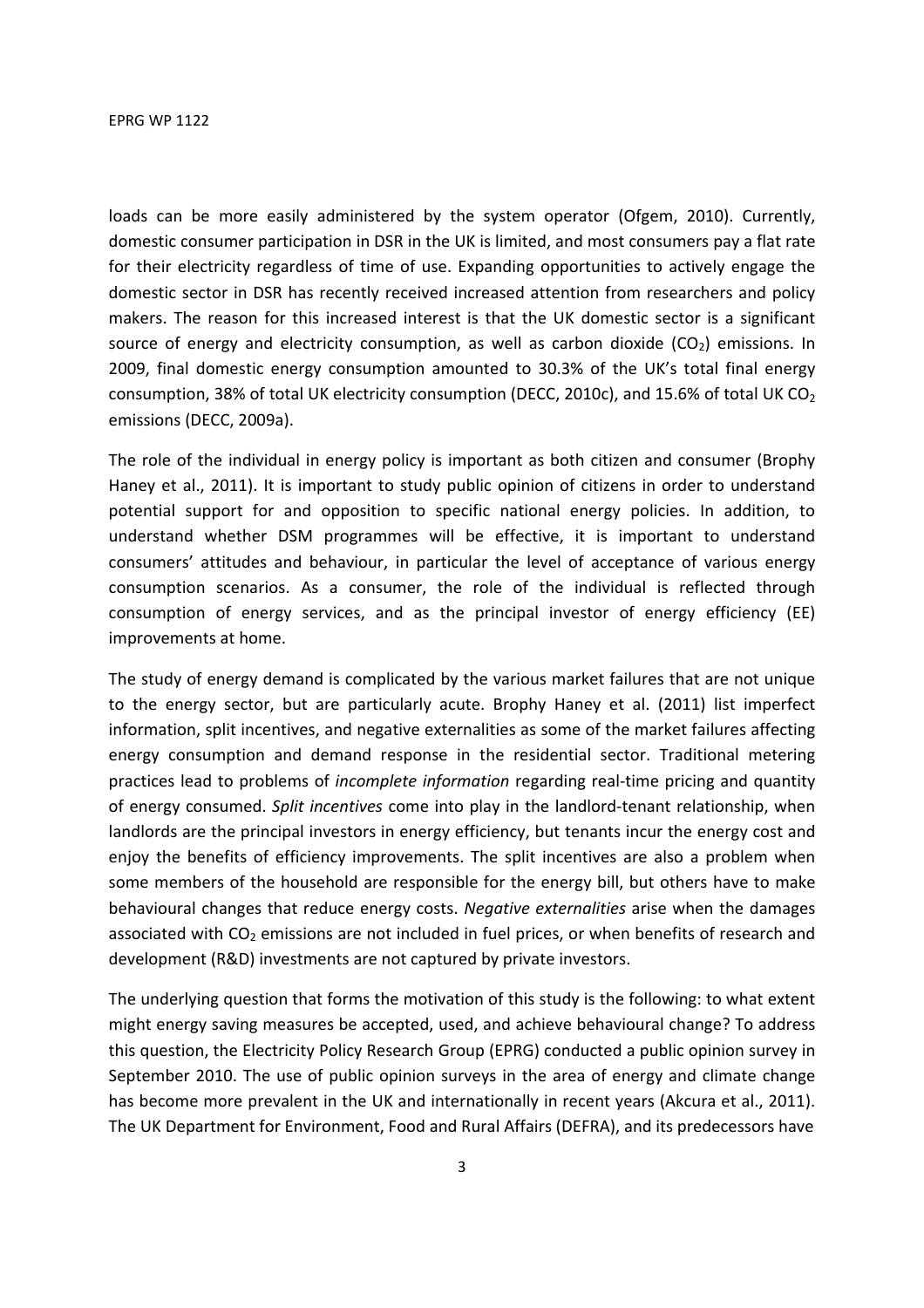loads can be more easily administered by the system operator (Ofgem, 2010). Currently, domestic consumer participation in DSR in the UK is limited, and most consumers pay a flat rate for their electricity regardless of time of use. Expanding opportunities to actively engage the domestic sector in DSR has recently received increased attention from researchers and policy makers. The reason for this increased interest is that the UK domestic sector is a significant source of energy and electricity consumption, as well as carbon dioxide ($CO_2$) emissions. In 2009, final domestic energy consumption amounted to 30.3% of the UK's total final energy consumption, 38% of total UK electricity consumption (DECC, 2010c), and 15.6% of total UK $CO_2$ emissions (DECC, 2009a).

The role of the individual in energy policy is important as both citizen and consumer (Brophy Haney et al., 2011). It is important to study public opinion of citizens in order to understand potential support for and opposition to specific national energy policies. In addition, to understand whether DSM programmes will be effective, it is important to understand consumers' attitudes and behaviour, in particular the level of acceptance of various energy consumption scenarios. As a consumer, the role of the individual is reflected through consumption of energy services, and as the principal investor of energy efficiency (EE) improvements at home.

The study of energy demand is complicated by the various market failures that are not unique to the energy sector, but are particularly acute. Brophy Haney et al. (2011) list imperfect information, split incentives, and negative externalities as some of the market failures affecting energy consumption and demand response in the residential sector. Traditional metering practices lead to problems of *incomplete information* regarding real-time pricing and quantity of energy consumed. *Split incentives* come into play in the landlord-tenant relationship, when landlords are the principal investors in energy efficiency, but tenants incur the energy cost and enjoy the benefits of efficiency improvements. The split incentives are also a problem when some members of the household are responsible for the energy bill, but others have to make behavioural changes that reduce energy costs. *Negative externalities* arise when the damages associated with $CO_2$ emissions are not included in fuel prices, or when benefits of research and development (R&D) investments are not captured by private investors.

The underlying question that forms the motivation of this study is the following: to what extent might energy saving measures be accepted, used, and achieve behavioural change? To address this question, the Electricity Policy Research Group (EPRG) conducted a public opinion survey in September 2010. The use of public opinion surveys in the area of energy and climate change has become more prevalent in the UK and internationally in recent years (Akcura et al., 2011). The UK Department for Environment, Food and Rural Affairs (DEFRA), and its predecessors have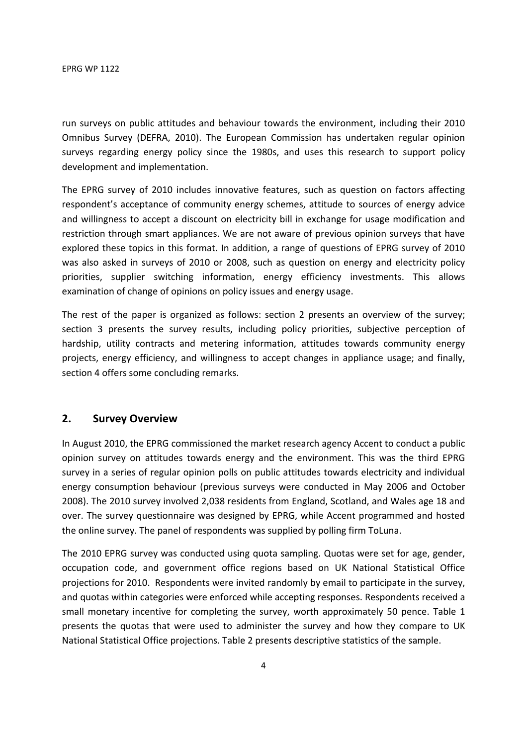run surveys on public attitudes and behaviour towards the environment, including their 2010 Omnibus Survey (DEFRA, 2010). The European Commission has undertaken regular opinion surveys regarding energy policy since the 1980s, and uses this research to support policy development and implementation.

The EPRG survey of 2010 includes innovative features, such as question on factors affecting respondent's acceptance of community energy schemes, attitude to sources of energy advice and willingness to accept a discount on electricity bill in exchange for usage modification and restriction through smart appliances. We are not aware of previous opinion surveys that have explored these topics in this format. In addition, a range of questions of EPRG survey of 2010 was also asked in surveys of 2010 or 2008, such as question on energy and electricity policy priorities, supplier switching information, energy efficiency investments. This allows examination of change of opinions on policy issues and energy usage.

The rest of the paper is organized as follows: section 2 presents an overview of the survey; section 3 presents the survey results, including policy priorities, subjective perception of hardship, utility contracts and metering information, attitudes towards community energy projects, energy efficiency, and willingness to accept changes in appliance usage; and finally, section 4 offers some concluding remarks.

## 2. Survey Overview

In August 2010, the EPRG commissioned the market research agency Accent to conduct a public opinion survey on attitudes towards energy and the environment. This was the third EPRG survey in a series of regular opinion polls on public attitudes towards electricity and individual energy consumption behaviour (previous surveys were conducted in May 2006 and October 2008). The 2010 survey involved 2,038 residents from England, Scotland, and Wales age 18 and over. The survey questionnaire was designed by EPRG, while Accent programmed and hosted the online survey. The panel of respondents was supplied by polling firm ToLuna.

The 2010 EPRG survey was conducted using quota sampling. Quotas were set for age, gender, occupation code, and government office regions based on UK National Statistical Office projections for 2010. Respondents were invited randomly by email to participate in the survey, and quotas within categories were enforced while accepting responses. Respondents received a small monetary incentive for completing the survey, worth approximately 50 pence. Table 1 presents the quotas that were used to administer the survey and how they compare to UK National Statistical Office projections. Table 2 presents descriptive statistics of the sample.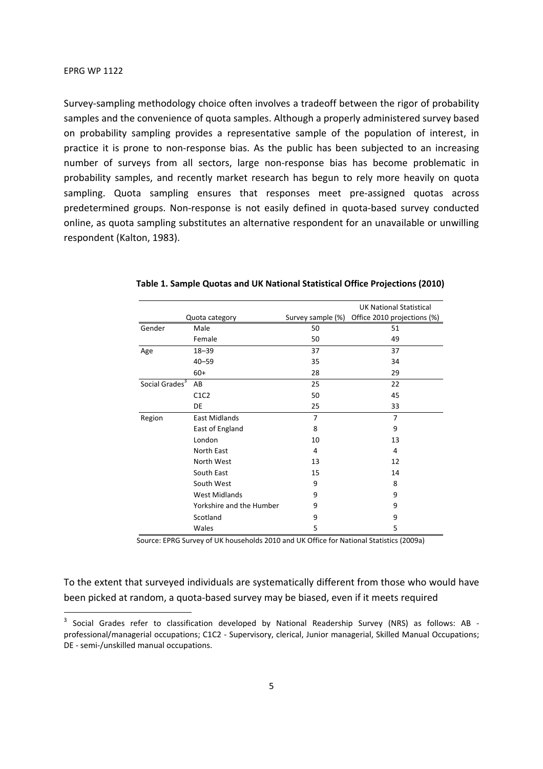Survey-sampling methodology choice often involves a tradeoff between the rigor of probability samples and the convenience of quota samples. Although a properly administered survey based on probability sampling provides a representative sample of the population of interest, in practice it is prone to non-response bias. As the public has been subjected to an increasing number of surveys from all sectors, large non-response bias has become problematic in probability samples, and recently market research has begun to rely more heavily on quota sampling. Quota sampling ensures that responses meet pre-assigned quotas across predetermined groups. Non-response is not easily defined in quota-based survey conducted online, as quota sampling substitutes an alternative respondent for an unavailable or unwilling respondent (Kalton, 1983).

**Table 1. Sample Quotas and UK National Statistical Office Projections (2010)**

| Quota category | | Survey sample (%) | UK National Statistical Office 2010 projections (%) |
|---|---|---|---|
| Gender | Male | 50 | 51 |
| | Female | 50 | 49 |
| Age | 18–39 | 37 | 37 |
| | 40–59 | 35 | 34 |
| | 60+ | 28 | 29 |
| Social Grades[3] | AB | 25 | 22 |
| | C1C2 | 50 | 45 |
| | DE | 25 | 33 |
| Region | East Midlands | 7 | 7 |
| | East of England | 8 | 9 |
| | London | 10 | 13 |
| | North East | 4 | 4 |
| | North West | 13 | 12 |
| | South East | 15 | 14 |
| | South West | 9 | 8 |
| | West Midlands | 9 | 9 |
| | Yorkshire and the Humber | 9 | 9 |
| | Scotland | 9 | 9 |
| | Wales | 5 | 5 |

Source: EPRG Survey of UK households 2010 and UK Office for National Statistics (2009a)

To the extent that surveyed individuals are systematically different from those who would have been picked at random, a quota-based survey may be biased, even if it meets required

[3] Social Grades refer to classification developed by National Readership Survey (NRS) as follows: AB - professional/managerial occupations; C1C2 - Supervisory, clerical, Junior managerial, Skilled Manual Occupations; DE - semi-/unskilled manual occupations.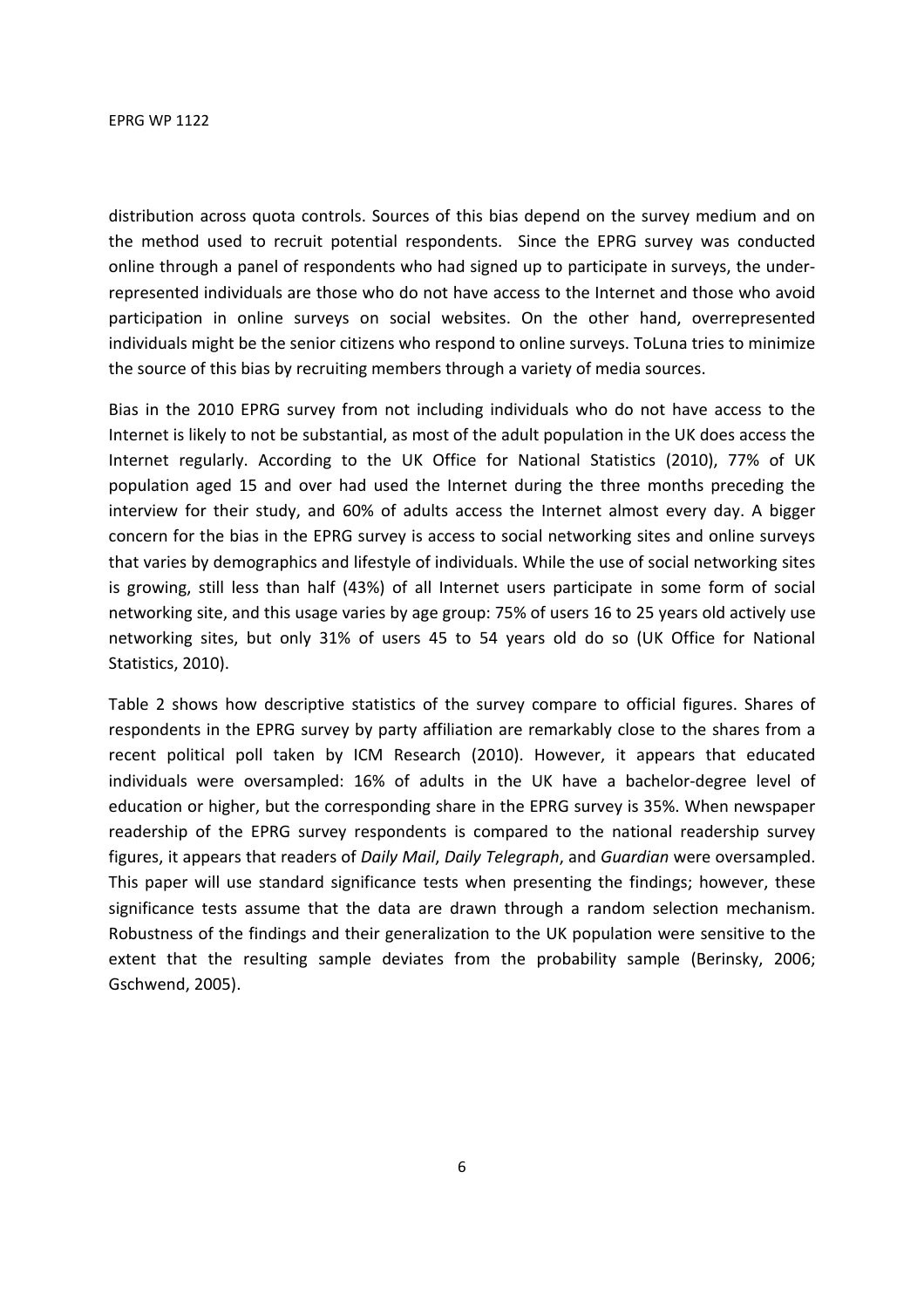distribution across quota controls. Sources of this bias depend on the survey medium and on the method used to recruit potential respondents. Since the EPRG survey was conducted online through a panel of respondents who had signed up to participate in surveys, the under-represented individuals are those who do not have access to the Internet and those who avoid participation in online surveys on social websites. On the other hand, overrepresented individuals might be the senior citizens who respond to online surveys. ToLuna tries to minimize the source of this bias by recruiting members through a variety of media sources.

Bias in the 2010 EPRG survey from not including individuals who do not have access to the Internet is likely to not be substantial, as most of the adult population in the UK does access the Internet regularly. According to the UK Office for National Statistics (2010), 77% of UK population aged 15 and over had used the Internet during the three months preceding the interview for their study, and 60% of adults access the Internet almost every day. A bigger concern for the bias in the EPRG survey is access to social networking sites and online surveys that varies by demographics and lifestyle of individuals. While the use of social networking sites is growing, still less than half (43%) of all Internet users participate in some form of social networking site, and this usage varies by age group: 75% of users 16 to 25 years old actively use networking sites, but only 31% of users 45 to 54 years old do so (UK Office for National Statistics, 2010).

Table 2 shows how descriptive statistics of the survey compare to official figures. Shares of respondents in the EPRG survey by party affiliation are remarkably close to the shares from a recent political poll taken by ICM Research (2010). However, it appears that educated individuals were oversampled: 16% of adults in the UK have a bachelor-degree level of education or higher, but the corresponding share in the EPRG survey is 35%. When newspaper readership of the EPRG survey respondents is compared to the national readership survey figures, it appears that readers of *Daily Mail*, *Daily Telegraph*, and *Guardian* were oversampled. This paper will use standard significance tests when presenting the findings; however, these significance tests assume that the data are drawn through a random selection mechanism. Robustness of the findings and their generalization to the UK population were sensitive to the extent that the resulting sample deviates from the probability sample (Berinsky, 2006; Gschwend, 2005).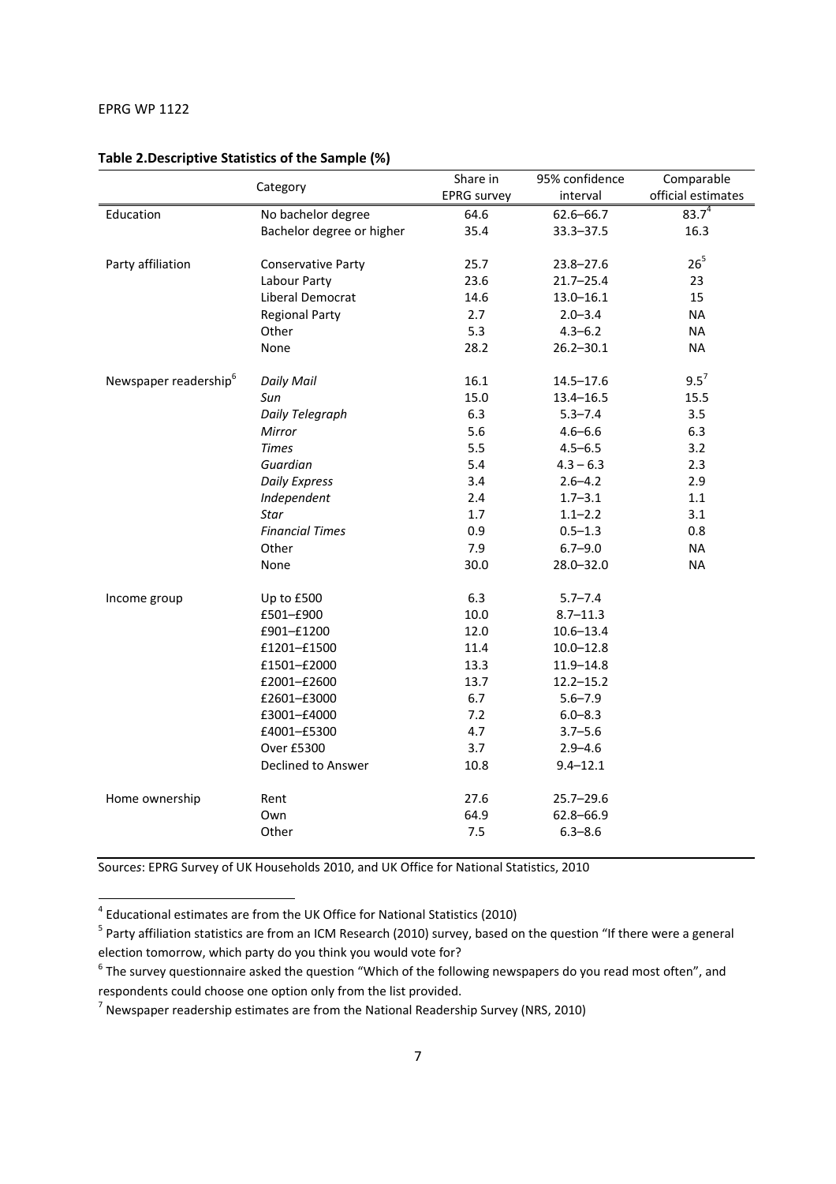**Table 2.Descriptive Statistics of the Sample (%)**

| Category | | Share in EPRG survey | 95% confidence interval | Comparable official estimates |
|---|---|---|---|---|
| Education | No bachelor degree | 64.6 | 62.6–66.7 | 83.7[4] |
| | Bachelor degree or higher | 35.4 | 33.3–37.5 | 16.3 |
| Party affiliation | Conservative Party | 25.7 | 23.8–27.6 | 26[5] |
| | Labour Party | 23.6 | 21.7–25.4 | 23 |
| | Liberal Democrat | 14.6 | 13.0–16.1 | 15 |
| | Regional Party | 2.7 | 2.0–3.4 | NA |
| | Other | 5.3 | 4.3–6.2 | NA |
| | None | 28.2 | 26.2–30.1 | NA |
| Newspaper readership[6] | *Daily Mail* | 16.1 | 14.5–17.6 | 9.5[7] |
| | *Sun* | 15.0 | 13.4–16.5 | 15.5 |
| | *Daily Telegraph* | 6.3 | 5.3–7.4 | 3.5 |
| | *Mirror* | 5.6 | 4.6–6.6 | 6.3 |
| | *Times* | 5.5 | 4.5–6.5 | 3.2 |
| | *Guardian* | 5.4 | 4.3 – 6.3 | 2.3 |
| | *Daily Express* | 3.4 | 2.6–4.2 | 2.9 |
| | *Independent* | 2.4 | 1.7–3.1 | 1.1 |
| | *Star* | 1.7 | 1.1–2.2 | 3.1 |
| | *Financial Times* | 0.9 | 0.5–1.3 | 0.8 |
| | Other | 7.9 | 6.7–9.0 | NA |
| | None | 30.0 | 28.0–32.0 | NA |
| Income group | Up to £500 | 6.3 | 5.7–7.4 | |
| | £501–£900 | 10.0 | 8.7–11.3 | |
| | £901–£1200 | 12.0 | 10.6–13.4 | |
| | £1201–£1500 | 11.4 | 10.0–12.8 | |
| | £1501–£2000 | 13.3 | 11.9–14.8 | |
| | £2001–£2600 | 13.7 | 12.2–15.2 | |
| | £2601–£3000 | 6.7 | 5.6–7.9 | |
| | £3001–£4000 | 7.2 | 6.0–8.3 | |
| | £4001–£5300 | 4.7 | 3.7–5.6 | |
| | Over £5300 | 3.7 | 2.9–4.6 | |
| | Declined to Answer | 10.8 | 9.4–12.1 | |
| Home ownership | Rent | 27.6 | 25.7–29.6 | |
| | Own | 64.9 | 62.8–66.9 | |
| | Other | 7.5 | 6.3–8.6 | |

Sources: EPRG Survey of UK Households 2010, and UK Office for National Statistics, 2010

[4] Educational estimates are from the UK Office for National Statistics (2010)

[5] Party affiliation statistics are from an ICM Research (2010) survey, based on the question "If there were a general election tomorrow, which party do you think you would vote for?

[6] The survey questionnaire asked the question "Which of the following newspapers do you read most often", and respondents could choose one option only from the list provided.

[7] Newspaper readership estimates are from the National Readership Survey (NRS, 2010)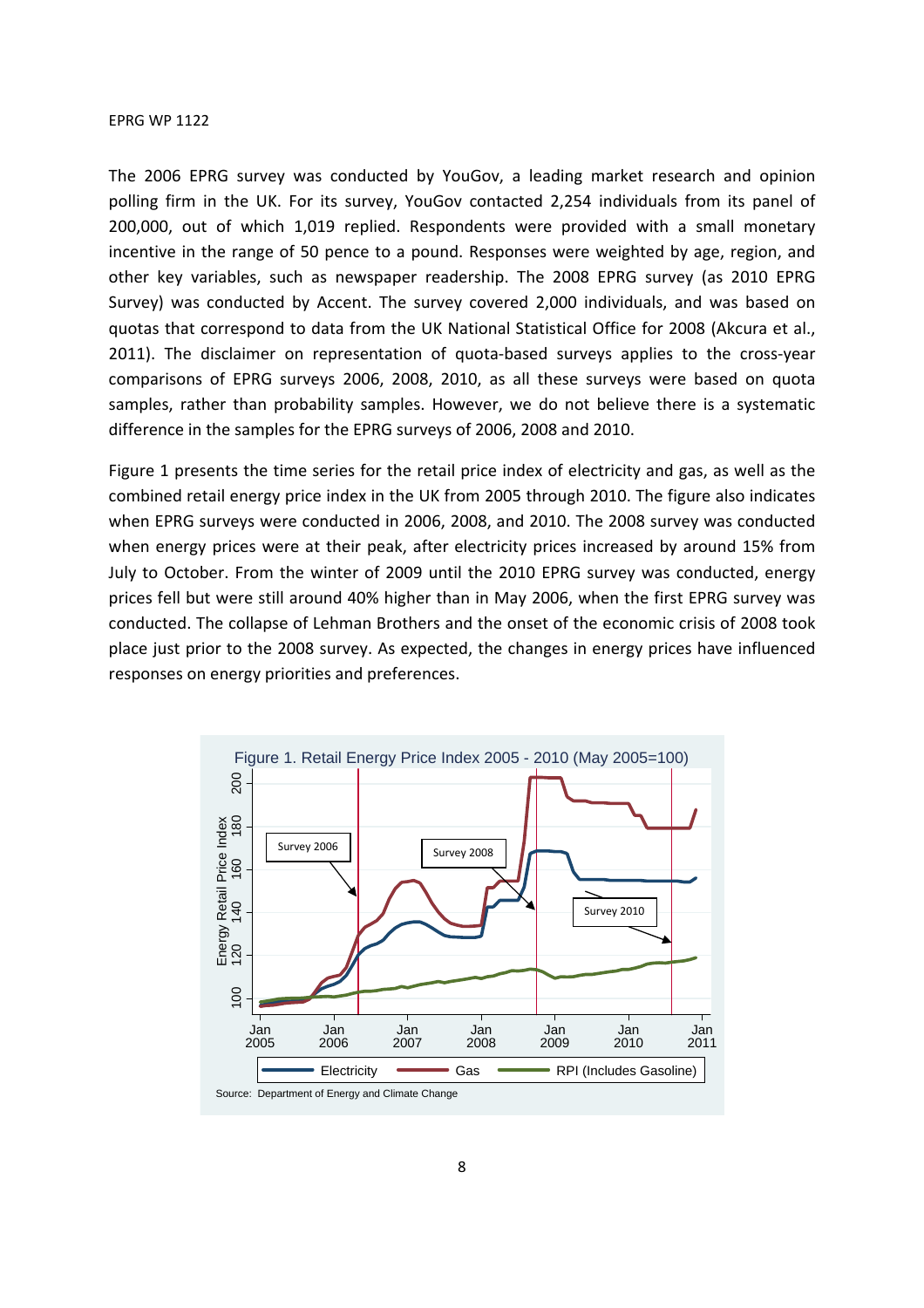The 2006 EPRG survey was conducted by YouGov, a leading market research and opinion polling firm in the UK. For its survey, YouGov contacted 2,254 individuals from its panel of 200,000, out of which 1,019 replied. Respondents were provided with a small monetary incentive in the range of 50 pence to a pound. Responses were weighted by age, region, and other key variables, such as newspaper readership. The 2008 EPRG survey (as 2010 EPRG Survey) was conducted by Accent. The survey covered 2,000 individuals, and was based on quotas that correspond to data from the UK National Statistical Office for 2008 (Akcura et al., 2011). The disclaimer on representation of quota-based surveys applies to the cross-year comparisons of EPRG surveys 2006, 2008, 2010, as all these surveys were based on quota samples, rather than probability samples. However, we do not believe there is a systematic difference in the samples for the EPRG surveys of 2006, 2008 and 2010.

Figure 1 presents the time series for the retail price index of electricity and gas, as well as the combined retail energy price index in the UK from 2005 through 2010. The figure also indicates when EPRG surveys were conducted in 2006, 2008, and 2010. The 2008 survey was conducted when energy prices were at their peak, after electricity prices increased by around 15% from July to October. From the winter of 2009 until the 2010 EPRG survey was conducted, energy prices fell but were still around 40% higher than in May 2006, when the first EPRG survey was conducted. The collapse of Lehman Brothers and the onset of the economic crisis of 2008 took place just prior to the 2008 survey. As expected, the changes in energy prices have influenced responses on energy priorities and preferences.

Figure 1. Retail Energy Price Index 2005 - 2010 (May 2005=100)

Source: Department of Energy and Climate Change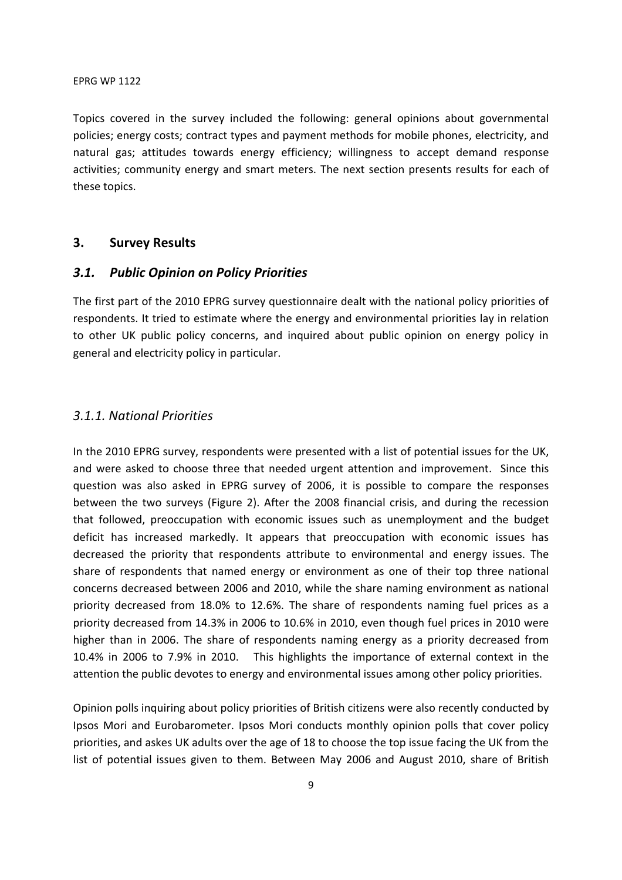Topics covered in the survey included the following: general opinions about governmental policies; energy costs; contract types and payment methods for mobile phones, electricity, and natural gas; attitudes towards energy efficiency; willingness to accept demand response activities; community energy and smart meters. The next section presents results for each of these topics.

## 3. Survey Results

### *3.1. Public Opinion on Policy Priorities*

The first part of the 2010 EPRG survey questionnaire dealt with the national policy priorities of respondents. It tried to estimate where the energy and environmental priorities lay in relation to other UK public policy concerns, and inquired about public opinion on energy policy in general and electricity policy in particular.

#### *3.1.1. National Priorities*

In the 2010 EPRG survey, respondents were presented with a list of potential issues for the UK, and were asked to choose three that needed urgent attention and improvement. Since this question was also asked in EPRG survey of 2006, it is possible to compare the responses between the two surveys (Figure 2). After the 2008 financial crisis, and during the recession that followed, preoccupation with economic issues such as unemployment and the budget deficit has increased markedly. It appears that preoccupation with economic issues has decreased the priority that respondents attribute to environmental and energy issues. The share of respondents that named energy or environment as one of their top three national concerns decreased between 2006 and 2010, while the share naming environment as national priority decreased from 18.0% to 12.6%. The share of respondents naming fuel prices as a priority decreased from 14.3% in 2006 to 10.6% in 2010, even though fuel prices in 2010 were higher than in 2006. The share of respondents naming energy as a priority decreased from 10.4% in 2006 to 7.9% in 2010. This highlights the importance of external context in the attention the public devotes to energy and environmental issues among other policy priorities.

Opinion polls inquiring about policy priorities of British citizens were also recently conducted by Ipsos Mori and Eurobarometer. Ipsos Mori conducts monthly opinion polls that cover policy priorities, and askes UK adults over the age of 18 to choose the top issue facing the UK from the list of potential issues given to them. Between May 2006 and August 2010, share of British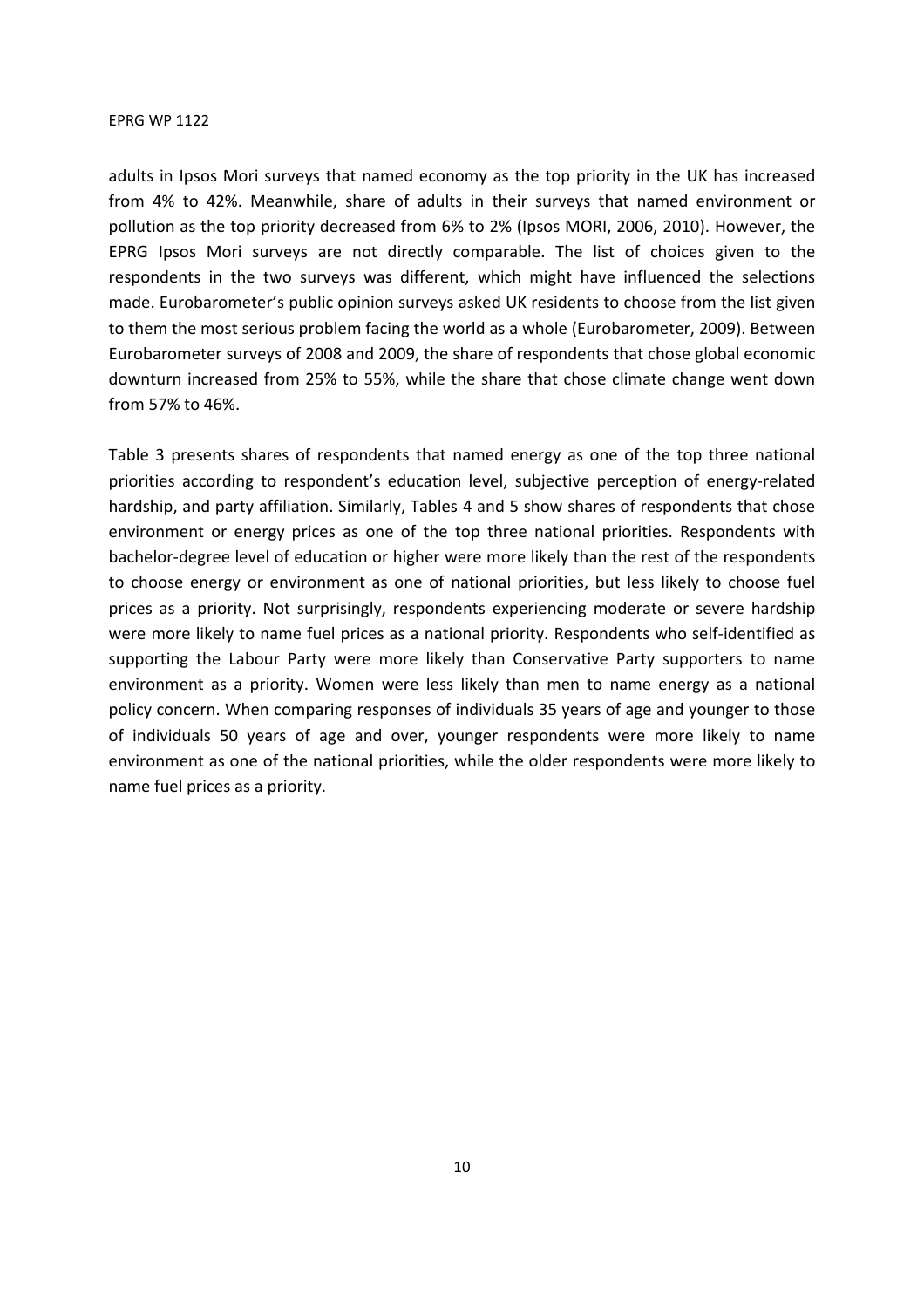adults in Ipsos Mori surveys that named economy as the top priority in the UK has increased from 4% to 42%. Meanwhile, share of adults in their surveys that named environment or pollution as the top priority decreased from 6% to 2% (Ipsos MORI, 2006, 2010). However, the EPRG Ipsos Mori surveys are not directly comparable. The list of choices given to the respondents in the two surveys was different, which might have influenced the selections made. Eurobarometer's public opinion surveys asked UK residents to choose from the list given to them the most serious problem facing the world as a whole (Eurobarometer, 2009). Between Eurobarometer surveys of 2008 and 2009, the share of respondents that chose global economic downturn increased from 25% to 55%, while the share that chose climate change went down from 57% to 46%.

Table 3 presents shares of respondents that named energy as one of the top three national priorities according to respondent's education level, subjective perception of energy-related hardship, and party affiliation. Similarly, Tables 4 and 5 show shares of respondents that chose environment or energy prices as one of the top three national priorities. Respondents with bachelor-degree level of education or higher were more likely than the rest of the respondents to choose energy or environment as one of national priorities, but less likely to choose fuel prices as a priority. Not surprisingly, respondents experiencing moderate or severe hardship were more likely to name fuel prices as a national priority. Respondents who self-identified as supporting the Labour Party were more likely than Conservative Party supporters to name environment as a priority. Women were less likely than men to name energy as a national policy concern. When comparing responses of individuals 35 years of age and younger to those of individuals 50 years of age and over, younger respondents were more likely to name environment as one of the national priorities, while the older respondents were more likely to name fuel prices as a priority.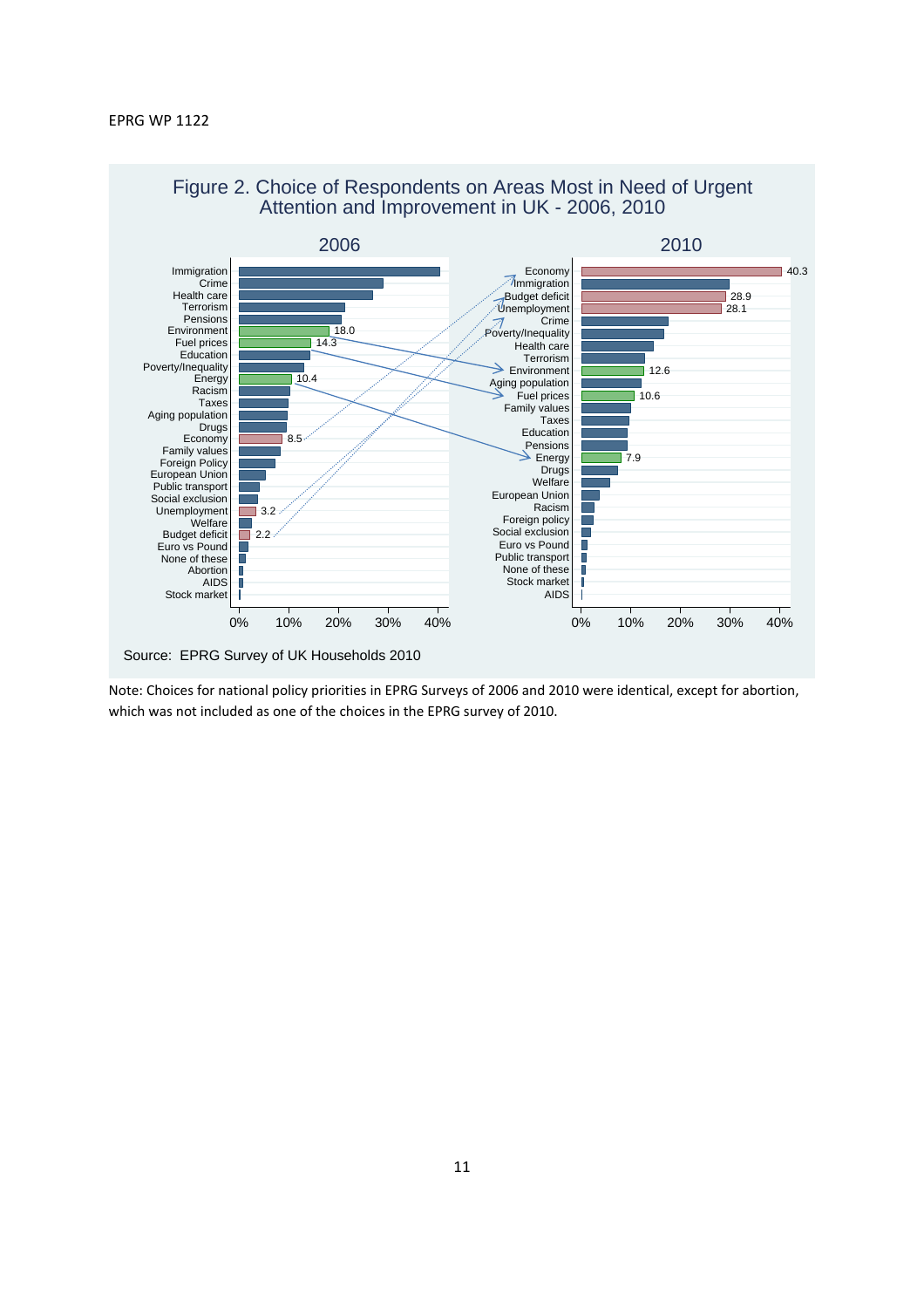Figure 2. Choice of Respondents on Areas Most in Need of Urgent Attention and Improvement in UK - 2006, 2010

Source: EPRG Survey of UK Households 2010

Note: Choices for national policy priorities in EPRG Surveys of 2006 and 2010 were identical, except for abortion, which was not included as one of the choices in the EPRG survey of 2010.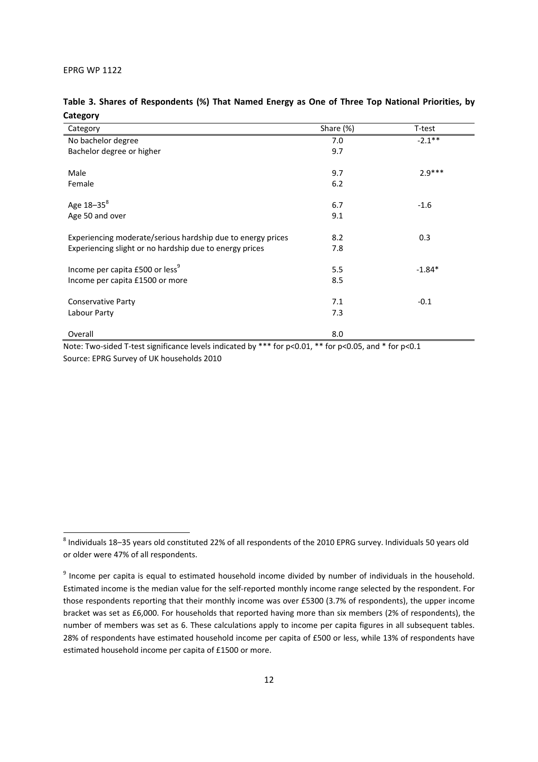**Table 3. Shares of Respondents (%) That Named Energy as One of Three Top National Priorities, by Category**

| Category | Share (%) | T-test |
|---|---|---|
| No bachelor degree | 7.0 | -2.1** |
| Bachelor degree or higher | 9.7 | |
| | | |
| Male | 9.7 | 2.9*** |
| Female | 6.2 | |
| | | |
| Age 18–35[8] | 6.7 | -1.6 |
| Age 50 and over | 9.1 | |
| | | |
| Experiencing moderate/serious hardship due to energy prices | 8.2 | 0.3 |
| Experiencing slight or no hardship due to energy prices | 7.8 | |
| | | |
| Income per capita £500 or less[9] | 5.5 | -1.84* |
| Income per capita £1500 or more | 8.5 | |
| | | |
| Conservative Party | 7.1 | -0.1 |
| Labour Party | 7.3 | |
| | | |
| Overall | 8.0 | |

Note: Two-sided T-test significance levels indicated by *** for p<0.01, ** for p<0.05, and * for p<0.1

Source: EPRG Survey of UK households 2010

[8] Individuals 18–35 years old constituted 22% of all respondents of the 2010 EPRG survey. Individuals 50 years old or older were 47% of all respondents.

[9] Income per capita is equal to estimated household income divided by number of individuals in the household. Estimated income is the median value for the self-reported monthly income range selected by the respondent. For those respondents reporting that their monthly income was over £5300 (3.7% of respondents), the upper income bracket was set as £6,000. For households that reported having more than six members (2% of respondents), the number of members was set as 6. These calculations apply to income per capita figures in all subsequent tables. 28% of respondents have estimated household income per capita of £500 or less, while 13% of respondents have estimated household income per capita of £1500 or more.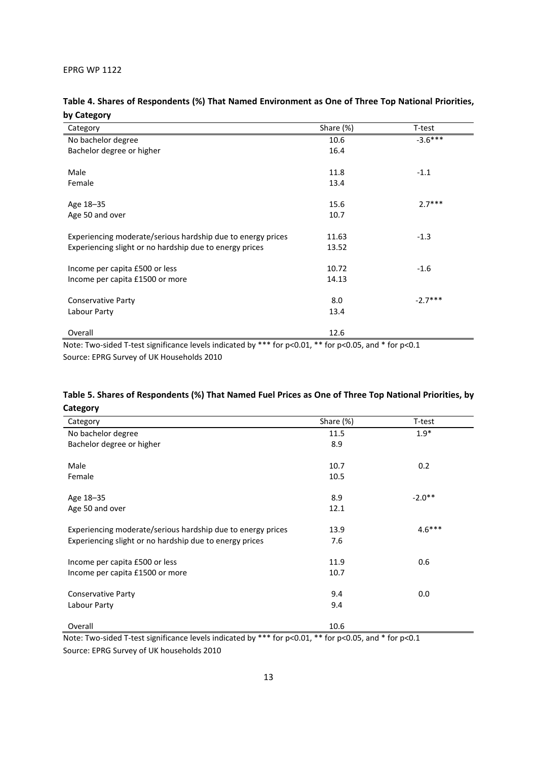**Table 4. Shares of Respondents (%) That Named Environment as One of Three Top National Priorities, by Category**

| Category | Share (%) | T-test |
|---|---|---|
| No bachelor degree | 10.6 | -3.6*** |
| Bachelor degree or higher | 16.4 | |
| | | |
| Male | 11.8 | -1.1 |
| Female | 13.4 | |
| | | |
| Age 18–35 | 15.6 | 2.7*** |
| Age 50 and over | 10.7 | |
| | | |
| Experiencing moderate/serious hardship due to energy prices | 11.63 | -1.3 |
| Experiencing slight or no hardship due to energy prices | 13.52 | |
| | | |
| Income per capita £500 or less | 10.72 | -1.6 |
| Income per capita £1500 or more | 14.13 | |
| | | |
| Conservative Party | 8.0 | -2.7*** |
| Labour Party | 13.4 | |
| | | |
| Overall | 12.6 | |

Note: Two-sided T-test significance levels indicated by *** for $p<0.01$, ** for $p<0.05$, and * for $p<0.1$

Source: EPRG Survey of UK Households 2010

**Table 5. Shares of Respondents (%) That Named Fuel Prices as One of Three Top National Priorities, by Category**

| Category | Share (%) | T-test |
|---|---|---|
| No bachelor degree | 11.5 | 1.9* |
| Bachelor degree or higher | 8.9 | |
| | | |
| Male | 10.7 | 0.2 |
| Female | 10.5 | |
| | | |
| Age 18–35 | 8.9 | -2.0** |
| Age 50 and over | 12.1 | |
| | | |
| Experiencing moderate/serious hardship due to energy prices | 13.9 | 4.6*** |
| Experiencing slight or no hardship due to energy prices | 7.6 | |
| | | |
| Income per capita £500 or less | 11.9 | 0.6 |
| Income per capita £1500 or more | 10.7 | |
| | | |
| Conservative Party | 9.4 | 0.0 |
| Labour Party | 9.4 | |
| | | |
| Overall | 10.6 | |

Note: Two-sided T-test significance levels indicated by *** for $p<0.01$, ** for $p<0.05$, and * for $p<0.1$

Source: EPRG Survey of UK households 2010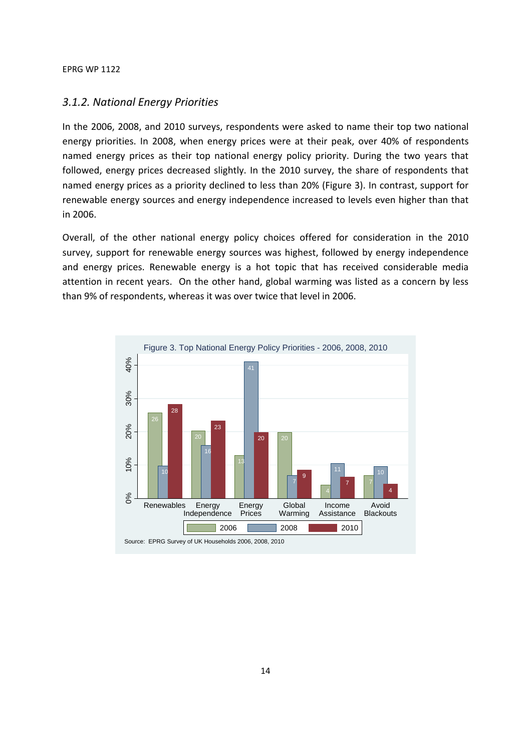### 3.1.2. National Energy Priorities

In the 2006, 2008, and 2010 surveys, respondents were asked to name their top two national energy priorities. In 2008, when energy prices were at their peak, over 40% of respondents named energy prices as their top national energy policy priority. During the two years that followed, energy prices decreased slightly. In the 2010 survey, the share of respondents that named energy prices as a priority declined to less than 20% (Figure 3). In contrast, support for renewable energy sources and energy independence increased to levels even higher than that in 2006.

Overall, of the other national energy policy choices offered for consideration in the 2010 survey, support for renewable energy sources was highest, followed by energy independence and energy prices. Renewable energy is a hot topic that has received considerable media attention in recent years. On the other hand, global warming was listed as a concern by less than 9% of respondents, whereas it was over twice that level in 2006.

Figure 3. Top National Energy Policy Priorities - 2006, 2008, 2010

| | 2006 | 2008 | 2010 |
|---|---|---|---|
| Renewables | 26 | 10 | 28 |
| Energy Independence | 20 | 16 | 23 |
| Energy Prices | 13 | 41 | 20 |
| Global Warming | 20 | 7 | 9 |
| Income Assistance | 4 | 11 | 7 |
| Avoid Blackouts | 7 | 10 | 4 |

Source: EPRG Survey of UK Households 2006, 2008, 2010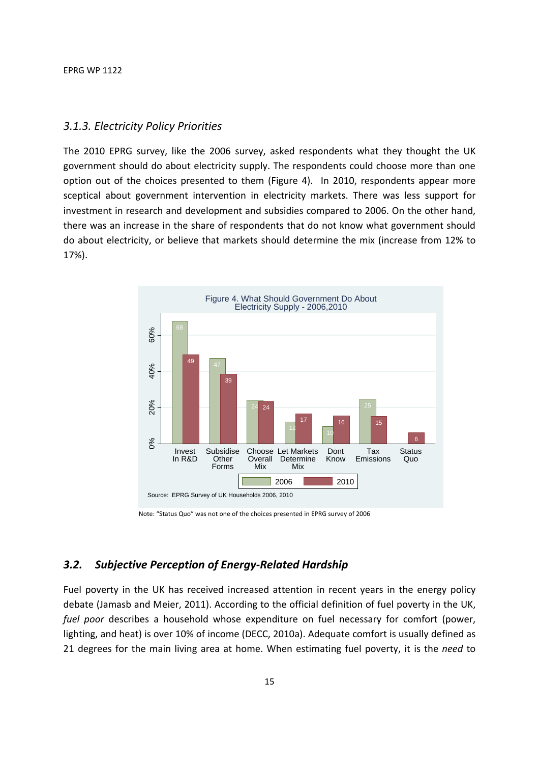### 3.1.3. *Electricity Policy Priorities*

The 2010 EPRG survey, like the 2006 survey, asked respondents what they thought the UK government should do about electricity supply. The respondents could choose more than one option out of the choices presented to them (Figure 4). In 2010, respondents appear more sceptical about government intervention in electricity markets. There was less support for investment in research and development and subsidies compared to 2006. On the other hand, there was an increase in the share of respondents that do not know what government should do about electricity, or believe that markets should determine the mix (increase from 12% to 17%).

Figure 4. What Should Government Do About Electricity Supply - 2006,2010

| | 2006 | 2010 |
|---|---|---|
| Invest In R&D | 68 | 49 |
| Subsidise Other Forms | 47 | 39 |
| Choose Overall Mix | 24 | 24 |
| Let Markets Determine Mix | 12 | 17 |
| Dont Know | 10 | 16 |
| Tax Emissions | 25 | 15 |
| Status Quo | | 6 |

Source: EPRG Survey of UK Households 2006, 2010

Note: "Status Quo" was not one of the choices presented in EPRG survey of 2006

## 3.2. *Subjective Perception of Energy-Related Hardship*

Fuel poverty in the UK has received increased attention in recent years in the energy policy debate (Jamasb and Meier, 2011). According to the official definition of fuel poverty in the UK, *fuel poor* describes a household whose expenditure on fuel necessary for comfort (power, lighting, and heat) is over 10% of income (DECC, 2010a). Adequate comfort is usually defined as 21 degrees for the main living area at home. When estimating fuel poverty, it is the *need* to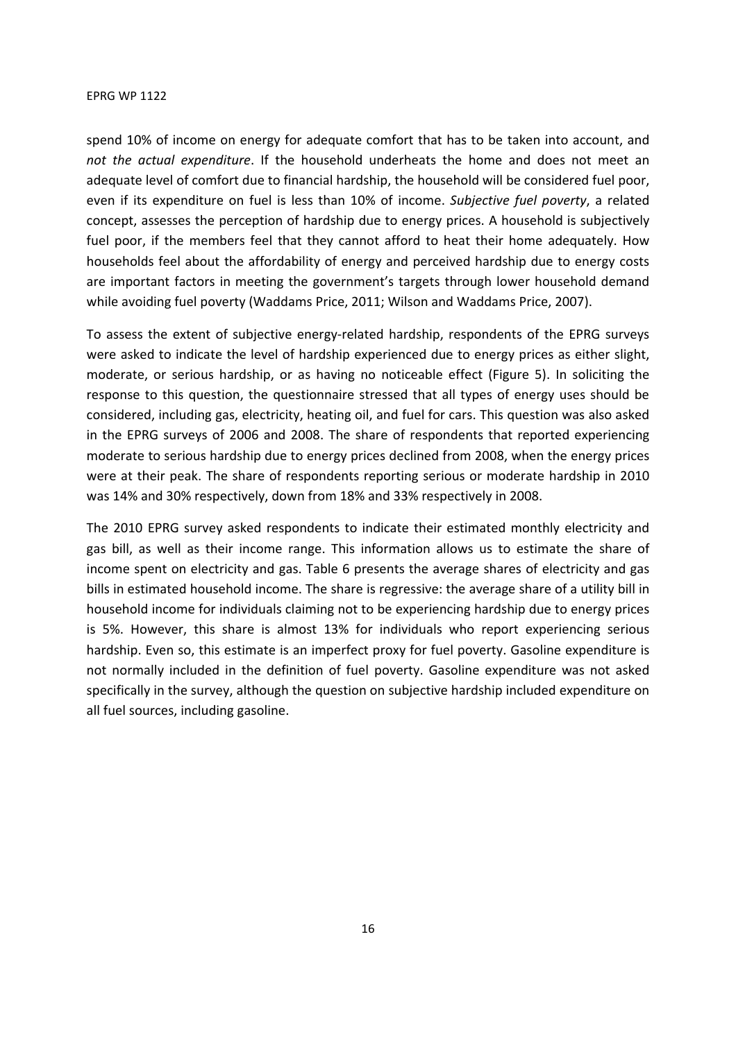spend 10% of income on energy for adequate comfort that has to be taken into account, and *not the actual expenditure*. If the household underheats the home and does not meet an adequate level of comfort due to financial hardship, the household will be considered fuel poor, even if its expenditure on fuel is less than 10% of income. *Subjective fuel poverty*, a related concept, assesses the perception of hardship due to energy prices. A household is subjectively fuel poor, if the members feel that they cannot afford to heat their home adequately. How households feel about the affordability of energy and perceived hardship due to energy costs are important factors in meeting the government's targets through lower household demand while avoiding fuel poverty (Waddams Price, 2011; Wilson and Waddams Price, 2007).

To assess the extent of subjective energy-related hardship, respondents of the EPRG surveys were asked to indicate the level of hardship experienced due to energy prices as either slight, moderate, or serious hardship, or as having no noticeable effect (Figure 5). In soliciting the response to this question, the questionnaire stressed that all types of energy uses should be considered, including gas, electricity, heating oil, and fuel for cars. This question was also asked in the EPRG surveys of 2006 and 2008. The share of respondents that reported experiencing moderate to serious hardship due to energy prices declined from 2008, when the energy prices were at their peak. The share of respondents reporting serious or moderate hardship in 2010 was 14% and 30% respectively, down from 18% and 33% respectively in 2008.

The 2010 EPRG survey asked respondents to indicate their estimated monthly electricity and gas bill, as well as their income range. This information allows us to estimate the share of income spent on electricity and gas. Table 6 presents the average shares of electricity and gas bills in estimated household income. The share is regressive: the average share of a utility bill in household income for individuals claiming not to be experiencing hardship due to energy prices is 5%. However, this share is almost 13% for individuals who report experiencing serious hardship. Even so, this estimate is an imperfect proxy for fuel poverty. Gasoline expenditure is not normally included in the definition of fuel poverty. Gasoline expenditure was not asked specifically in the survey, although the question on subjective hardship included expenditure on all fuel sources, including gasoline.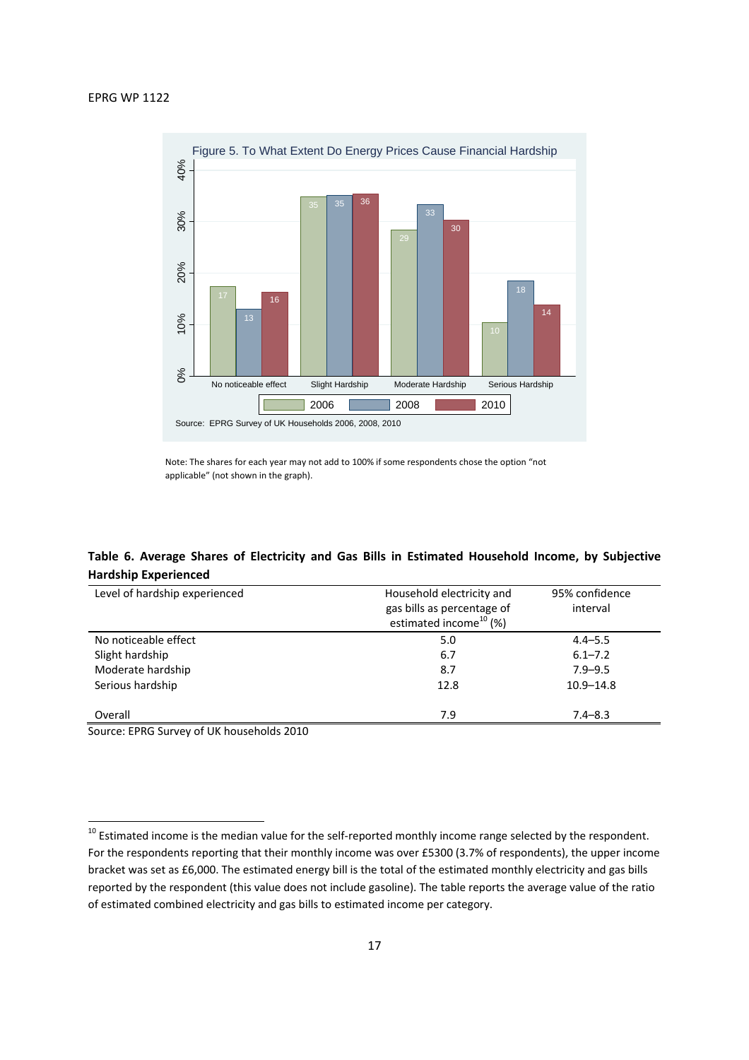Figure 5. To What Extent Do Energy Prices Cause Financial Hardship

| | 2006 | 2008 | 2010 |
|---|---|---|---|
| No noticeable effect | 17 | 13 | 16 |
| Slight Hardship | 35 | 35 | 36 |
| Moderate Hardship | 29 | 33 | 30 |
| Serious Hardship | 10 | 18 | 14 |

Source: EPRG Survey of UK Households 2006, 2008, 2010

Note: The shares for each year may not add to 100% if some respondents chose the option "not applicable" (not shown in the graph).

**Table 6. Average Shares of Electricity and Gas Bills in Estimated Household Income, by Subjective Hardship Experienced**

| Level of hardship experienced | Household electricity and gas bills as percentage of estimated income[10] (%) | 95% confidence interval |
|---|---|---|
| No noticeable effect | 5.0 | 4.4–5.5 |
| Slight hardship | 6.7 | 6.1–7.2 |
| Moderate hardship | 8.7 | 7.9–9.5 |
| Serious hardship | 12.8 | 10.9–14.8 |
| Overall | 7.9 | 7.4–8.3 |

Source: EPRG Survey of UK households 2010

[10] Estimated income is the median value for the self-reported monthly income range selected by the respondent. For the respondents reporting that their monthly income was over £5300 (3.7% of respondents), the upper income bracket was set as £6,000. The estimated energy bill is the total of the estimated monthly electricity and gas bills reported by the respondent (this value does not include gasoline). The table reports the average value of the ratio of estimated combined electricity and gas bills to estimated income per category.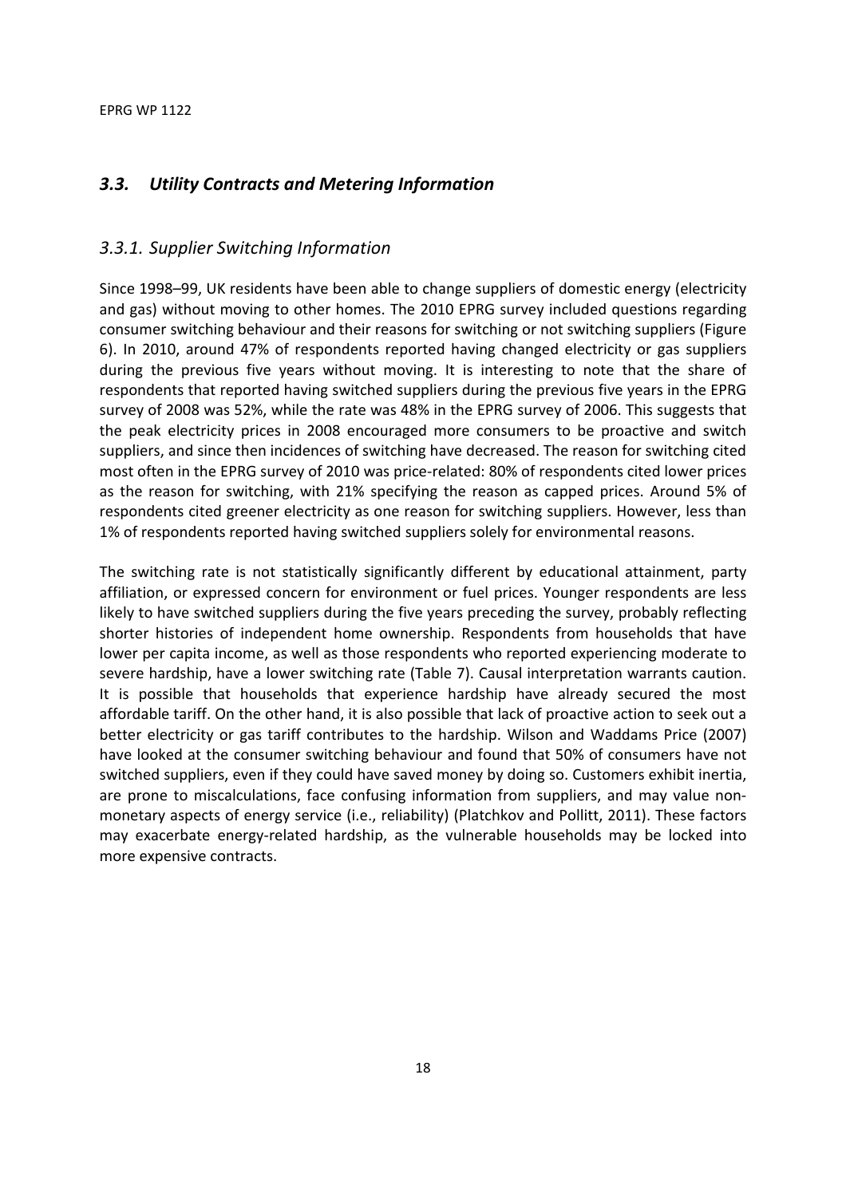## *3.3. Utility Contracts and Metering Information*

### *3.3.1. Supplier Switching Information*

Since 1998–99, UK residents have been able to change suppliers of domestic energy (electricity and gas) without moving to other homes. The 2010 EPRG survey included questions regarding consumer switching behaviour and their reasons for switching or not switching suppliers (Figure 6). In 2010, around 47% of respondents reported having changed electricity or gas suppliers during the previous five years without moving. It is interesting to note that the share of respondents that reported having switched suppliers during the previous five years in the EPRG survey of 2008 was 52%, while the rate was 48% in the EPRG survey of 2006. This suggests that the peak electricity prices in 2008 encouraged more consumers to be proactive and switch suppliers, and since then incidences of switching have decreased. The reason for switching cited most often in the EPRG survey of 2010 was price-related: 80% of respondents cited lower prices as the reason for switching, with 21% specifying the reason as capped prices. Around 5% of respondents cited greener electricity as one reason for switching suppliers. However, less than 1% of respondents reported having switched suppliers solely for environmental reasons.

The switching rate is not statistically significantly different by educational attainment, party affiliation, or expressed concern for environment or fuel prices. Younger respondents are less likely to have switched suppliers during the five years preceding the survey, probably reflecting shorter histories of independent home ownership. Respondents from households that have lower per capita income, as well as those respondents who reported experiencing moderate to severe hardship, have a lower switching rate (Table 7). Causal interpretation warrants caution. It is possible that households that experience hardship have already secured the most affordable tariff. On the other hand, it is also possible that lack of proactive action to seek out a better electricity or gas tariff contributes to the hardship. Wilson and Waddams Price (2007) have looked at the consumer switching behaviour and found that 50% of consumers have not switched suppliers, even if they could have saved money by doing so. Customers exhibit inertia, are prone to miscalculations, face confusing information from suppliers, and may value non-monetary aspects of energy service (i.e., reliability) (Platchkov and Pollitt, 2011). These factors may exacerbate energy-related hardship, as the vulnerable households may be locked into more expensive contracts.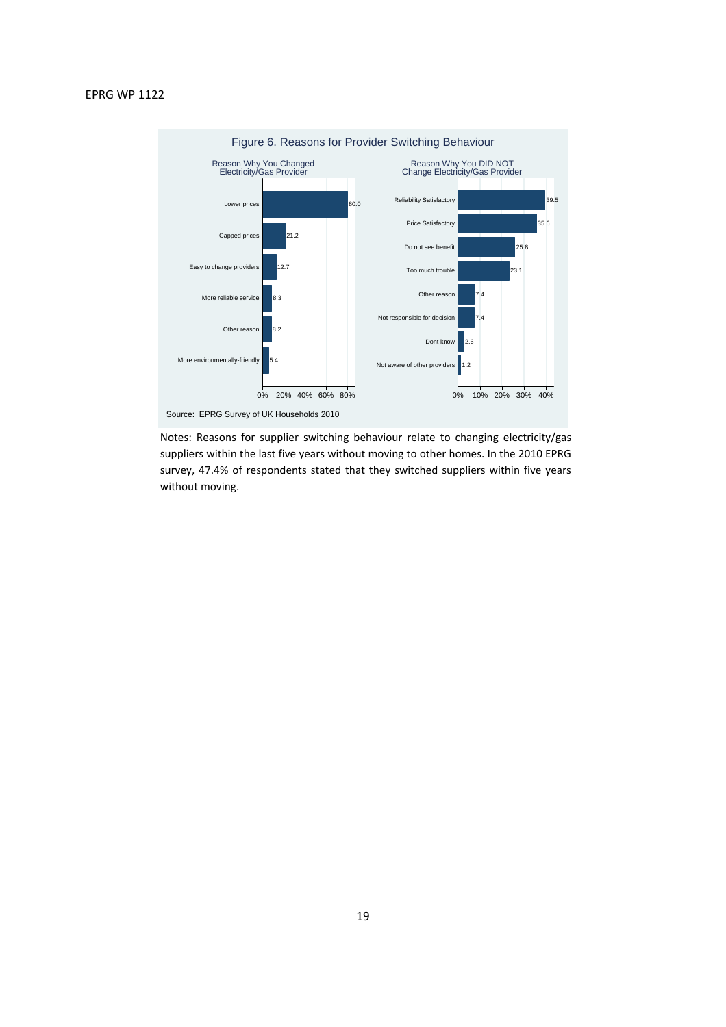Figure 6. Reasons for Provider Switching Behaviour

**Reason Why You Changed Electricity/Gas Provider**

| Reason | % |
|---|---|
| Lower prices | 80.0 |
| Capped prices | 21.2 |
| Easy to change providers | 12.7 |
| More reliable service | 8.3 |
| Other reason | 8.2 |
| More environmentally-friendly | 5.4 |

**Reason Why You DID NOT Change Electricity/Gas Provider**

| Reason | % |
|---|---|
| Reliability Satisfactory | 39.5 |
| Price Satisfactory | 35.6 |
| Do not see benefit | 25.8 |
| Too much trouble | 23.1 |
| Other reason | 7.4 |
| Not responsible for decision | 7.4 |
| Dont know | 2.6 |
| Not aware of other providers | 1.2 |

Source: EPRG Survey of UK Households 2010

Notes: Reasons for supplier switching behaviour relate to changing electricity/gas suppliers within the last five years without moving to other homes. In the 2010 EPRG survey, 47.4% of respondents stated that they switched suppliers within five years without moving.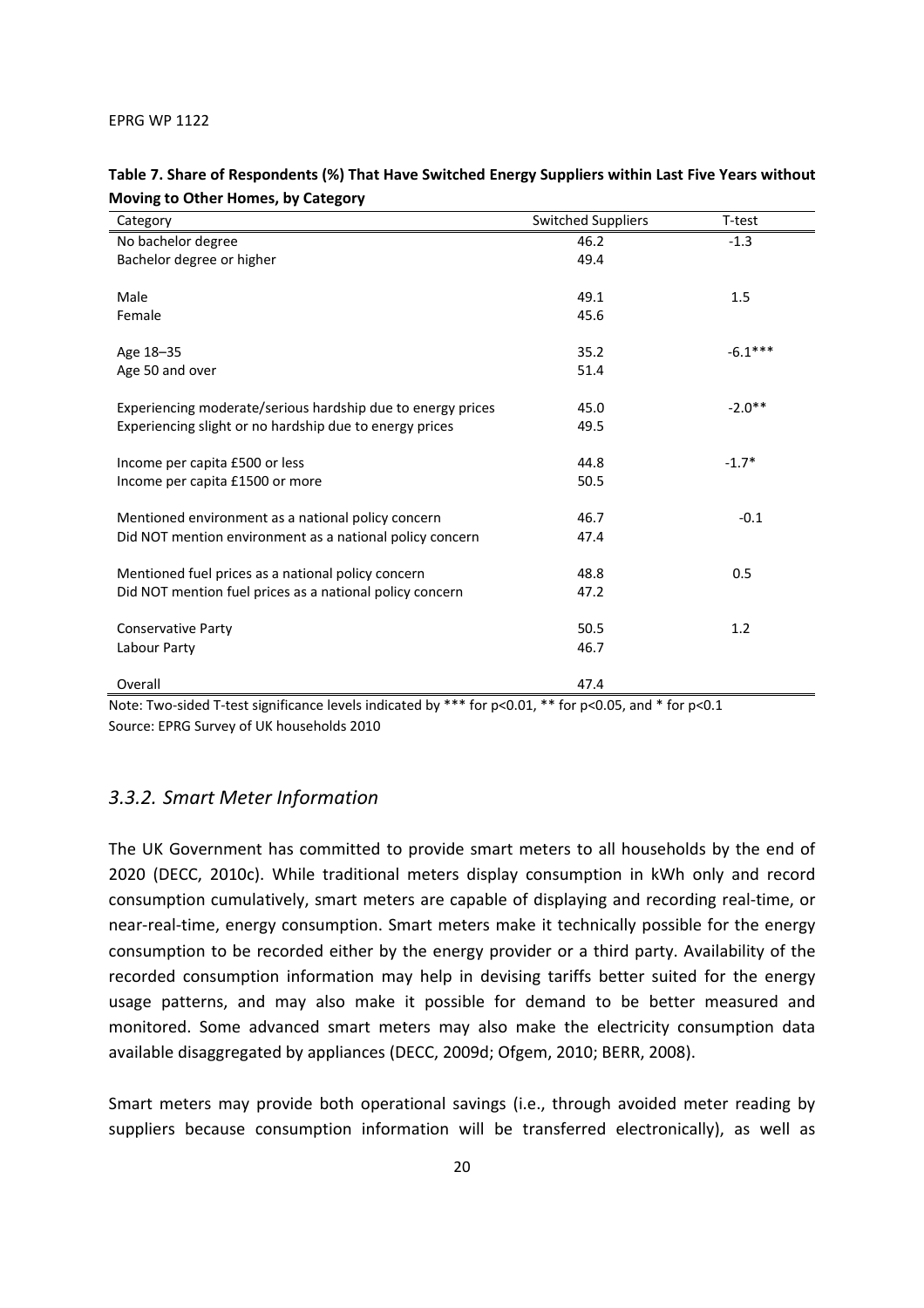**Table 7. Share of Respondents (%) That Have Switched Energy Suppliers within Last Five Years without Moving to Other Homes, by Category**

| Category | Switched Suppliers | T-test |
|---|---|---|
| No bachelor degree | 46.2 | -1.3 |
| Bachelor degree or higher | 49.4 | |
| | | |
| Male | 49.1 | 1.5 |
| Female | 45.6 | |
| | | |
| Age 18–35 | 35.2 | -6.1*** |
| Age 50 and over | 51.4 | |
| | | |
| Experiencing moderate/serious hardship due to energy prices | 45.0 | -2.0** |
| Experiencing slight or no hardship due to energy prices | 49.5 | |
| | | |
| Income per capita £500 or less | 44.8 | -1.7* |
| Income per capita £1500 or more | 50.5 | |
| | | |
| Mentioned environment as a national policy concern | 46.7 | -0.1 |
| Did NOT mention environment as a national policy concern | 47.4 | |
| | | |
| Mentioned fuel prices as a national policy concern | 48.8 | 0.5 |
| Did NOT mention fuel prices as a national policy concern | 47.2 | |
| | | |
| Conservative Party | 50.5 | 1.2 |
| Labour Party | 46.7 | |
| | | |
| Overall | 47.4 | |

Note: Two-sided T-test significance levels indicated by *** for p<0.01, ** for p<0.05, and * for p<0.1
Source: EPRG Survey of UK households 2010

### *3.3.2. Smart Meter Information*

The UK Government has committed to provide smart meters to all households by the end of 2020 (DECC, 2010c). While traditional meters display consumption in kWh only and record consumption cumulatively, smart meters are capable of displaying and recording real-time, or near-real-time, energy consumption. Smart meters make it technically possible for the energy consumption to be recorded either by the energy provider or a third party. Availability of the recorded consumption information may help in devising tariffs better suited for the energy usage patterns, and may also make it possible for demand to be better measured and monitored. Some advanced smart meters may also make the electricity consumption data available disaggregated by appliances (DECC, 2009d; Ofgem, 2010; BERR, 2008).

Smart meters may provide both operational savings (i.e., through avoided meter reading by suppliers because consumption information will be transferred electronically), as well as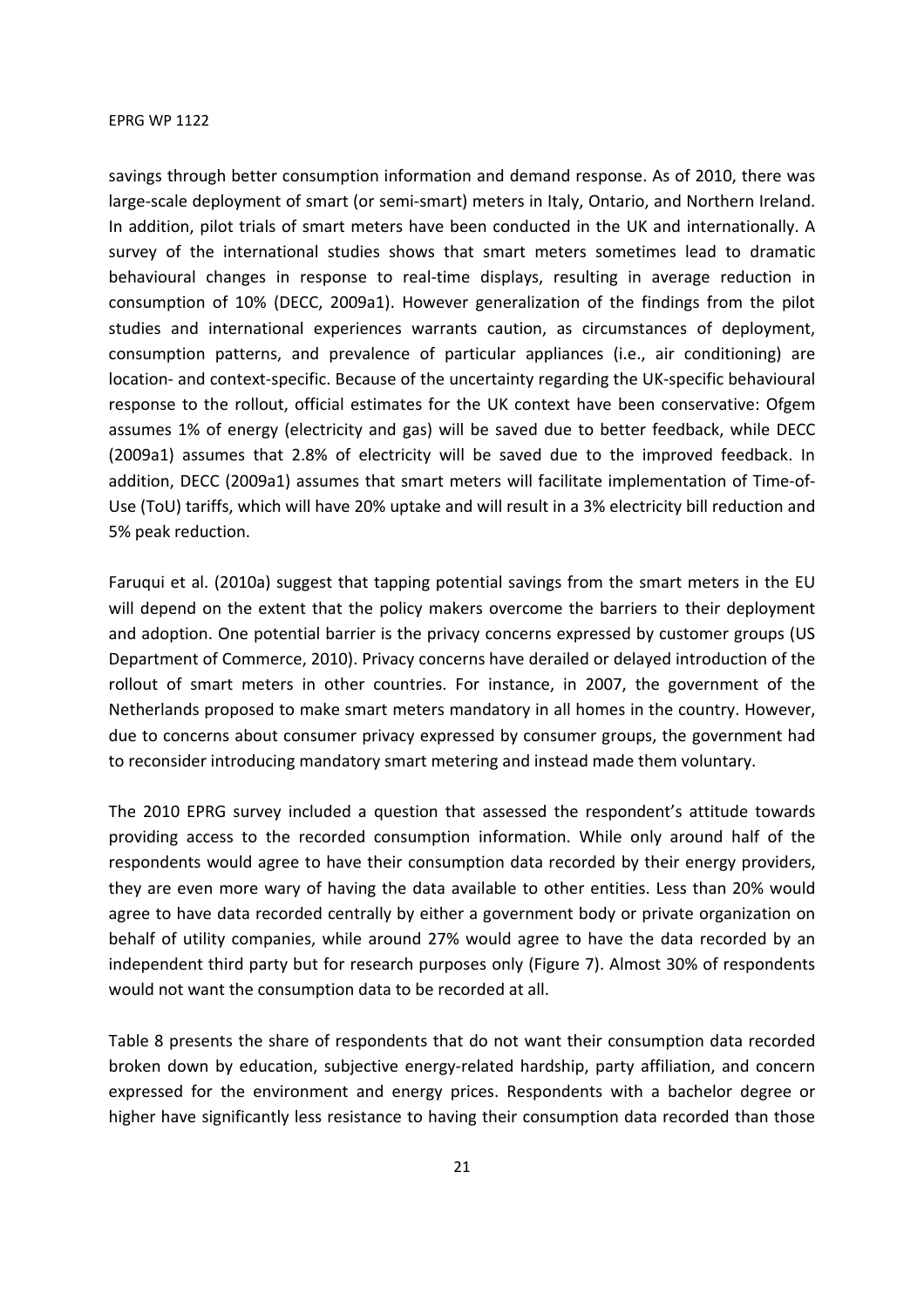savings through better consumption information and demand response. As of 2010, there was large-scale deployment of smart (or semi-smart) meters in Italy, Ontario, and Northern Ireland. In addition, pilot trials of smart meters have been conducted in the UK and internationally. A survey of the international studies shows that smart meters sometimes lead to dramatic behavioural changes in response to real-time displays, resulting in average reduction in consumption of 10% (DECC, 2009a1). However generalization of the findings from the pilot studies and international experiences warrants caution, as circumstances of deployment, consumption patterns, and prevalence of particular appliances (i.e., air conditioning) are location- and context-specific. Because of the uncertainty regarding the UK-specific behavioural response to the rollout, official estimates for the UK context have been conservative: Ofgem assumes 1% of energy (electricity and gas) will be saved due to better feedback, while DECC (2009a1) assumes that 2.8% of electricity will be saved due to the improved feedback. In addition, DECC (2009a1) assumes that smart meters will facilitate implementation of Time-of-Use (ToU) tariffs, which will have 20% uptake and will result in a 3% electricity bill reduction and 5% peak reduction.

Faruqui et al. (2010a) suggest that tapping potential savings from the smart meters in the EU will depend on the extent that the policy makers overcome the barriers to their deployment and adoption. One potential barrier is the privacy concerns expressed by customer groups (US Department of Commerce, 2010). Privacy concerns have derailed or delayed introduction of the rollout of smart meters in other countries. For instance, in 2007, the government of the Netherlands proposed to make smart meters mandatory in all homes in the country. However, due to concerns about consumer privacy expressed by consumer groups, the government had to reconsider introducing mandatory smart metering and instead made them voluntary.

The 2010 EPRG survey included a question that assessed the respondent's attitude towards providing access to the recorded consumption information. While only around half of the respondents would agree to have their consumption data recorded by their energy providers, they are even more wary of having the data available to other entities. Less than 20% would agree to have data recorded centrally by either a government body or private organization on behalf of utility companies, while around 27% would agree to have the data recorded by an independent third party but for research purposes only (Figure 7). Almost 30% of respondents would not want the consumption data to be recorded at all.

Table 8 presents the share of respondents that do not want their consumption data recorded broken down by education, subjective energy-related hardship, party affiliation, and concern expressed for the environment and energy prices. Respondents with a bachelor degree or higher have significantly less resistance to having their consumption data recorded than those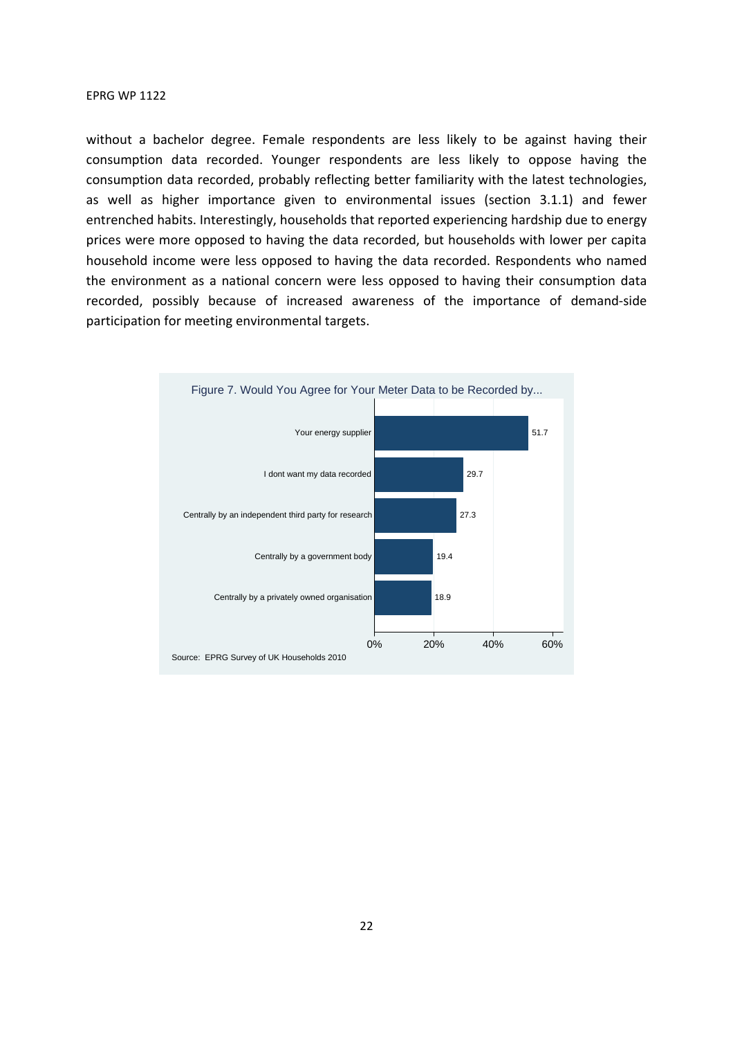without a bachelor degree. Female respondents are less likely to be against having their consumption data recorded. Younger respondents are less likely to oppose having the consumption data recorded, probably reflecting better familiarity with the latest technologies, as well as higher importance given to environmental issues (section 3.1.1) and fewer entrenched habits. Interestingly, households that reported experiencing hardship due to energy prices were more opposed to having the data recorded, but households with lower per capita household income were less opposed to having the data recorded. Respondents who named the environment as a national concern were less opposed to having their consumption data recorded, possibly because of increased awareness of the importance of demand-side participation for meeting environmental targets.

Figure 7. Would You Agree for Your Meter Data to be Recorded by...

| Response | % |
|---|---|
| Your energy supplier | 51.7 |
| I dont want my data recorded | 29.7 |
| Centrally by an independent third party for research | 27.3 |
| Centrally by a government body | 19.4 |
| Centrally by a privately owned organisation | 18.9 |

Source: EPRG Survey of UK Households 2010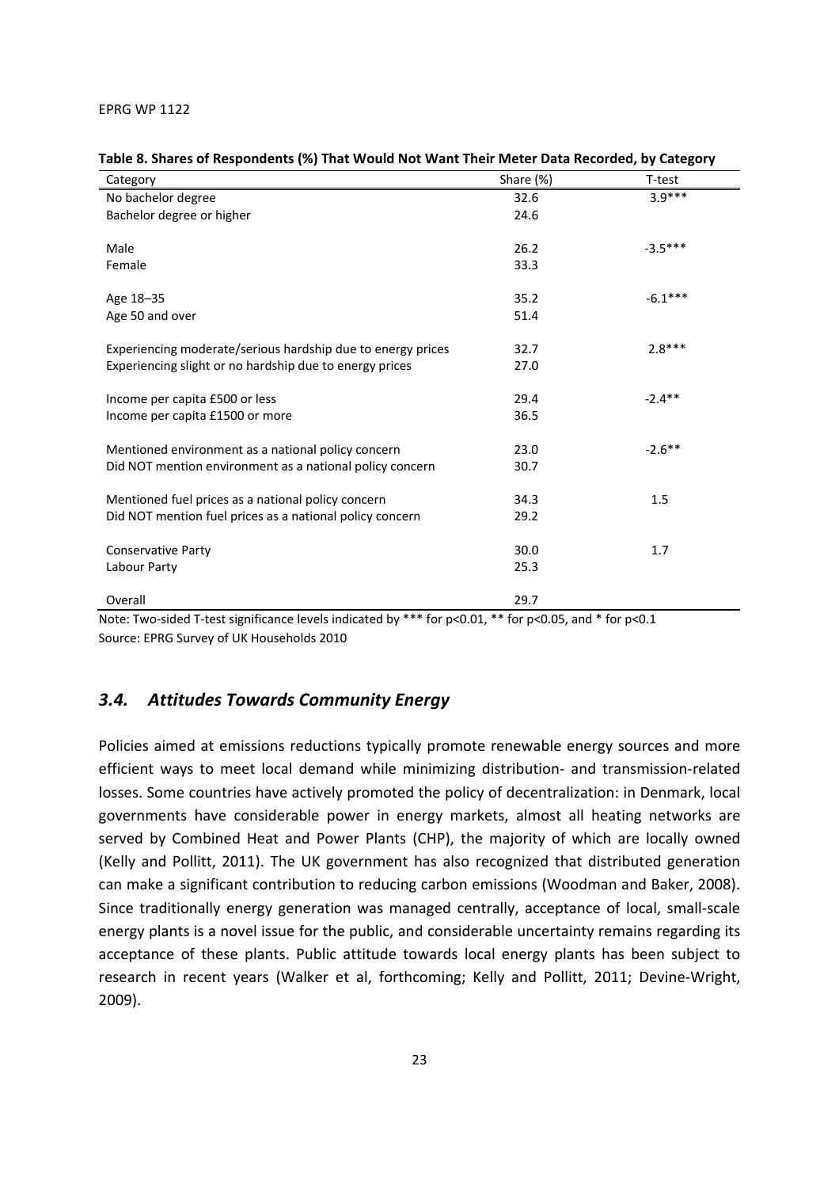**Table 8. Shares of Respondents (%) That Would Not Want Their Meter Data Recorded, by Category**

| Category | Share (%) | T-test |
|---|---|---|
| No bachelor degree | 32.6 | 3.9*** |
| Bachelor degree or higher | 24.6 | |
| | | |
| Male | 26.2 | -3.5*** |
| Female | 33.3 | |
| | | |
| Age 18–35 | 35.2 | -6.1*** |
| Age 50 and over | 51.4 | |
| | | |
| Experiencing moderate/serious hardship due to energy prices | 32.7 | 2.8*** |
| Experiencing slight or no hardship due to energy prices | 27.0 | |
| | | |
| Income per capita £500 or less | 29.4 | -2.4** |
| Income per capita £1500 or more | 36.5 | |
| | | |
| Mentioned environment as a national policy concern | 23.0 | -2.6** |
| Did NOT mention environment as a national policy concern | 30.7 | |
| | | |
| Mentioned fuel prices as a national policy concern | 34.3 | 1.5 |
| Did NOT mention fuel prices as a national policy concern | 29.2 | |
| | | |
| Conservative Party | 30.0 | 1.7 |
| Labour Party | 25.3 | |
| | | |
| Overall | 29.7 | |

Note: Two-sided T-test significance levels indicated by *** for $p<0.01$, ** for $p<0.05$, and * for $p<0.1$

Source: EPRG Survey of UK Households 2010

### *3.4. Attitudes Towards Community Energy*

Policies aimed at emissions reductions typically promote renewable energy sources and more efficient ways to meet local demand while minimizing distribution- and transmission-related losses. Some countries have actively promoted the policy of decentralization: in Denmark, local governments have considerable power in energy markets, almost all heating networks are served by Combined Heat and Power Plants (CHP), the majority of which are locally owned (Kelly and Pollitt, 2011). The UK government has also recognized that distributed generation can make a significant contribution to reducing carbon emissions (Woodman and Baker, 2008). Since traditionally energy generation was managed centrally, acceptance of local, small-scale energy plants is a novel issue for the public, and considerable uncertainty remains regarding its acceptance of these plants. Public attitude towards local energy plants has been subject to research in recent years (Walker et al, forthcoming; Kelly and Pollitt, 2011; Devine-Wright, 2009).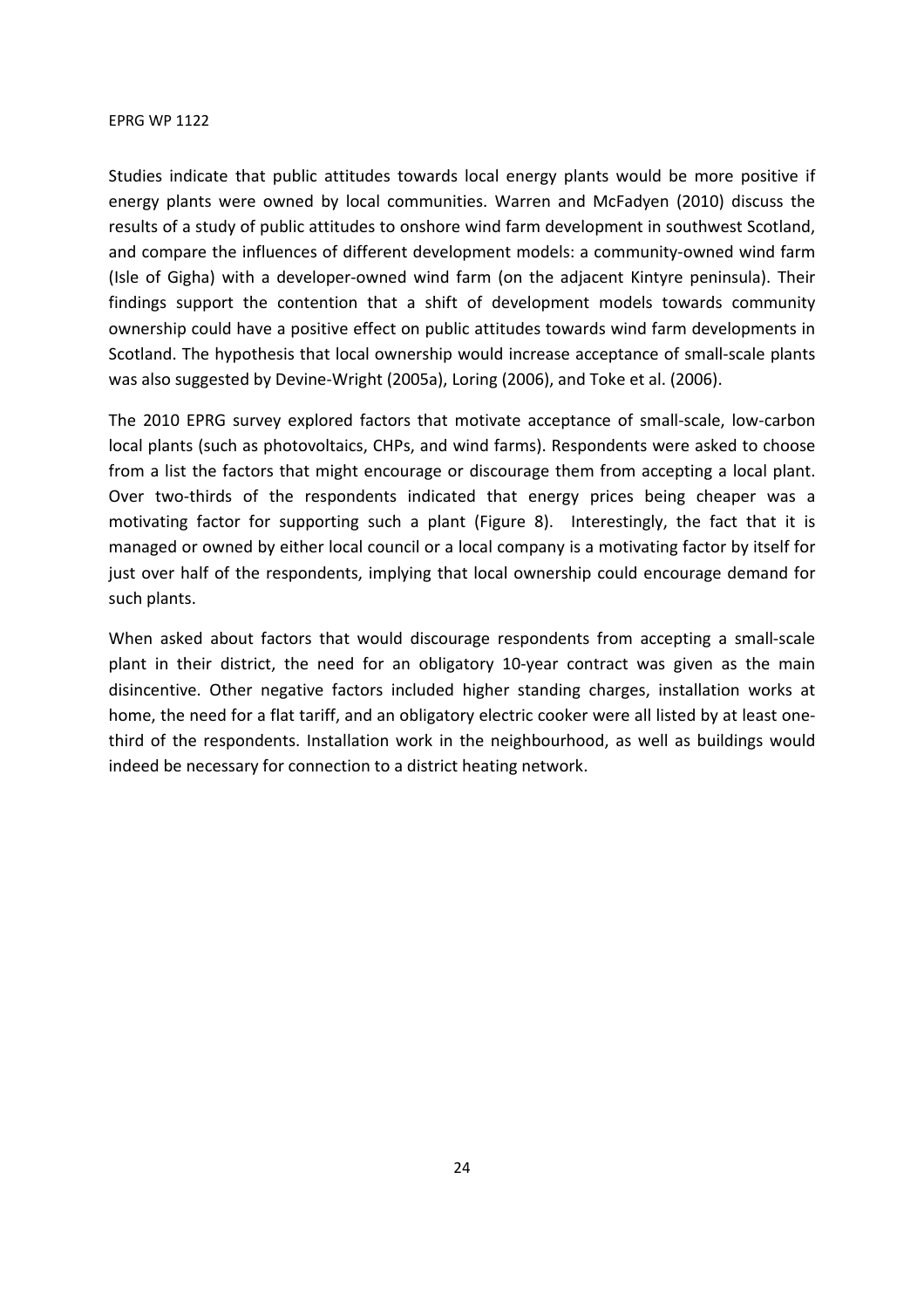Studies indicate that public attitudes towards local energy plants would be more positive if energy plants were owned by local communities. Warren and McFadyen (2010) discuss the results of a study of public attitudes to onshore wind farm development in southwest Scotland, and compare the influences of different development models: a community-owned wind farm (Isle of Gigha) with a developer-owned wind farm (on the adjacent Kintyre peninsula). Their findings support the contention that a shift of development models towards community ownership could have a positive effect on public attitudes towards wind farm developments in Scotland. The hypothesis that local ownership would increase acceptance of small-scale plants was also suggested by Devine-Wright (2005a), Loring (2006), and Toke et al. (2006).

The 2010 EPRG survey explored factors that motivate acceptance of small-scale, low-carbon local plants (such as photovoltaics, CHPs, and wind farms). Respondents were asked to choose from a list the factors that might encourage or discourage them from accepting a local plant. Over two-thirds of the respondents indicated that energy prices being cheaper was a motivating factor for supporting such a plant (Figure 8). Interestingly, the fact that it is managed or owned by either local council or a local company is a motivating factor by itself for just over half of the respondents, implying that local ownership could encourage demand for such plants.

When asked about factors that would discourage respondents from accepting a small-scale plant in their district, the need for an obligatory 10-year contract was given as the main disincentive. Other negative factors included higher standing charges, installation works at home, the need for a flat tariff, and an obligatory electric cooker were all listed by at least one-third of the respondents. Installation work in the neighbourhood, as well as buildings would indeed be necessary for connection to a district heating network.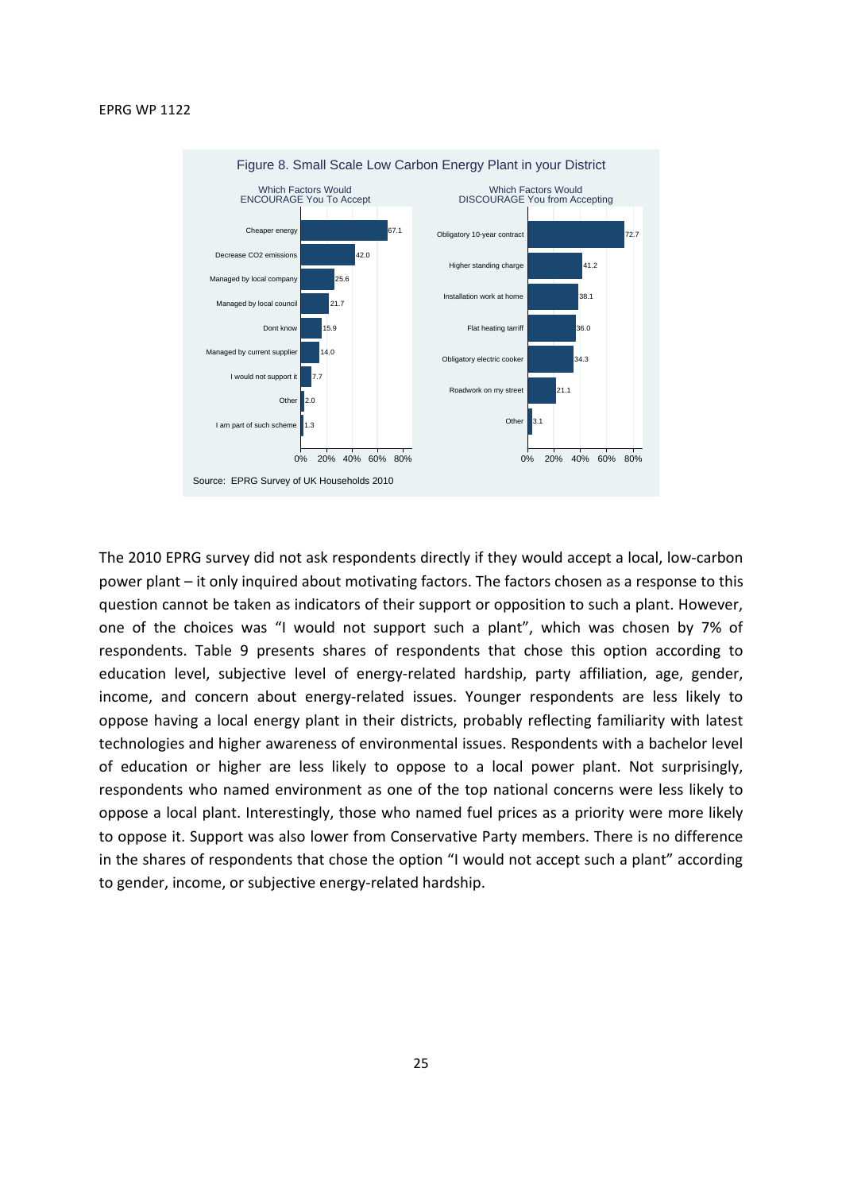Figure 8. Small Scale Low Carbon Energy Plant in your District

| Which Factors Would ENCOURAGE You To Accept | % |
|---|---|
| Cheaper energy | 67.1 |
| Decrease CO2 emissions | 42.0 |
| Managed by local company | 25.6 |
| Managed by local council | 21.7 |
| Dont know | 15.9 |
| Managed by current supplier | 14.0 |
| I would not support it | 7.7 |
| Other | 2.0 |
| I am part of such scheme | 1.3 |

| Which Factors Would DISCOURAGE You from Accepting | % |
|---|---|
| Obligatory 10-year contract | 72.7 |
| Higher standing charge | 41.2 |
| Installation work at home | 38.1 |
| Flat heating tarriff | 36.0 |
| Obligatory electric cooker | 34.3 |
| Roadwork on my street | 21.1 |
| Other | 3.1 |

Source: EPRG Survey of UK Households 2010

The 2010 EPRG survey did not ask respondents directly if they would accept a local, low-carbon power plant – it only inquired about motivating factors. The factors chosen as a response to this question cannot be taken as indicators of their support or opposition to such a plant. However, one of the choices was "I would not support such a plant", which was chosen by 7% of respondents. Table 9 presents shares of respondents that chose this option according to education level, subjective level of energy-related hardship, party affiliation, age, gender, income, and concern about energy-related issues. Younger respondents are less likely to oppose having a local energy plant in their districts, probably reflecting familiarity with latest technologies and higher awareness of environmental issues. Respondents with a bachelor level of education or higher are less likely to oppose to a local power plant. Not surprisingly, respondents who named environment as one of the top national concerns were less likely to oppose a local plant. Interestingly, those who named fuel prices as a priority were more likely to oppose it. Support was also lower from Conservative Party members. There is no difference in the shares of respondents that chose the option "I would not accept such a plant" according to gender, income, or subjective energy-related hardship.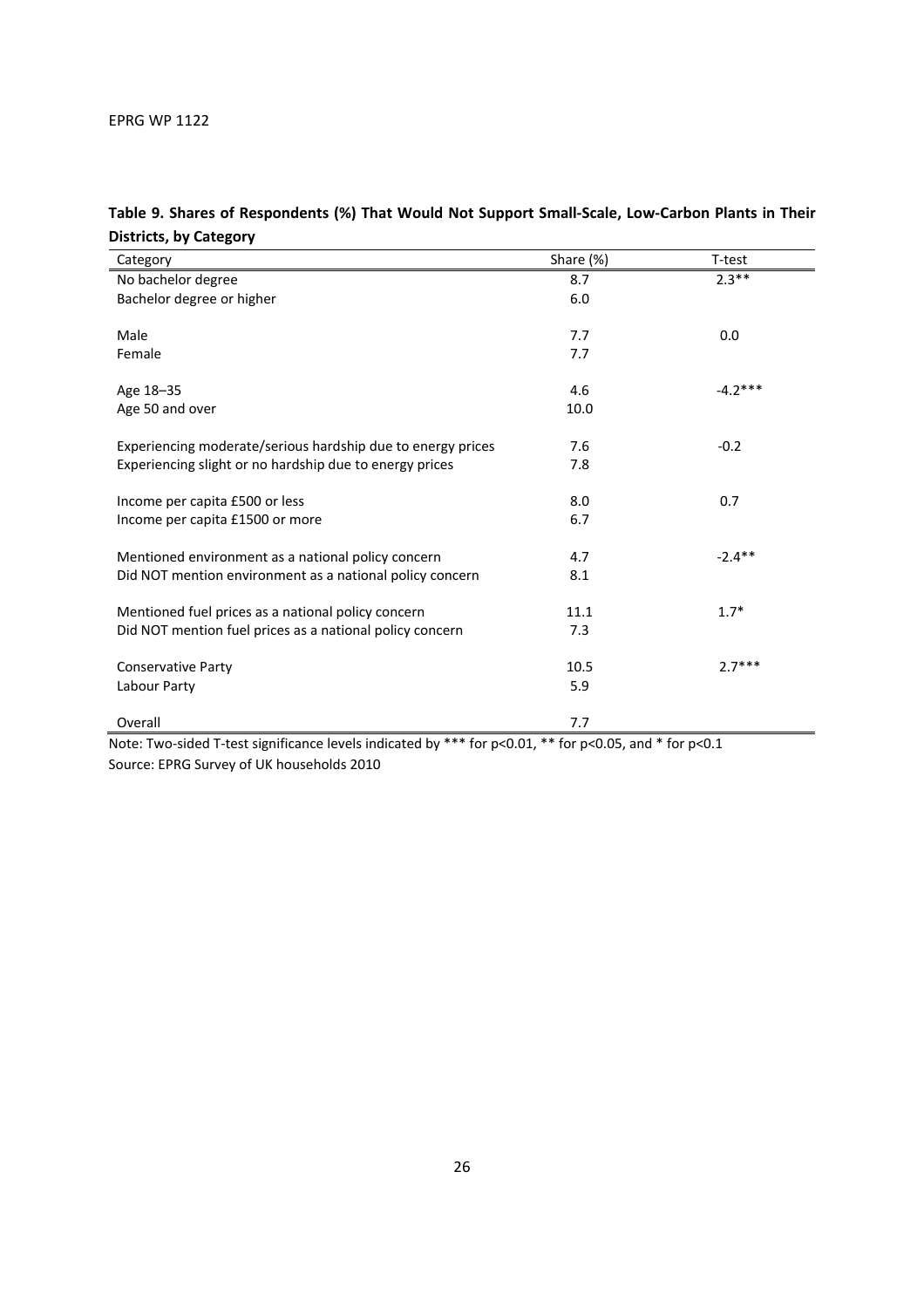**Table 9. Shares of Respondents (%) That Would Not Support Small-Scale, Low-Carbon Plants in Their Districts, by Category**

| Category | Share (%) | T-test |
|---|---|---|
| No bachelor degree | 8.7 | 2.3** |
| Bachelor degree or higher | 6.0 | |
| | | |
| Male | 7.7 | 0.0 |
| Female | 7.7 | |
| | | |
| Age 18–35 | 4.6 | -4.2*** |
| Age 50 and over | 10.0 | |
| | | |
| Experiencing moderate/serious hardship due to energy prices | 7.6 | -0.2 |
| Experiencing slight or no hardship due to energy prices | 7.8 | |
| | | |
| Income per capita £500 or less | 8.0 | 0.7 |
| Income per capita £1500 or more | 6.7 | |
| | | |
| Mentioned environment as a national policy concern | 4.7 | -2.4** |
| Did NOT mention environment as a national policy concern | 8.1 | |
| | | |
| Mentioned fuel prices as a national policy concern | 11.1 | 1.7* |
| Did NOT mention fuel prices as a national policy concern | 7.3 | |
| | | |
| Conservative Party | 10.5 | 2.7*** |
| Labour Party | 5.9 | |
| | | |
| Overall | 7.7 | |

Note: Two-sided T-test significance levels indicated by *** for p<0.01, ** for p<0.05, and * for p<0.1

Source: EPRG Survey of UK households 2010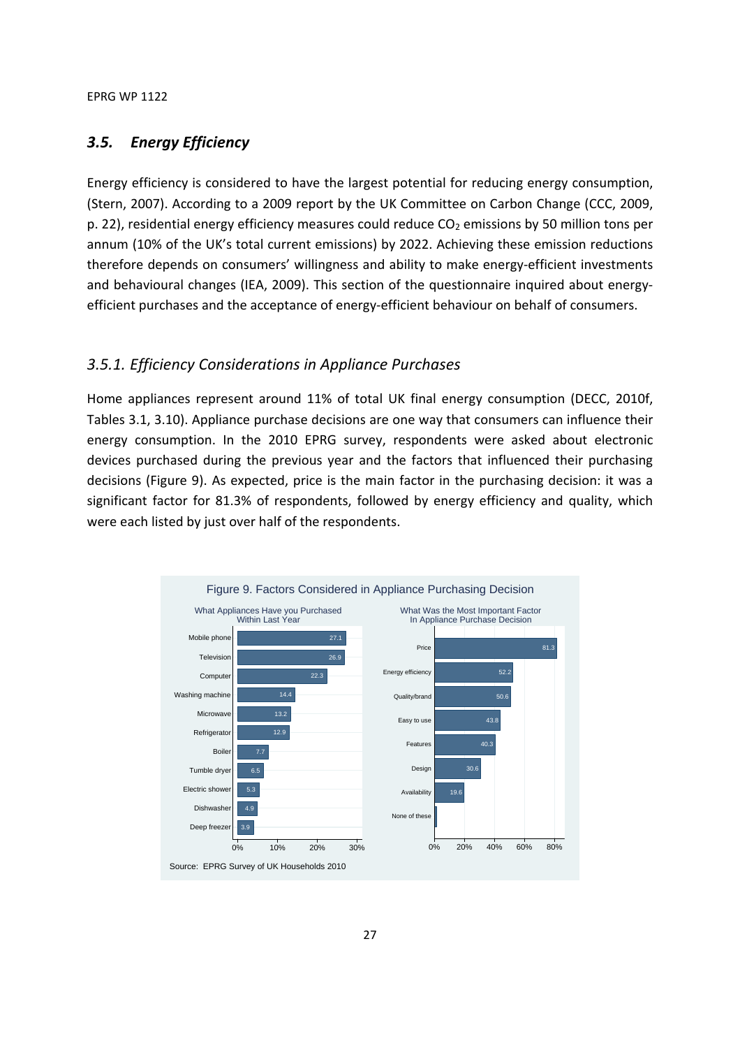### *3.5. Energy Efficiency*

Energy efficiency is considered to have the largest potential for reducing energy consumption, (Stern, 2007). According to a 2009 report by the UK Committee on Carbon Change (CCC, 2009, p. 22), residential energy efficiency measures could reduce $CO_2$ emissions by 50 million tons per annum (10% of the UK's total current emissions) by 2022. Achieving these emission reductions therefore depends on consumers' willingness and ability to make energy-efficient investments and behavioural changes (IEA, 2009). This section of the questionnaire inquired about energy-efficient purchases and the acceptance of energy-efficient behaviour on behalf of consumers.

#### *3.5.1. Efficiency Considerations in Appliance Purchases*

Home appliances represent around 11% of total UK final energy consumption (DECC, 2010f, Tables 3.1, 3.10). Appliance purchase decisions are one way that consumers can influence their energy consumption. In the 2010 EPRG survey, respondents were asked about electronic devices purchased during the previous year and the factors that influenced their purchasing decisions (Figure 9). As expected, price is the main factor in the purchasing decision: it was a significant factor for 81.3% of respondents, followed by energy efficiency and quality, which were each listed by just over half of the respondents.

Figure 9. Factors Considered in Appliance Purchasing Decision

What Appliances Have you Purchased Within Last Year

| Appliance | % |
|---|---|
| Mobile phone | 27.1 |
| Television | 26.9 |
| Computer | 22.3 |
| Washing machine | 14.4 |
| Microwave | 13.2 |
| Refrigerator | 12.9 |
| Boiler | 7.7 |
| Tumble dryer | 6.5 |
| Electric shower | 5.3 |
| Dishwasher | 4.9 |
| Deep freezer | 3.9 |

What Was the Most Important Factor In Appliance Purchase Decision

| Factor | % |
|---|---|
| Price | 81.3 |
| Energy efficiency | 52.2 |
| Quality/brand | 50.6 |
| Easy to use | 43.8 |
| Features | 40.3 |
| Design | 30.6 |
| Availability | 19.6 |
| None of these | |

Source: EPRG Survey of UK Households 2010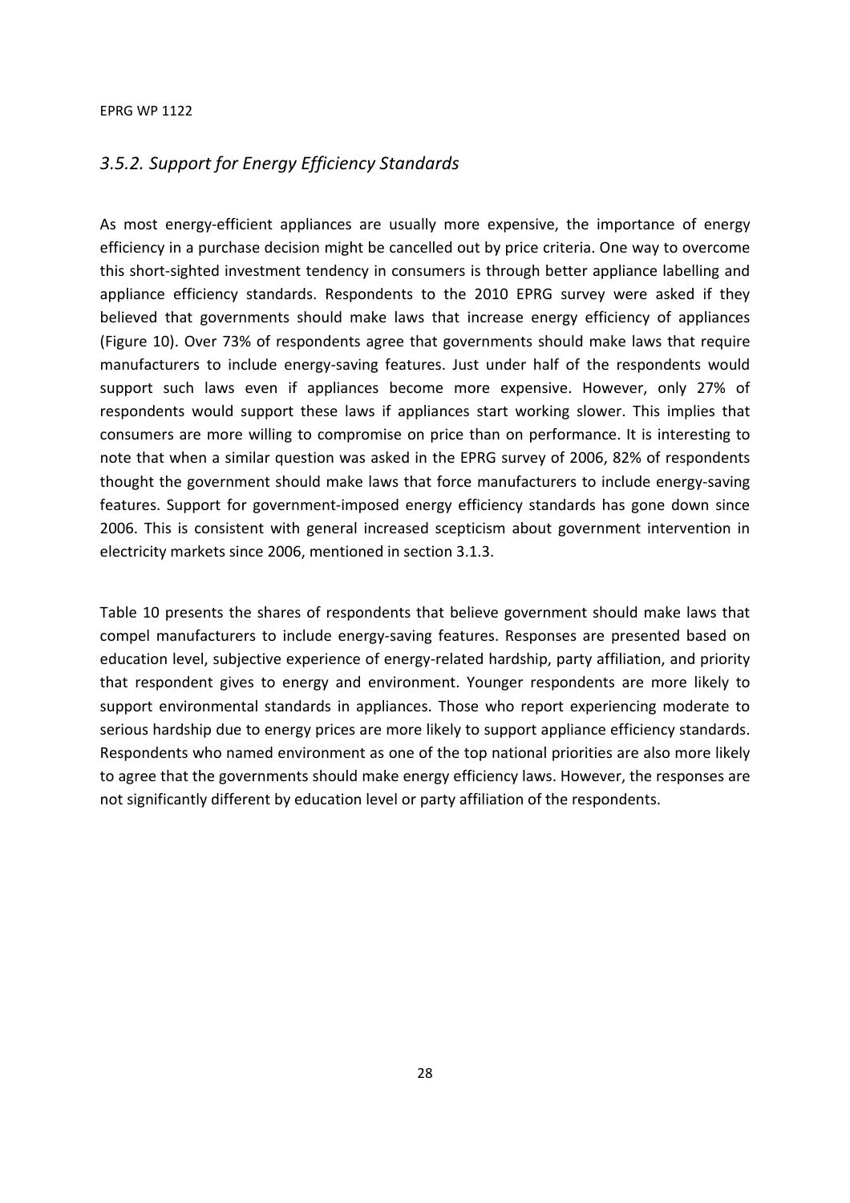### *3.5.2. Support for Energy Efficiency Standards*

As most energy-efficient appliances are usually more expensive, the importance of energy efficiency in a purchase decision might be cancelled out by price criteria. One way to overcome this short-sighted investment tendency in consumers is through better appliance labelling and appliance efficiency standards. Respondents to the 2010 EPRG survey were asked if they believed that governments should make laws that increase energy efficiency of appliances (Figure 10). Over 73% of respondents agree that governments should make laws that require manufacturers to include energy-saving features. Just under half of the respondents would support such laws even if appliances become more expensive. However, only 27% of respondents would support these laws if appliances start working slower. This implies that consumers are more willing to compromise on price than on performance. It is interesting to note that when a similar question was asked in the EPRG survey of 2006, 82% of respondents thought the government should make laws that force manufacturers to include energy-saving features. Support for government-imposed energy efficiency standards has gone down since 2006. This is consistent with general increased scepticism about government intervention in electricity markets since 2006, mentioned in section 3.1.3.

Table 10 presents the shares of respondents that believe government should make laws that compel manufacturers to include energy-saving features. Responses are presented based on education level, subjective experience of energy-related hardship, party affiliation, and priority that respondent gives to energy and environment. Younger respondents are more likely to support environmental standards in appliances. Those who report experiencing moderate to serious hardship due to energy prices are more likely to support appliance efficiency standards. Respondents who named environment as one of the top national priorities are also more likely to agree that the governments should make energy efficiency laws. However, the responses are not significantly different by education level or party affiliation of the respondents.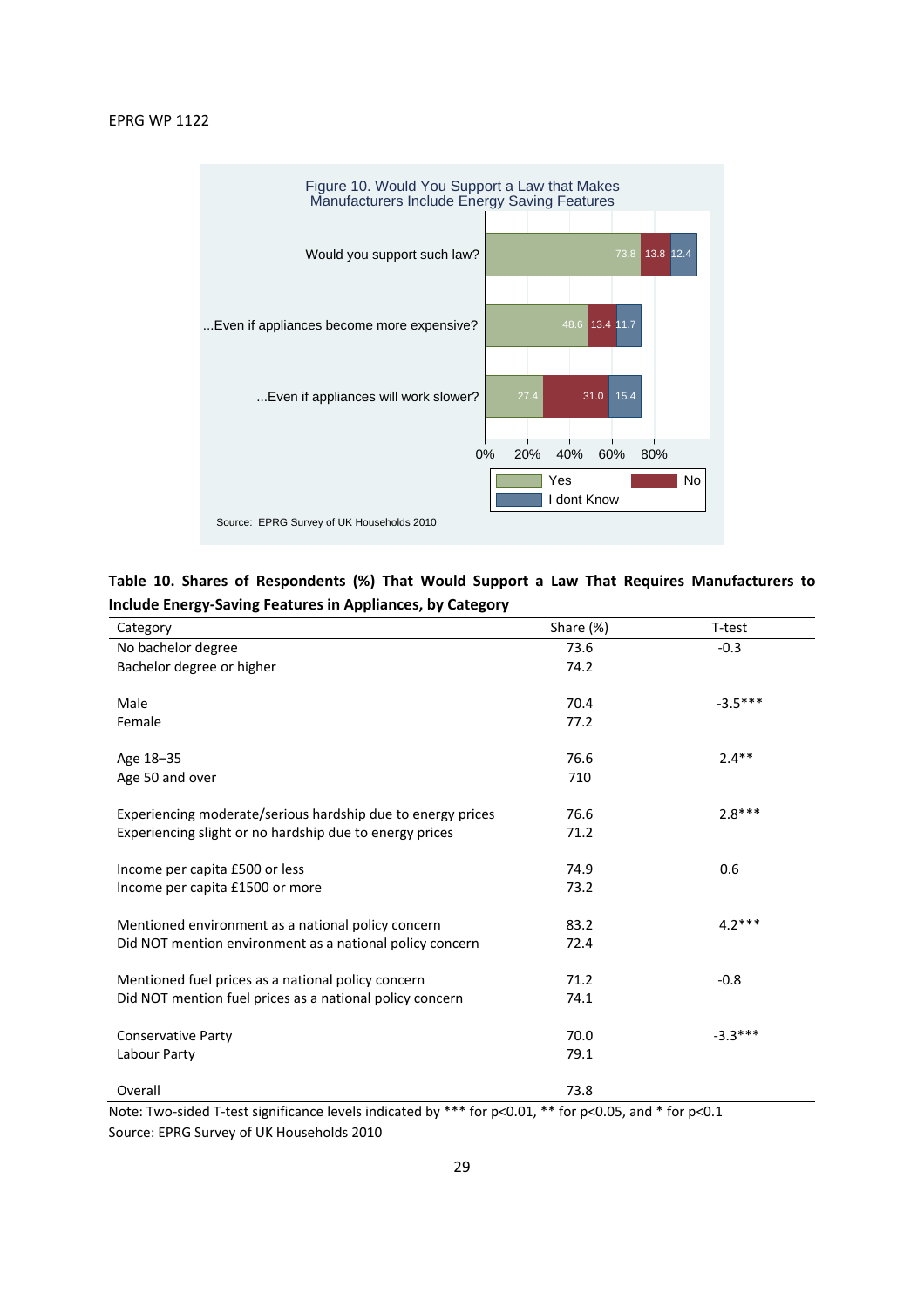Figure 10. Would You Support a Law that Makes Manufacturers Include Energy Saving Features

| | Yes | No | I dont Know |
|---|---|---|---|
| Would you support such law? | 73.8 | 13.8 | 12.4 |
| ...Even if appliances become more expensive? | 48.6 | 13.4 | 11.7 |
| ...Even if appliances will work slower? | 27.4 | 31.0 | 15.4 |

Source: EPRG Survey of UK Households 2010

**Table 10. Shares of Respondents (%) That Would Support a Law That Requires Manufacturers to Include Energy-Saving Features in Appliances, by Category**

| Category | Share (%) | T-test |
|---|---|---|
| No bachelor degree | 73.6 | -0.3 |
| Bachelor degree or higher | 74.2 | |
| | | |
| Male | 70.4 | -3.5*** |
| Female | 77.2 | |
| | | |
| Age 18–35 | 76.6 | 2.4** |
| Age 50 and over | 710 | |
| | | |
| Experiencing moderate/serious hardship due to energy prices | 76.6 | 2.8*** |
| Experiencing slight or no hardship due to energy prices | 71.2 | |
| | | |
| Income per capita £500 or less | 74.9 | 0.6 |
| Income per capita £1500 or more | 73.2 | |
| | | |
| Mentioned environment as a national policy concern | 83.2 | 4.2*** |
| Did NOT mention environment as a national policy concern | 72.4 | |
| | | |
| Mentioned fuel prices as a national policy concern | 71.2 | -0.8 |
| Did NOT mention fuel prices as a national policy concern | 74.1 | |
| | | |
| Conservative Party | 70.0 | -3.3*** |
| Labour Party | 79.1 | |
| | | |
| Overall | 73.8 | |

Note: Two-sided T-test significance levels indicated by *** for p<0.01, ** for p<0.05, and * for p<0.1
Source: EPRG Survey of UK Households 2010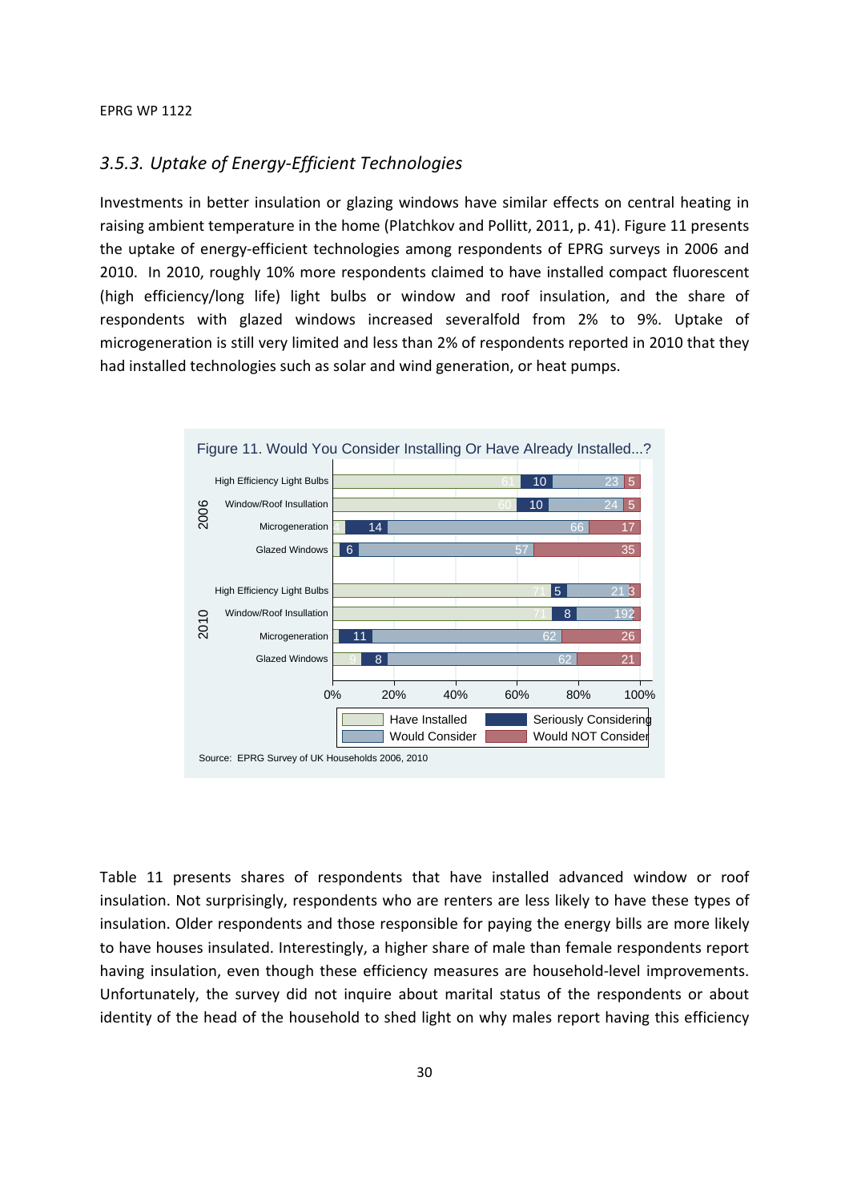### 3.5.3. Uptake of Energy-Efficient Technologies

Investments in better insulation or glazing windows have similar effects on central heating in raising ambient temperature in the home (Platchkov and Pollitt, 2011, p. 41). Figure 11 presents the uptake of energy-efficient technologies among respondents of EPRG surveys in 2006 and 2010. In 2010, roughly 10% more respondents claimed to have installed compact fluorescent (high efficiency/long life) light bulbs or window and roof insulation, and the share of respondents with glazed windows increased severalfold from 2% to 9%. Uptake of microgeneration is still very limited and less than 2% of respondents reported in 2010 that they had installed technologies such as solar and wind generation, or heat pumps.

Figure 11. Would You Consider Installing Or Have Already Installed...?

| Year | Technology | Have Installed | Seriously Considering | Would Consider | Would NOT Consider |
|---|---|---|---|---|---|
| 2006 | High Efficiency Light Bulbs | 61 | 10 | 23 | 5 |
| 2006 | Window/Roof Insullation | 60 | 10 | 24 | 5 |
| 2006 | Microgeneration | 4 | 14 | 66 | 17 |
| 2006 | Glazed Windows | 2 | 6 | 57 | 35 |
| 2010 | High Efficiency Light Bulbs | 71 | 5 | 21 | 3 |
| 2010 | Window/Roof Insullation | 71 | 8 | 19 | 2 |
| 2010 | Microgeneration | 2 | 11 | 62 | 26 |
| 2010 | Glazed Windows | 9 | 8 | 62 | 21 |

Source: EPRG Survey of UK Households 2006, 2010

Table 11 presents shares of respondents that have installed advanced window or roof insulation. Not surprisingly, respondents who are renters are less likely to have these types of insulation. Older respondents and those responsible for paying the energy bills are more likely to have houses insulated. Interestingly, a higher share of male than female respondents report having insulation, even though these efficiency measures are household-level improvements. Unfortunately, the survey did not inquire about marital status of the respondents or about identity of the head of the household to shed light on why males report having this efficiency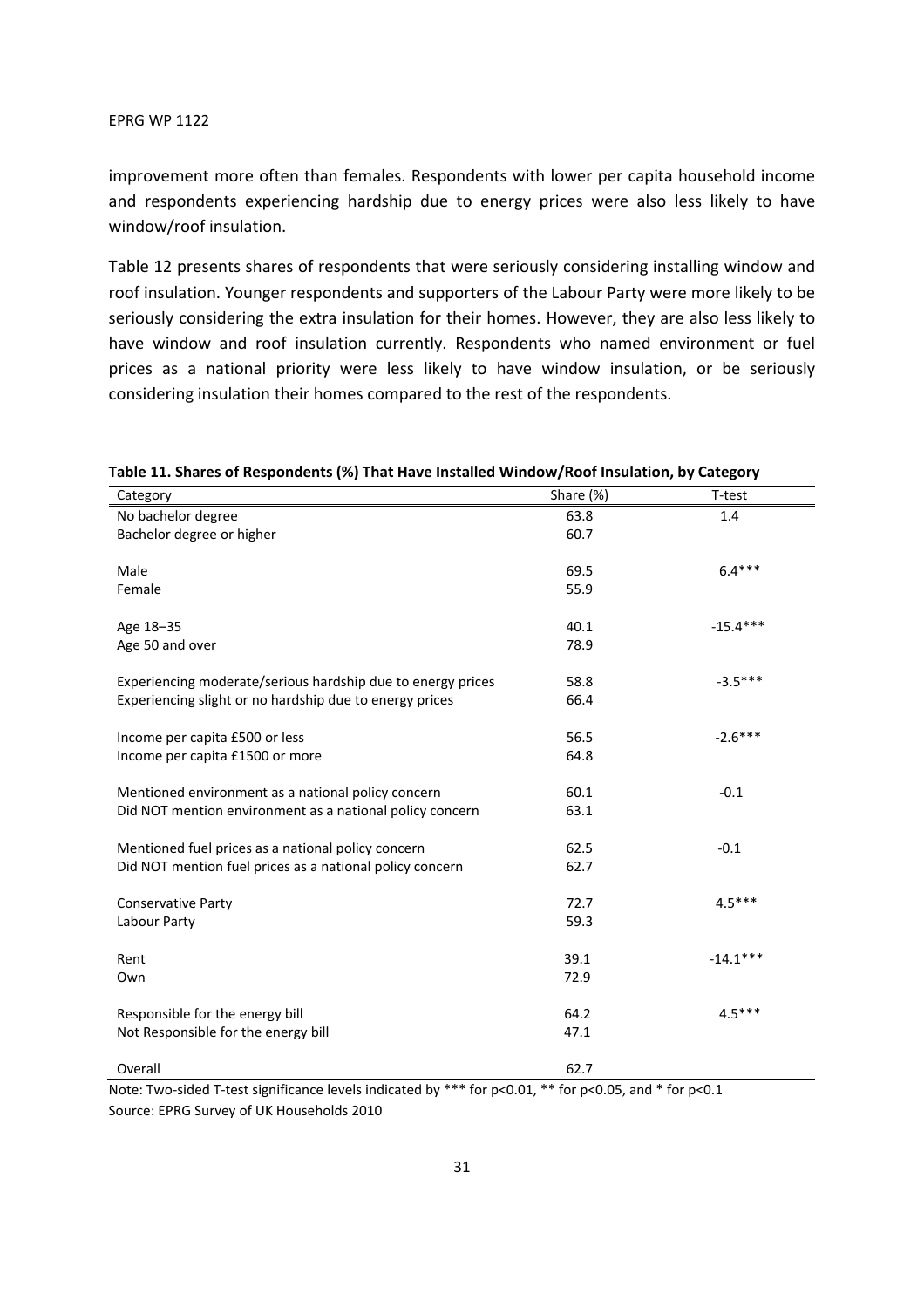improvement more often than females. Respondents with lower per capita household income and respondents experiencing hardship due to energy prices were also less likely to have window/roof insulation.

Table 12 presents shares of respondents that were seriously considering installing window and roof insulation. Younger respondents and supporters of the Labour Party were more likely to be seriously considering the extra insulation for their homes. However, they are also less likely to have window and roof insulation currently. Respondents who named environment or fuel prices as a national priority were less likely to have window insulation, or be seriously considering insulation their homes compared to the rest of the respondents.

**Table 11. Shares of Respondents (%) That Have Installed Window/Roof Insulation, by Category**

| Category | Share (%) | T-test |
|---|---|---|
| No bachelor degree | 63.8 | 1.4 |
| Bachelor degree or higher | 60.7 | |
| | | |
| Male | 69.5 | 6.4*** |
| Female | 55.9 | |
| | | |
| Age 18–35 | 40.1 | -15.4*** |
| Age 50 and over | 78.9 | |
| | | |
| Experiencing moderate/serious hardship due to energy prices | 58.8 | -3.5*** |
| Experiencing slight or no hardship due to energy prices | 66.4 | |
| | | |
| Income per capita £500 or less | 56.5 | -2.6*** |
| Income per capita £1500 or more | 64.8 | |
| | | |
| Mentioned environment as a national policy concern | 60.1 | -0.1 |
| Did NOT mention environment as a national policy concern | 63.1 | |
| | | |
| Mentioned fuel prices as a national policy concern | 62.5 | -0.1 |
| Did NOT mention fuel prices as a national policy concern | 62.7 | |
| | | |
| Conservative Party | 72.7 | 4.5*** |
| Labour Party | 59.3 | |
| | | |
| Rent | 39.1 | -14.1*** |
| Own | 72.9 | |
| | | |
| Responsible for the energy bill | 64.2 | 4.5*** |
| Not Responsible for the energy bill | 47.1 | |
| | | |
| Overall | 62.7 | |

Note: Two-sided T-test significance levels indicated by *** for $p<0.01$, ** for $p<0.05$, and * for $p<0.1$

Source: EPRG Survey of UK Households 2010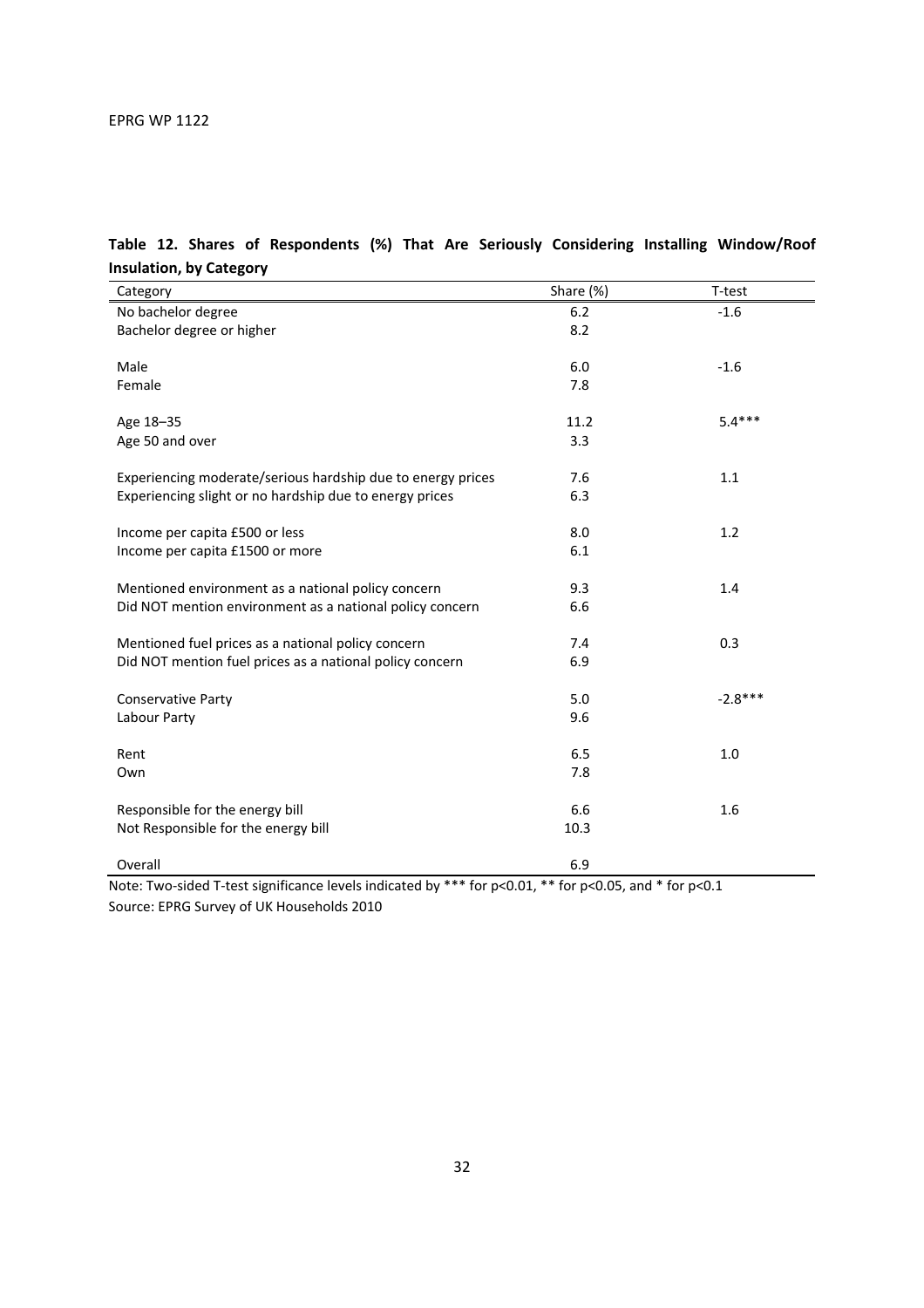**Table 12. Shares of Respondents (%) That Are Seriously Considering Installing Window/Roof Insulation, by Category**

| Category | Share (%) | T-test |
|---|---|---|
| No bachelor degree | 6.2 | -1.6 |
| Bachelor degree or higher | 8.2 | |
| | | |
| Male | 6.0 | -1.6 |
| Female | 7.8 | |
| | | |
| Age 18–35 | 11.2 | 5.4*** |
| Age 50 and over | 3.3 | |
| | | |
| Experiencing moderate/serious hardship due to energy prices | 7.6 | 1.1 |
| Experiencing slight or no hardship due to energy prices | 6.3 | |
| | | |
| Income per capita £500 or less | 8.0 | 1.2 |
| Income per capita £1500 or more | 6.1 | |
| | | |
| Mentioned environment as a national policy concern | 9.3 | 1.4 |
| Did NOT mention environment as a national policy concern | 6.6 | |
| | | |
| Mentioned fuel prices as a national policy concern | 7.4 | 0.3 |
| Did NOT mention fuel prices as a national policy concern | 6.9 | |
| | | |
| Conservative Party | 5.0 | -2.8*** |
| Labour Party | 9.6 | |
| | | |
| Rent | 6.5 | 1.0 |
| Own | 7.8 | |
| | | |
| Responsible for the energy bill | 6.6 | 1.6 |
| Not Responsible for the energy bill | 10.3 | |
| | | |
| Overall | 6.9 | |

Note: Two-sided T-test significance levels indicated by *** for p<0.01, ** for p<0.05, and * for p<0.1

Source: EPRG Survey of UK Households 2010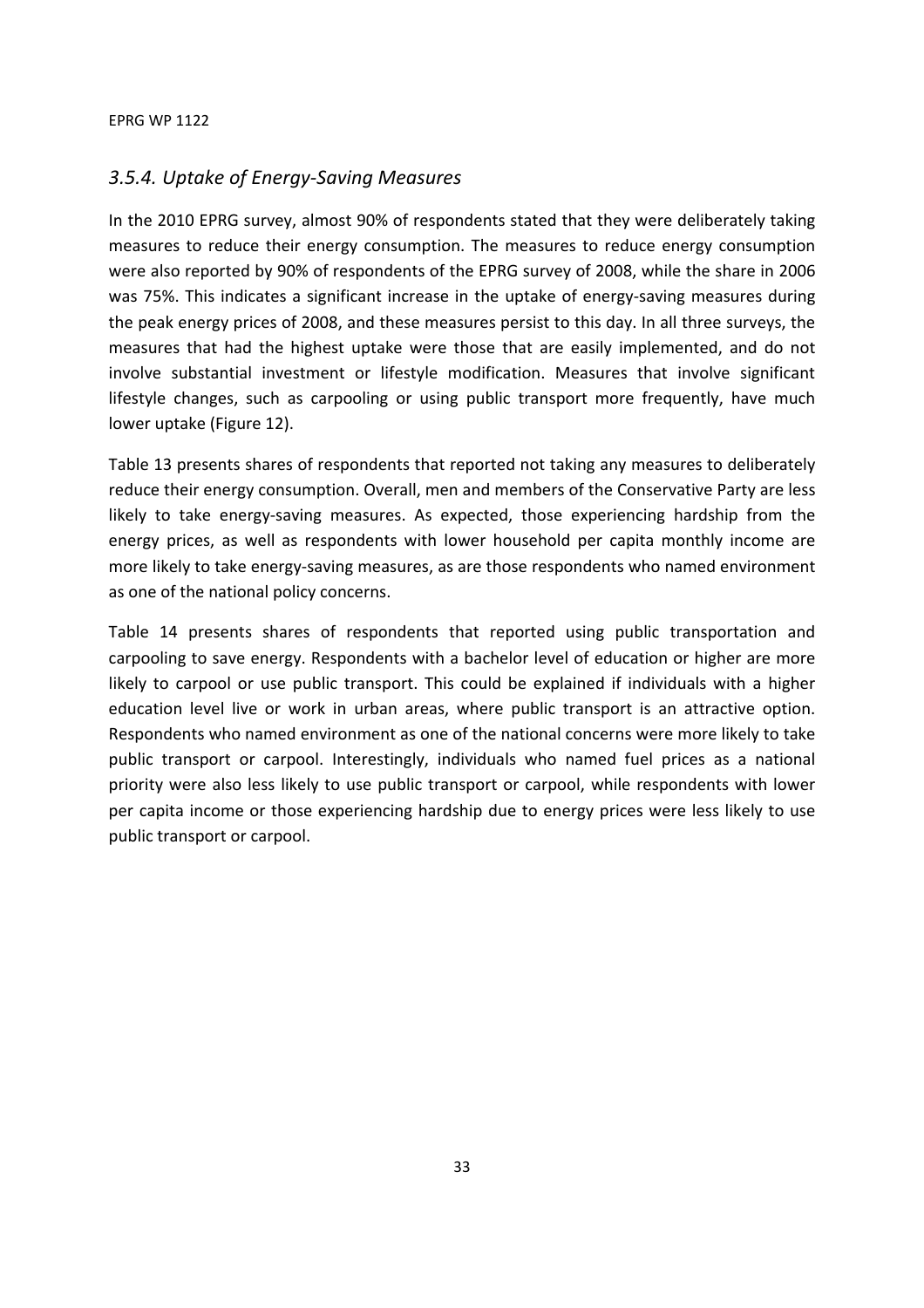### *3.5.4. Uptake of Energy-Saving Measures*

In the 2010 EPRG survey, almost 90% of respondents stated that they were deliberately taking measures to reduce their energy consumption. The measures to reduce energy consumption were also reported by 90% of respondents of the EPRG survey of 2008, while the share in 2006 was 75%. This indicates a significant increase in the uptake of energy-saving measures during the peak energy prices of 2008, and these measures persist to this day. In all three surveys, the measures that had the highest uptake were those that are easily implemented, and do not involve substantial investment or lifestyle modification. Measures that involve significant lifestyle changes, such as carpooling or using public transport more frequently, have much lower uptake (Figure 12).

Table 13 presents shares of respondents that reported not taking any measures to deliberately reduce their energy consumption. Overall, men and members of the Conservative Party are less likely to take energy-saving measures. As expected, those experiencing hardship from the energy prices, as well as respondents with lower household per capita monthly income are more likely to take energy-saving measures, as are those respondents who named environment as one of the national policy concerns.

Table 14 presents shares of respondents that reported using public transportation and carpooling to save energy. Respondents with a bachelor level of education or higher are more likely to carpool or use public transport. This could be explained if individuals with a higher education level live or work in urban areas, where public transport is an attractive option. Respondents who named environment as one of the national concerns were more likely to take public transport or carpool. Interestingly, individuals who named fuel prices as a national priority were also less likely to use public transport or carpool, while respondents with lower per capita income or those experiencing hardship due to energy prices were less likely to use public transport or carpool.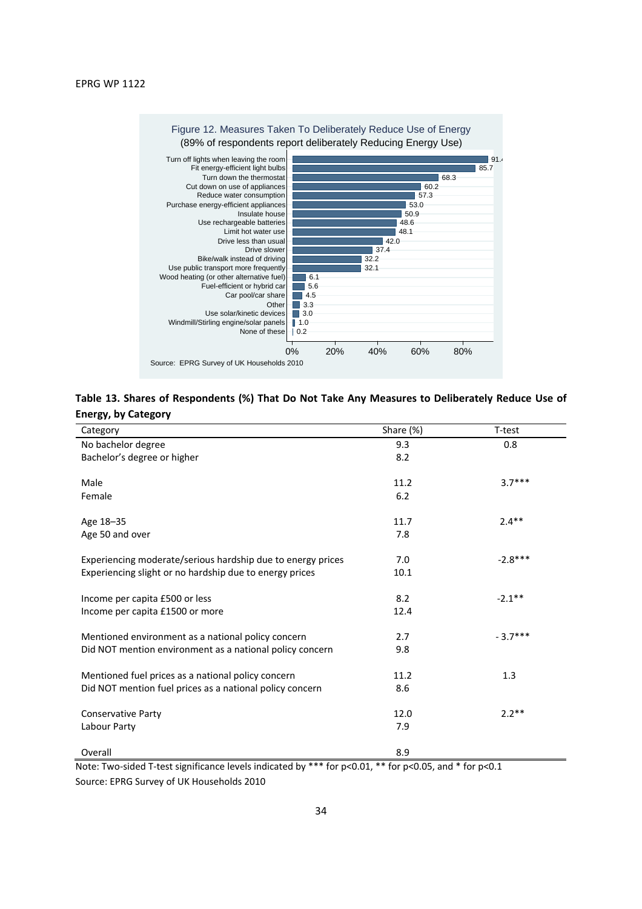Figure 12. Measures Taken To Deliberately Reduce Use of Energy
(89% of respondents report deliberately Reducing Energy Use)

| Measure | % |
|---|---|
| Turn off lights when leaving the room | 91.4 |
| Fit energy-efficient light bulbs | 85.7 |
| Turn down the thermostat | 68.3 |
| Cut down on use of appliances | 60.2 |
| Reduce water consumption | 57.3 |
| Purchase energy-efficient appliances | 53.0 |
| Insulate house | 50.9 |
| Use rechargeable batteries | 48.6 |
| Limit hot water use | 48.1 |
| Drive less than usual | 42.0 |
| Drive slower | 37.4 |
| Bike/walk instead of driving | 32.2 |
| Use public transport more frequently | 32.1 |
| Wood heating (or other alternative fuel) | 6.1 |
| Fuel-efficient or hybrid car | 5.6 |
| Car pool/car share | 4.5 |
| Other | 3.3 |
| Use solar/kinetic devices | 3.0 |
| Windmill/Stirling engine/solar panels | 1.0 |
| None of these | 0.2 |

Source: EPRG Survey of UK Households 2010

**Table 13. Shares of Respondents (%) That Do Not Take Any Measures to Deliberately Reduce Use of Energy, by Category**

| Category | Share (%) | T-test |
|---|---|---|
| No bachelor degree | 9.3 | 0.8 |
| Bachelor's degree or higher | 8.2 | |
| | | |
| Male | 11.2 | 3.7*** |
| Female | 6.2 | |
| | | |
| Age 18–35 | 11.7 | 2.4** |
| Age 50 and over | 7.8 | |
| | | |
| Experiencing moderate/serious hardship due to energy prices | 7.0 | -2.8*** |
| Experiencing slight or no hardship due to energy prices | 10.1 | |
| | | |
| Income per capita £500 or less | 8.2 | -2.1** |
| Income per capita £1500 or more | 12.4 | |
| | | |
| Mentioned environment as a national policy concern | 2.7 | - 3.7*** |
| Did NOT mention environment as a national policy concern | 9.8 | |
| | | |
| Mentioned fuel prices as a national policy concern | 11.2 | 1.3 |
| Did NOT mention fuel prices as a national policy concern | 8.6 | |
| | | |
| Conservative Party | 12.0 | 2.2** |
| Labour Party | 7.9 | |
| | | |
| Overall | 8.9 | |

Note: Two-sided T-test significance levels indicated by *** for p<0.01, ** for p<0.05, and * for p<0.1

Source: EPRG Survey of UK Households 2010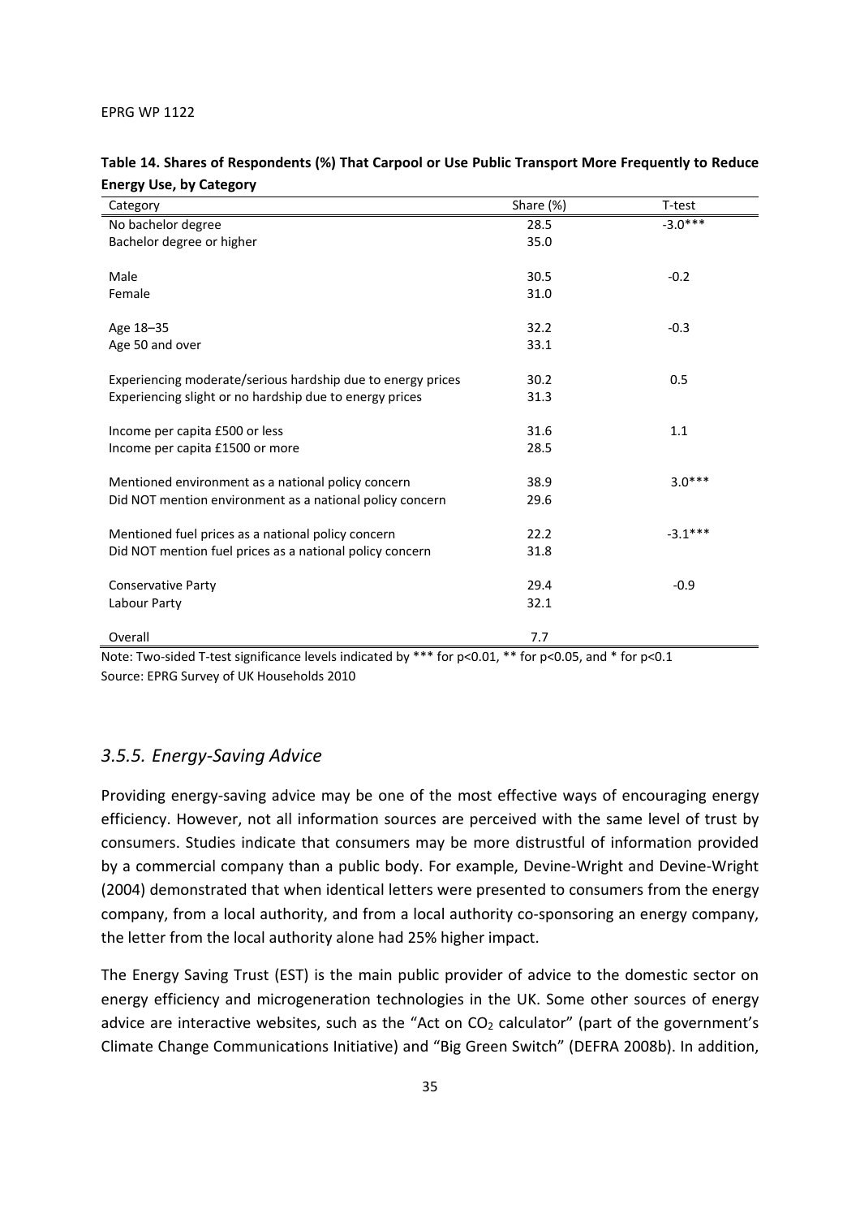**Table 14. Shares of Respondents (%) That Carpool or Use Public Transport More Frequently to Reduce Energy Use, by Category**

| Category | Share (%) | T-test |
|---|---|---|
| No bachelor degree | 28.5 | -3.0*** |
| Bachelor degree or higher | 35.0 | |
| | | |
| Male | 30.5 | -0.2 |
| Female | 31.0 | |
| | | |
| Age 18–35 | 32.2 | -0.3 |
| Age 50 and over | 33.1 | |
| | | |
| Experiencing moderate/serious hardship due to energy prices | 30.2 | 0.5 |
| Experiencing slight or no hardship due to energy prices | 31.3 | |
| | | |
| Income per capita £500 or less | 31.6 | 1.1 |
| Income per capita £1500 or more | 28.5 | |
| | | |
| Mentioned environment as a national policy concern | 38.9 | 3.0*** |
| Did NOT mention environment as a national policy concern | 29.6 | |
| | | |
| Mentioned fuel prices as a national policy concern | 22.2 | -3.1*** |
| Did NOT mention fuel prices as a national policy concern | 31.8 | |
| | | |
| Conservative Party | 29.4 | -0.9 |
| Labour Party | 32.1 | |
| | | |
| Overall | 7.7 | |

Note: Two-sided T-test significance levels indicated by *** for $p<0.01$, ** for $p<0.05$, and * for $p<0.1$

Source: EPRG Survey of UK Households 2010

### *3.5.5. Energy-Saving Advice*

Providing energy-saving advice may be one of the most effective ways of encouraging energy efficiency. However, not all information sources are perceived with the same level of trust by consumers. Studies indicate that consumers may be more distrustful of information provided by a commercial company than a public body. For example, Devine-Wright and Devine-Wright (2004) demonstrated that when identical letters were presented to consumers from the energy company, from a local authority, and from a local authority co-sponsoring an energy company, the letter from the local authority alone had 25% higher impact.

The Energy Saving Trust (EST) is the main public provider of advice to the domestic sector on energy efficiency and microgeneration technologies in the UK. Some other sources of energy advice are interactive websites, such as the "Act on $CO_2$ calculator" (part of the government's Climate Change Communications Initiative) and "Big Green Switch" (DEFRA 2008b). In addition,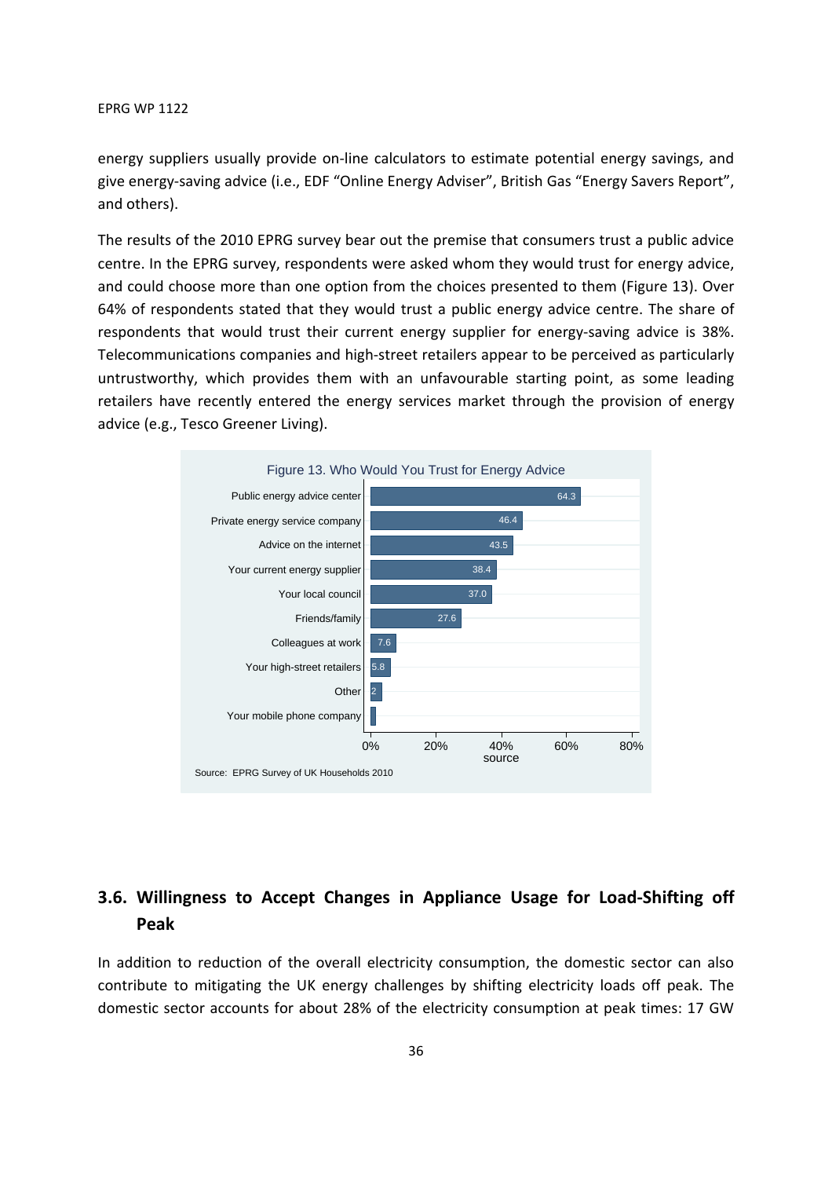energy suppliers usually provide on-line calculators to estimate potential energy savings, and give energy-saving advice (i.e., EDF "Online Energy Adviser", British Gas "Energy Savers Report", and others).

The results of the 2010 EPRG survey bear out the premise that consumers trust a public advice centre. In the EPRG survey, respondents were asked whom they would trust for energy advice, and could choose more than one option from the choices presented to them (Figure 13). Over 64% of respondents stated that they would trust a public energy advice centre. The share of respondents that would trust their current energy supplier for energy-saving advice is 38%. Telecommunications companies and high-street retailers appear to be perceived as particularly untrustworthy, which provides them with an unfavourable starting point, as some leading retailers have recently entered the energy services market through the provision of energy advice (e.g., Tesco Greener Living).

Figure 13. Who Would You Trust for Energy Advice

| Source | % |
|---|---|
| Public energy advice center | 64.3 |
| Private energy service company | 46.4 |
| Advice on the internet | 43.5 |
| Your current energy supplier | 38.4 |
| Your local council | 37.0 |
| Friends/family | 27.6 |
| Colleagues at work | 7.6 |
| Your high-street retailers | 5.8 |
| Other | 2 |
| Your mobile phone company | |

Source: EPRG Survey of UK Households 2010

## 3.6. Willingness to Accept Changes in Appliance Usage for Load-Shifting off Peak

In addition to reduction of the overall electricity consumption, the domestic sector can also contribute to mitigating the UK energy challenges by shifting electricity loads off peak. The domestic sector accounts for about 28% of the electricity consumption at peak times: 17 GW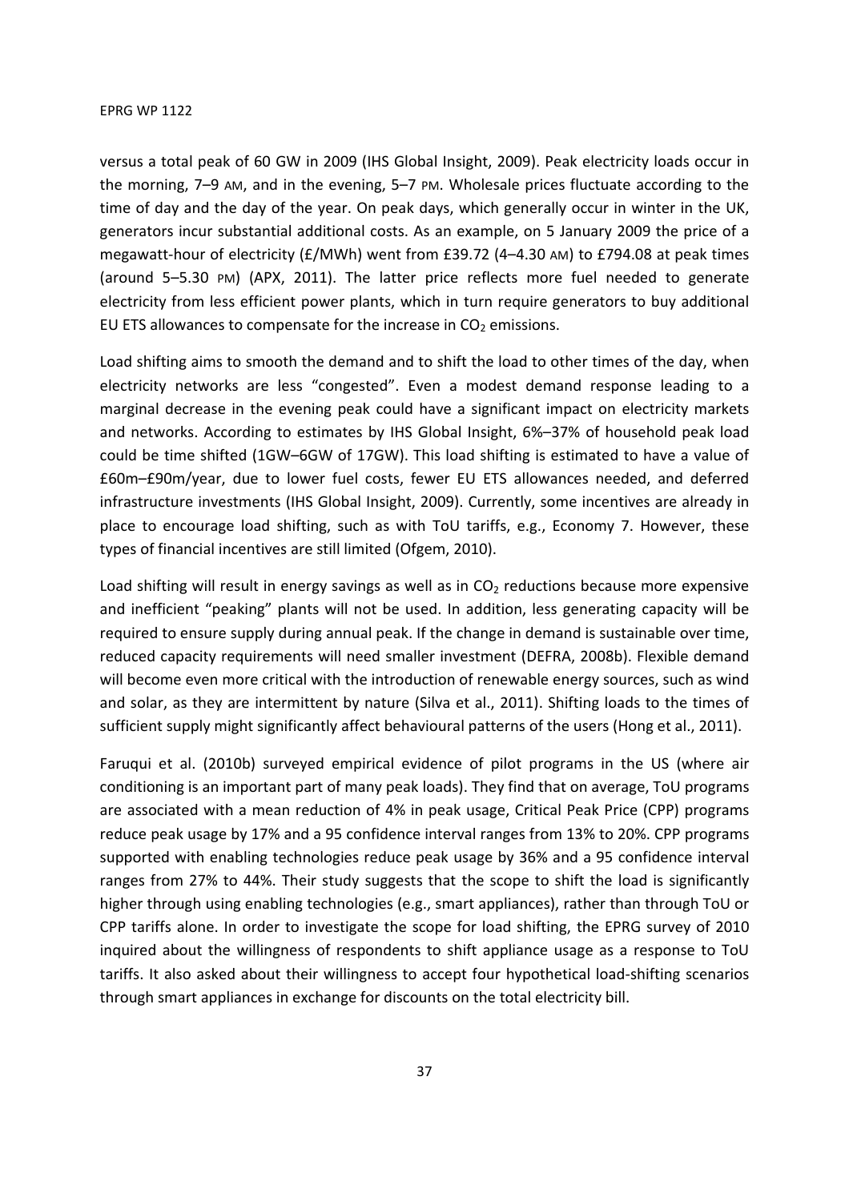versus a total peak of 60 GW in 2009 (IHS Global Insight, 2009). Peak electricity loads occur in the morning, 7–9 AM, and in the evening, 5–7 PM. Wholesale prices fluctuate according to the time of day and the day of the year. On peak days, which generally occur in winter in the UK, generators incur substantial additional costs. As an example, on 5 January 2009 the price of a megawatt-hour of electricity (£/MWh) went from £39.72 (4–4.30 AM) to £794.08 at peak times (around 5–5.30 PM) (APX, 2011). The latter price reflects more fuel needed to generate electricity from less efficient power plants, which in turn require generators to buy additional EU ETS allowances to compensate for the increase in $CO_2$ emissions.

Load shifting aims to smooth the demand and to shift the load to other times of the day, when electricity networks are less "congested". Even a modest demand response leading to a marginal decrease in the evening peak could have a significant impact on electricity markets and networks. According to estimates by IHS Global Insight, 6%–37% of household peak load could be time shifted (1GW–6GW of 17GW). This load shifting is estimated to have a value of £60m–£90m/year, due to lower fuel costs, fewer EU ETS allowances needed, and deferred infrastructure investments (IHS Global Insight, 2009). Currently, some incentives are already in place to encourage load shifting, such as with ToU tariffs, e.g., Economy 7. However, these types of financial incentives are still limited (Ofgem, 2010).

Load shifting will result in energy savings as well as in $CO_2$ reductions because more expensive and inefficient "peaking" plants will not be used. In addition, less generating capacity will be required to ensure supply during annual peak. If the change in demand is sustainable over time, reduced capacity requirements will need smaller investment (DEFRA, 2008b). Flexible demand will become even more critical with the introduction of renewable energy sources, such as wind and solar, as they are intermittent by nature (Silva et al., 2011). Shifting loads to the times of sufficient supply might significantly affect behavioural patterns of the users (Hong et al., 2011).

Faruqui et al. (2010b) surveyed empirical evidence of pilot programs in the US (where air conditioning is an important part of many peak loads). They find that on average, ToU programs are associated with a mean reduction of 4% in peak usage, Critical Peak Price (CPP) programs reduce peak usage by 17% and a 95 confidence interval ranges from 13% to 20%. CPP programs supported with enabling technologies reduce peak usage by 36% and a 95 confidence interval ranges from 27% to 44%. Their study suggests that the scope to shift the load is significantly higher through using enabling technologies (e.g., smart appliances), rather than through ToU or CPP tariffs alone. In order to investigate the scope for load shifting, the EPRG survey of 2010 inquired about the willingness of respondents to shift appliance usage as a response to ToU tariffs. It also asked about their willingness to accept four hypothetical load-shifting scenarios through smart appliances in exchange for discounts on the total electricity bill.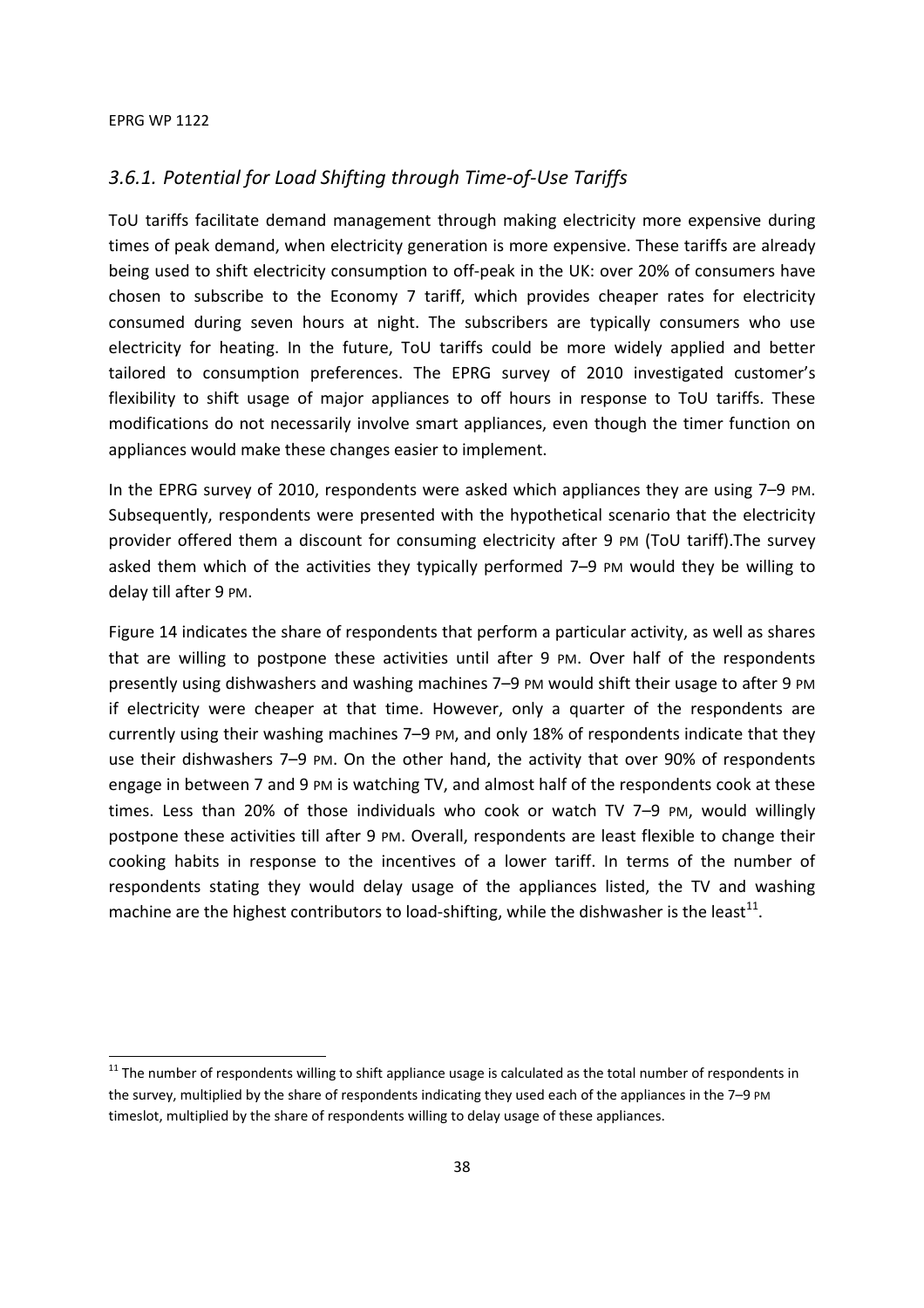### *3.6.1. Potential for Load Shifting through Time-of-Use Tariffs*

ToU tariffs facilitate demand management through making electricity more expensive during times of peak demand, when electricity generation is more expensive. These tariffs are already being used to shift electricity consumption to off-peak in the UK: over 20% of consumers have chosen to subscribe to the Economy 7 tariff, which provides cheaper rates for electricity consumed during seven hours at night. The subscribers are typically consumers who use electricity for heating. In the future, ToU tariffs could be more widely applied and better tailored to consumption preferences. The EPRG survey of 2010 investigated customer's flexibility to shift usage of major appliances to off hours in response to ToU tariffs. These modifications do not necessarily involve smart appliances, even though the timer function on appliances would make these changes easier to implement.

In the EPRG survey of 2010, respondents were asked which appliances they are using 7–9 PM. Subsequently, respondents were presented with the hypothetical scenario that the electricity provider offered them a discount for consuming electricity after 9 PM (ToU tariff).The survey asked them which of the activities they typically performed 7–9 PM would they be willing to delay till after 9 PM.

Figure 14 indicates the share of respondents that perform a particular activity, as well as shares that are willing to postpone these activities until after 9 PM. Over half of the respondents presently using dishwashers and washing machines 7–9 PM would shift their usage to after 9 PM if electricity were cheaper at that time. However, only a quarter of the respondents are currently using their washing machines 7–9 PM, and only 18% of respondents indicate that they use their dishwashers 7–9 PM. On the other hand, the activity that over 90% of respondents engage in between 7 and 9 PM is watching TV, and almost half of the respondents cook at these times. Less than 20% of those individuals who cook or watch TV 7–9 PM, would willingly postpone these activities till after 9 PM. Overall, respondents are least flexible to change their cooking habits in response to the incentives of a lower tariff. In terms of the number of respondents stating they would delay usage of the appliances listed, the TV and washing machine are the highest contributors to load-shifting, while the dishwasher is the least[11].

[11] The number of respondents willing to shift appliance usage is calculated as the total number of respondents in the survey, multiplied by the share of respondents indicating they used each of the appliances in the 7–9 PM timeslot, multiplied by the share of respondents willing to delay usage of these appliances.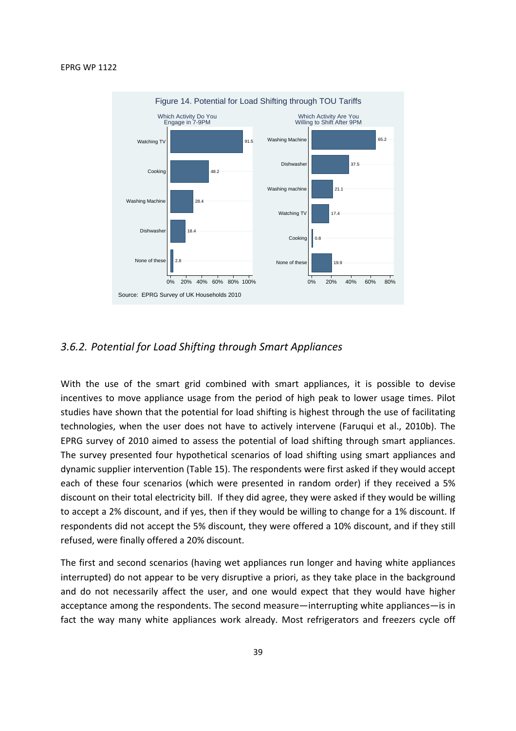Figure 14. Potential for Load Shifting through TOU Tariffs

| Which Activity Do You Engage in 7-9PM | % |
|---|---|
| Watching TV | 91.5 |
| Cooking | 48.2 |
| Washing Machine | 28.4 |
| Dishwasher | 18.4 |
| None of these | 2.8 |

| Which Activity Are You Willing to Shift After 9PM | % |
|---|---|
| Washing Machine | 65.2 |
| Dishwasher | 37.5 |
| Washing machine | 21.1 |
| Watching TV | 17.4 |
| Cooking | 0.8 |
| None of these | 19.9 |

Source: EPRG Survey of UK Households 2010

### *3.6.2. Potential for Load Shifting through Smart Appliances*

With the use of the smart grid combined with smart appliances, it is possible to devise incentives to move appliance usage from the period of high peak to lower usage times. Pilot studies have shown that the potential for load shifting is highest through the use of facilitating technologies, when the user does not have to actively intervene (Faruqui et al., 2010b). The EPRG survey of 2010 aimed to assess the potential of load shifting through smart appliances. The survey presented four hypothetical scenarios of load shifting using smart appliances and dynamic supplier intervention (Table 15). The respondents were first asked if they would accept each of these four scenarios (which were presented in random order) if they received a 5% discount on their total electricity bill. If they did agree, they were asked if they would be willing to accept a 2% discount, and if yes, then if they would be willing to change for a 1% discount. If respondents did not accept the 5% discount, they were offered a 10% discount, and if they still refused, were finally offered a 20% discount.

The first and second scenarios (having wet appliances run longer and having white appliances interrupted) do not appear to be very disruptive a priori, as they take place in the background and do not necessarily affect the user, and one would expect that they would have higher acceptance among the respondents. The second measure—interrupting white appliances—is in fact the way many white appliances work already. Most refrigerators and freezers cycle off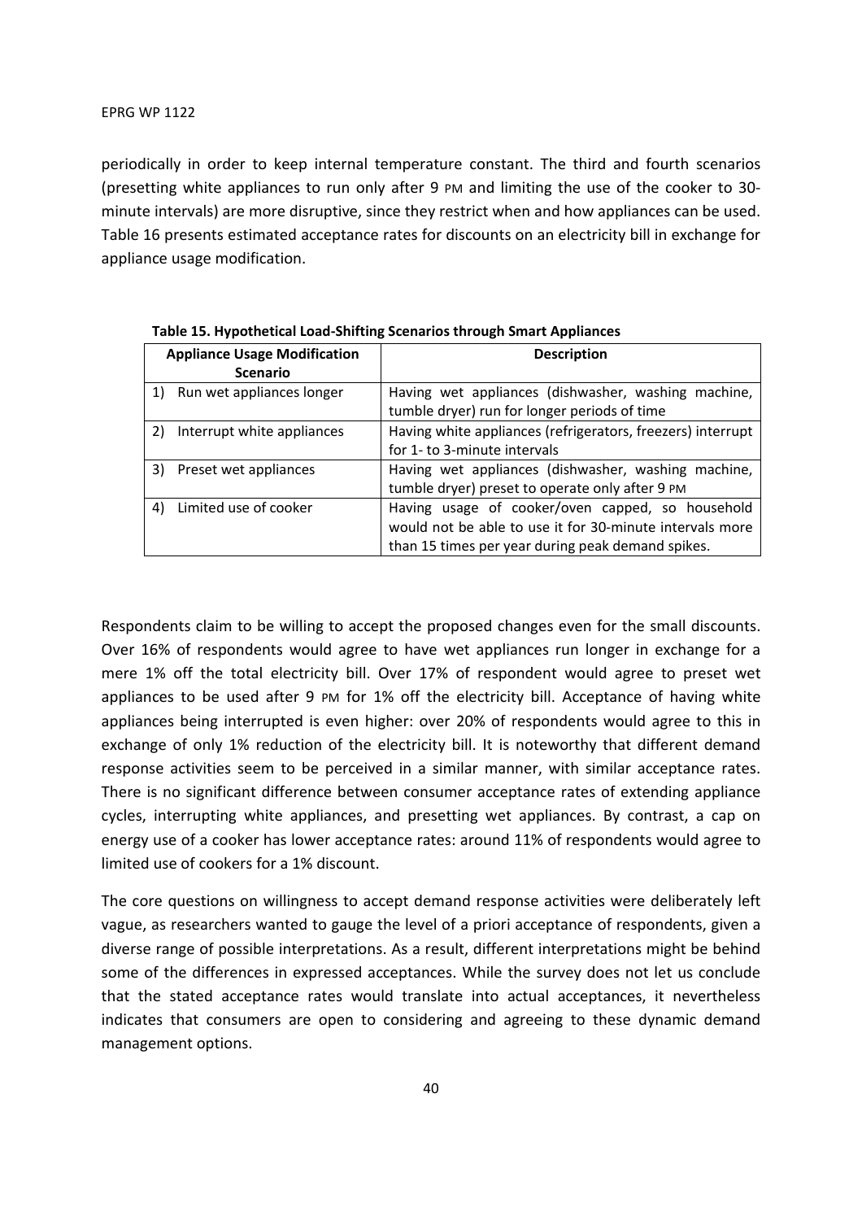periodically in order to keep internal temperature constant. The third and fourth scenarios (presetting white appliances to run only after 9 PM and limiting the use of the cooker to 30-minute intervals) are more disruptive, since they restrict when and how appliances can be used. Table 16 presents estimated acceptance rates for discounts on an electricity bill in exchange for appliance usage modification.

**Table 15. Hypothetical Load-Shifting Scenarios through Smart Appliances**

| Appliance Usage Modification Scenario | Description |
|---|---|
| 1) Run wet appliances longer | Having wet appliances (dishwasher, washing machine, tumble dryer) run for longer periods of time |
| 2) Interrupt white appliances | Having white appliances (refrigerators, freezers) interrupt for 1- to 3-minute intervals |
| 3) Preset wet appliances | Having wet appliances (dishwasher, washing machine, tumble dryer) preset to operate only after 9 PM |
| 4) Limited use of cooker | Having usage of cooker/oven capped, so household would not be able to use it for 30-minute intervals more than 15 times per year during peak demand spikes. |

Respondents claim to be willing to accept the proposed changes even for the small discounts. Over 16% of respondents would agree to have wet appliances run longer in exchange for a mere 1% off the total electricity bill. Over 17% of respondent would agree to preset wet appliances to be used after 9 PM for 1% off the electricity bill. Acceptance of having white appliances being interrupted is even higher: over 20% of respondents would agree to this in exchange of only 1% reduction of the electricity bill. It is noteworthy that different demand response activities seem to be perceived in a similar manner, with similar acceptance rates. There is no significant difference between consumer acceptance rates of extending appliance cycles, interrupting white appliances, and presetting wet appliances. By contrast, a cap on energy use of a cooker has lower acceptance rates: around 11% of respondents would agree to limited use of cookers for a 1% discount.

The core questions on willingness to accept demand response activities were deliberately left vague, as researchers wanted to gauge the level of a priori acceptance of respondents, given a diverse range of possible interpretations. As a result, different interpretations might be behind some of the differences in expressed acceptances. While the survey does not let us conclude that the stated acceptance rates would translate into actual acceptances, it nevertheless indicates that consumers are open to considering and agreeing to these dynamic demand management options.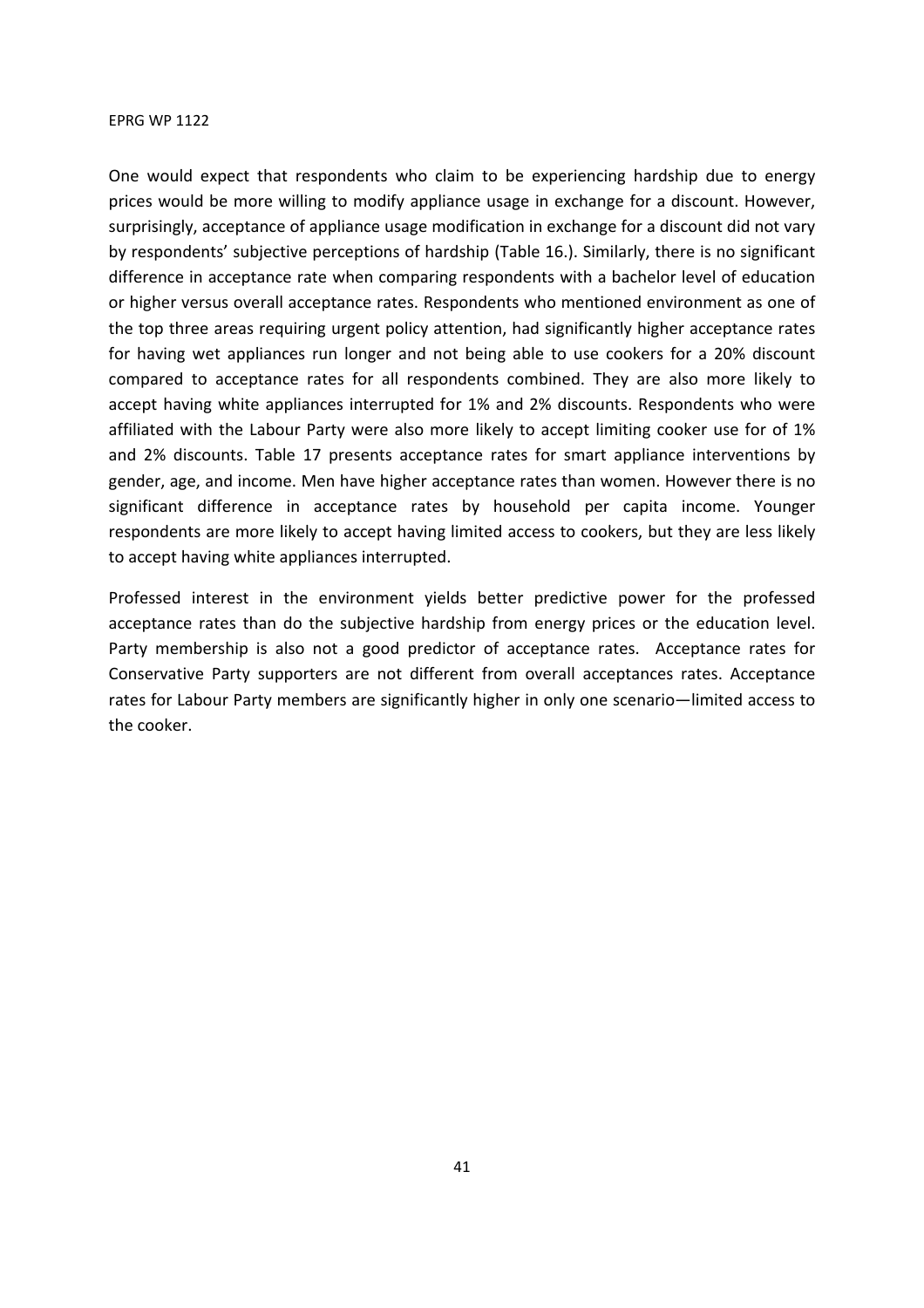One would expect that respondents who claim to be experiencing hardship due to energy prices would be more willing to modify appliance usage in exchange for a discount. However, surprisingly, acceptance of appliance usage modification in exchange for a discount did not vary by respondents' subjective perceptions of hardship (Table 16.). Similarly, there is no significant difference in acceptance rate when comparing respondents with a bachelor level of education or higher versus overall acceptance rates. Respondents who mentioned environment as one of the top three areas requiring urgent policy attention, had significantly higher acceptance rates for having wet appliances run longer and not being able to use cookers for a 20% discount compared to acceptance rates for all respondents combined. They are also more likely to accept having white appliances interrupted for 1% and 2% discounts. Respondents who were affiliated with the Labour Party were also more likely to accept limiting cooker use for of 1% and 2% discounts. Table 17 presents acceptance rates for smart appliance interventions by gender, age, and income. Men have higher acceptance rates than women. However there is no significant difference in acceptance rates by household per capita income. Younger respondents are more likely to accept having limited access to cookers, but they are less likely to accept having white appliances interrupted.

Professed interest in the environment yields better predictive power for the professed acceptance rates than do the subjective hardship from energy prices or the education level. Party membership is also not a good predictor of acceptance rates. Acceptance rates for Conservative Party supporters are not different from overall acceptances rates. Acceptance rates for Labour Party members are significantly higher in only one scenario—limited access to the cooker.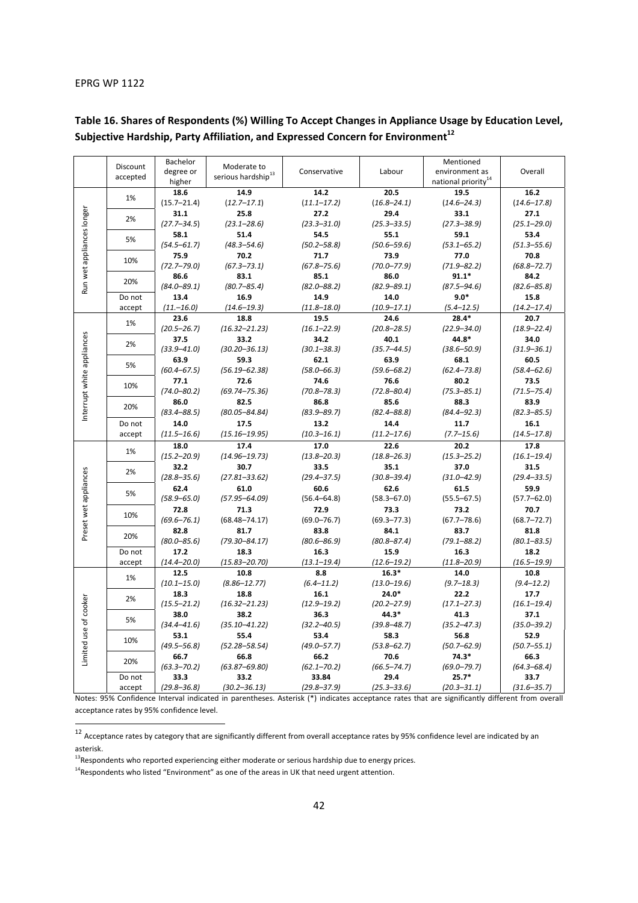## Table 16. Shares of Respondents (%) Willing To Accept Changes in Appliance Usage by Education Level, Subjective Hardship, Party Affiliation, and Expressed Concern for Environment[12]

| | Discount accepted | Bachelor degree or higher | Moderate to serious hardship[13] | Conservative | Labour | Mentioned environment as national priority[14] | Overall |
|---|---|---|---|---|---|---|---|
| Run wet appliances longer | 1% | **18.6** (15.7–21.4) | **14.9** (12.7–17.1) | **14.2** (11.1–17.2) | **20.5** (16.8–24.1) | **19.5** (14.6–24.3) | **16.2** (14.6–17.8) |
| | 2% | **31.1** (27.7–34.5) | **25.8** (23.1–28.6) | **27.2** (23.3–31.0) | **29.4** (25.3–33.5) | **33.1** (27.3–38.9) | **27.1** (25.1–29.0) |
| | 5% | **58.1** (54.5–61.7) | **51.4** (48.3–54.6) | **54.5** (50.2–58.8) | **55.1** (50.6–59.6) | **59.1** (53.1–65.2) | **53.4** (51.3–55.6) |
| | 10% | **75.9** (72.7–79.0) | **70.2** (67.3–73.1) | **71.7** (67.8–75.6) | **73.9** (70.0–77.9) | **77.0** (71.9–82.2) | **70.8** (68.8–72.7) |
| | 20% | **86.6** (84.0–89.1) | **83.1** (80.7–85.4) | **85.1** (82.0–88.2) | **86.0** (82.9–89.1) | **91.1*** (87.5–94.6) | **84.2** (82.6–85.8) |
| | Do not accept | **13.4** (11.–16.0) | **16.9** (14.6–19.3) | **14.9** (11.8–18.0) | **14.0** (10.9–17.1) | **9.0*** (5.4–12.5) | **15.8** (14.2–17.4) |
| Interrupt white appliances | 1% | **23.6** (20.5–26.7) | **18.8** (16.32–21.23) | **19.5** (16.1–22.9) | **24.6** (20.8–28.5) | **28.4*** (22.9–34.0) | **20.7** (18.9–22.4) |
| | 2% | **37.5** (33.9–41.0) | **33.2** (30.20–36.13) | **34.2** (30.1–38.3) | **40.1** (35.7–44.5) | **44.8*** (38.6–50.9) | **34.0** (31.9–36.1) |
| | 5% | **63.9** (60.4–67.5) | **59.3** (56.19–62.38) | **62.1** (58.0–66.3) | **63.9** (59.6–68.2) | **68.1** (62.4–73.8) | **60.5** (58.4–62.6) |
| | 10% | **77.1** (74.0–80.2) | **72.6** (69.74–75.36) | **74.6** (70.8–78.3) | **76.6** (72.8–80.4) | **80.2** (75.3–85.1) | **73.5** (71.5–75.4) |
| | 20% | **86.0** (83.4–88.5) | **82.5** (80.05–84.84) | **86.8** (83.9–89.7) | **85.6** (82.4–88.8) | **88.3** (84.4–92.3) | **83.9** (82.3–85.5) |
| | Do not accept | **14.0** (11.5–16.6) | **17.5** (15.16–19.95) | **13.2** (10.3–16.1) | **14.4** (11.2–17.6) | **11.7** (7.7–15.6) | **16.1** (14.5–17.8) |
| Preset wet appliances | 1% | **18.0** (15.2–20.9) | **17.4** (14.96–19.73) | **17.0** (13.8–20.3) | **22.6** (18.8–26.3) | **20.2** (15.3–25.2) | **17.8** (16.1–19.4) |
| | 2% | **32.2** (28.8–35.6) | **30.7** (27.81–33.62) | **33.5** (29.4–37.5) | **35.1** (30.8–39.4) | **37.0** (31.0–42.9) | **31.5** (29.4–33.5) |
| | 5% | **62.4** (58.9–65.0) | **61.0** (57.95–64.09) | **60.6** (56.4–64.8) | **62.6** (58.3–67.0) | **61.5** (55.5–67.5) | **59.9** (57.7–62.0) |
| | 10% | **72.8** (69.6–76.1) | **71.3** (68.48–74.17) | **72.9** (69.0–76.7) | **73.3** (69.3–77.3) | **73.2** (67.7–78.6) | **70.7** (68.7–72.7) |
| | 20% | **82.8** (80.0–85.6) | **81.7** (79.30–84.17) | **83.8** (80.6–86.9) | **84.1** (80.8–87.4) | **83.7** (79.1–88.2) | **81.8** (80.1–83.5) |
| | Do not accept | **17.2** (14.4–20.0) | **18.3** (15.83–20.70) | **16.3** (13.1–19.4) | **15.9** (12.6–19.2) | **16.3** (11.8–20.9) | **18.2** (16.5–19.9) |
| Limited use of cooker | 1% | **12.5** (10.1–15.0) | **10.8** (8.86–12.77) | **8.8** (6.4–11.2) | **16.3*** (13.0–19.6) | **14.0** (9.7–18.3) | **10.8** (9.4–12.2) |
| | 2% | **18.3** (15.5–21.2) | **18.8** (16.32–21.23) | **16.1** (12.9–19.2) | **24.0*** (20.2–27.9) | **22.2** (17.1–27.3) | **17.7** (16.1–19.4) |
| | 5% | **38.0** (34.4–41.6) | **38.2** (35.10–41.22) | **36.3** (32.2–40.5) | **44.3*** (39.8–48.7) | **41.3** (35.2–47.3) | **37.1** (35.0–39.2) |
| | 10% | **53.1** (49.5–56.8) | **55.4** (52.28–58.54) | **53.4** (49.0–57.7) | **58.3** (53.8–62.7) | **56.8** (50.7–62.9) | **52.9** (50.7–55.1) |
| | 20% | **66.7** (63.3–70.2) | **66.8** (63.87–69.80) | **66.2** (62.1–70.2) | **70.6** (66.5–74.7) | **74.3*** (69.0–79.7) | **66.3** (64.3–68.4) |
| | Do not accept | **33.3** (29.8–36.8) | **33.2** (30.2–36.13) | **33.84** (29.8–37.9) | **29.4** (25.3–33.6) | **25.7*** (20.3–31.1) | **33.7** (31.6–35.7) |

Notes: 95% Confidence Interval indicated in parentheses. Asterisk (*) indicates acceptance rates that are significantly different from overall acceptance rates by 95% confidence level.

[12] Acceptance rates by category that are significantly different from overall acceptance rates by 95% confidence level are indicated by an asterisk.

[13] Respondents who reported experiencing either moderate or serious hardship due to energy prices.

[14] Respondents who listed "Environment" as one of the areas in UK that need urgent attention.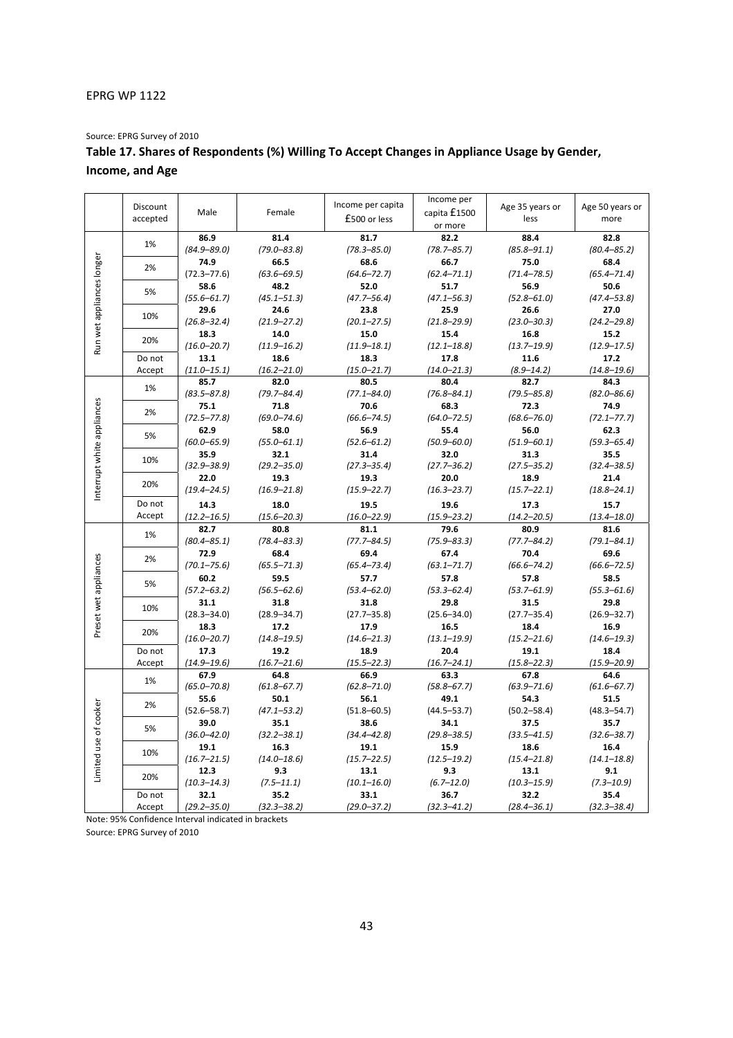Source: EPRG Survey of 2010

**Table 17. Shares of Respondents (%) Willing To Accept Changes in Appliance Usage by Gender, Income, and Age**

| | Discount accepted | Male | Female | Income per capita £500 or less | Income per capita £1500 or more | Age 35 years or less | Age 50 years or more |
|---|---|---|---|---|---|---|---|
| Run wet appliances longer | 1% | **86.9** *(84.9–89.0)* | **81.4** *(79.0–83.8)* | **81.7** *(78.3–85.0)* | **82.2** *(78.7–85.7)* | **88.4** *(85.8–91.1)* | **82.8** *(80.4–85.2)* |
| | 2% | **74.9** (72.3–77.6) | **66.5** *(63.6–69.5)* | **68.6** *(64.6–72.7)* | **66.7** *(62.4–71.1)* | **75.0** *(71.4–78.5)* | **68.4** *(65.4–71.4)* |
| | 5% | **58.6** *(55.6–61.7)* | **48.2** *(45.1–51.3)* | **52.0** *(47.7–56.4)* | **51.7** *(47.1–56.3)* | **56.9** *(52.8–61.0)* | **50.6** *(47.4–53.8)* |
| | 10% | **29.6** *(26.8–32.4)* | **24.6** *(21.9–27.2)* | **23.8** *(20.1–27.5)* | **25.9** *(21.8–29.9)* | **26.6** *(23.0–30.3)* | **27.0** *(24.2–29.8)* |
| | 20% | **18.3** *(16.0–20.7)* | **14.0** *(11.9–16.2)* | **15.0** *(11.9–18.1)* | **15.4** *(12.1–18.8)* | **16.8** *(13.7–19.9)* | **15.2** *(12.9–17.5)* |
| | Do not Accept | **13.1** *(11.0–15.1)* | **18.6** *(16.2–21.0)* | **18.3** *(15.0–21.7)* | **17.8** *(14.0–21.3)* | **11.6** *(8.9–14.2)* | **17.2** *(14.8–19.6)* |
| Interrupt white appliances | 1% | **85.7** *(83.5–87.8)* | **82.0** *(79.7–84.4)* | **80.5** *(77.1–84.0)* | **80.4** *(76.8–84.1)* | **82.7** *(79.5–85.8)* | **84.3** *(82.0–86.6)* |
| | 2% | **75.1** *(72.5–77.8)* | **71.8** *(69.0–74.6)* | **70.6** *(66.6–74.5)* | **68.3** *(64.0–72.5)* | **72.3** *(68.6–76.0)* | **74.9** *(72.1–77.7)* |
| | 5% | **62.9** *(60.0–65.9)* | **58.0** *(55.0–61.1)* | **56.9** *(52.6–61.2)* | **55.4** *(50.9–60.0)* | **56.0** *(51.9–60.1)* | **62.3** *(59.3–65.4)* |
| | 10% | **35.9** *(32.9–38.9)* | **32.1** *(29.2–35.0)* | **31.4** *(27.3–35.4)* | **32.0** *(27.7–36.2)* | **31.3** *(27.5–35.2)* | **35.5** *(32.4–38.5)* |
| | 20% | **22.0** *(19.4–24.5)* | **19.3** *(16.9–21.8)* | **19.3** *(15.9–22.7)* | **20.0** *(16.3–23.7)* | **18.9** *(15.7–22.1)* | **21.4** *(18.8–24.1)* |
| | Do not Accept | **14.3** *(12.2–16.5)* | **18.0** *(15.6–20.3)* | **19.5** *(16.0–22.9)* | **19.6** *(15.9–23.2)* | **17.3** *(14.2–20.5)* | **15.7** *(13.4–18.0)* |
| Preset wet appliances | 1% | **82.7** *(80.4–85.1)* | **80.8** *(78.4–83.3)* | **81.1** *(77.7–84.5)* | **79.6** *(75.9–83.3)* | **80.9** *(77.7–84.2)* | **81.6** *(79.1–84.1)* |
| | 2% | **72.9** *(70.1–75.6)* | **68.4** *(65.5–71.3)* | **69.4** *(65.4–73.4)* | **67.4** *(63.1–71.7)* | **70.4** *(66.6–74.2)* | **69.6** *(66.6–72.5)* |
| | 5% | **60.2** *(57.2–63.2)* | **59.5** *(56.5–62.6)* | **57.7** *(53.4–62.0)* | **57.8** *(53.3–62.4)* | **57.8** *(53.7–61.9)* | **58.5** *(55.3–61.6)* |
| | 10% | **31.1** (28.3–34.0) | **31.8** (28.9–34.7) | **31.8** (27.7–35.8) | **29.8** (25.6–34.0) | **31.5** (27.7–35.4) | **29.8** (26.9–32.7) |
| | 20% | **18.3** *(16.0–20.7)* | **17.2** *(14.8–19.5)* | **17.9** *(14.6–21.3)* | **16.5** *(13.1–19.9)* | **18.4** *(15.2–21.6)* | **16.9** *(14.6–19.3)* |
| | Do not Accept | **17.3** *(14.9–19.6)* | **19.2** *(16.7–21.6)* | **18.9** *(15.5–22.3)* | **20.4** *(16.7–24.1)* | **19.1** *(15.8–22.3)* | **18.4** *(15.9–20.9)* |
| Limited use of cooker | 1% | **67.9** *(65.0–70.8)* | **64.8** *(61.8–67.7)* | **66.9** *(62.8–71.0)* | **63.3** *(58.8–67.7)* | **67.8** *(63.9–71.6)* | **64.6** *(61.6–67.7)* |
| | 2% | **55.6** (52.6–58.7) | **50.1** *(47.1–53.2)* | **56.1** (51.8–60.5) | **49.1** (44.5–53.7) | **54.3** (50.2–58.4) | **51.5** (48.3–54.7) |
| | 5% | **39.0** *(36.0–42.0)* | **35.1** *(32.2–38.1)* | **38.6** *(34.4–42.8)* | **34.1** *(29.8–38.5)* | **37.5** *(33.5–41.5)* | **35.7** *(32.6–38.7)* |
| | 10% | **19.1** *(16.7–21.5)* | **16.3** *(14.0–18.6)* | **19.1** *(15.7–22.5)* | **15.9** *(12.5–19.2)* | **18.6** *(15.4–21.8)* | **16.4** *(14.1–18.8)* |
| | 20% | **12.3** *(10.3–14.3)* | **9.3** *(7.5–11.1)* | **13.1** *(10.1–16.0)* | **9.3** *(6.7–12.0)* | **13.1** *(10.3–15.9)* | **9.1** *(7.3–10.9)* |
| | Do not Accept | **32.1** *(29.2–35.0)* | **35.2** *(32.3–38.2)* | **33.1** *(29.0–37.2)* | **36.7** *(32.3–41.2)* | **32.2** *(28.4–36.1)* | **35.4** *(32.3–38.4)* |

Note: 95% Confidence Interval indicated in brackets

Source: EPRG Survey of 2010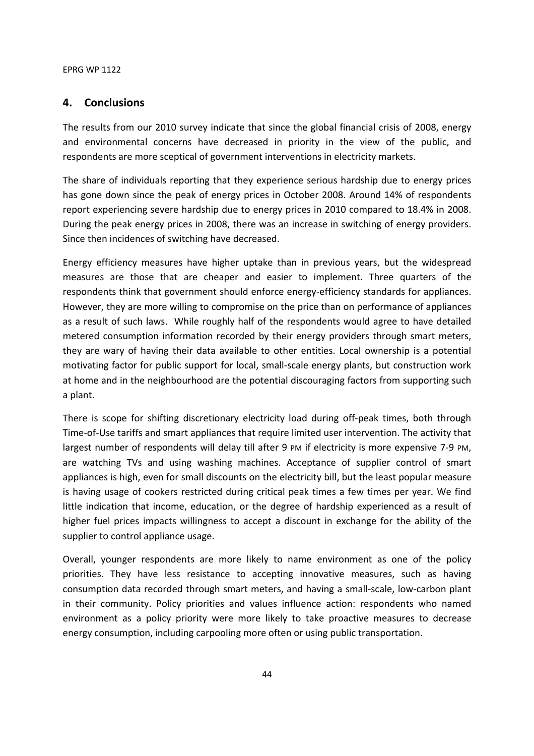## 4. Conclusions

The results from our 2010 survey indicate that since the global financial crisis of 2008, energy and environmental concerns have decreased in priority in the view of the public, and respondents are more sceptical of government interventions in electricity markets.

The share of individuals reporting that they experience serious hardship due to energy prices has gone down since the peak of energy prices in October 2008. Around 14% of respondents report experiencing severe hardship due to energy prices in 2010 compared to 18.4% in 2008. During the peak energy prices in 2008, there was an increase in switching of energy providers. Since then incidences of switching have decreased.

Energy efficiency measures have higher uptake than in previous years, but the widespread measures are those that are cheaper and easier to implement. Three quarters of the respondents think that government should enforce energy-efficiency standards for appliances. However, they are more willing to compromise on the price than on performance of appliances as a result of such laws. While roughly half of the respondents would agree to have detailed metered consumption information recorded by their energy providers through smart meters, they are wary of having their data available to other entities. Local ownership is a potential motivating factor for public support for local, small-scale energy plants, but construction work at home and in the neighbourhood are the potential discouraging factors from supporting such a plant.

There is scope for shifting discretionary electricity load during off-peak times, both through Time-of-Use tariffs and smart appliances that require limited user intervention. The activity that largest number of respondents will delay till after 9 PM if electricity is more expensive 7-9 PM, are watching TVs and using washing machines. Acceptance of supplier control of smart appliances is high, even for small discounts on the electricity bill, but the least popular measure is having usage of cookers restricted during critical peak times a few times per year. We find little indication that income, education, or the degree of hardship experienced as a result of higher fuel prices impacts willingness to accept a discount in exchange for the ability of the supplier to control appliance usage.

Overall, younger respondents are more likely to name environment as one of the policy priorities. They have less resistance to accepting innovative measures, such as having consumption data recorded through smart meters, and having a small-scale, low-carbon plant in their community. Policy priorities and values influence action: respondents who named environment as a policy priority were more likely to take proactive measures to decrease energy consumption, including carpooling more often or using public transportation.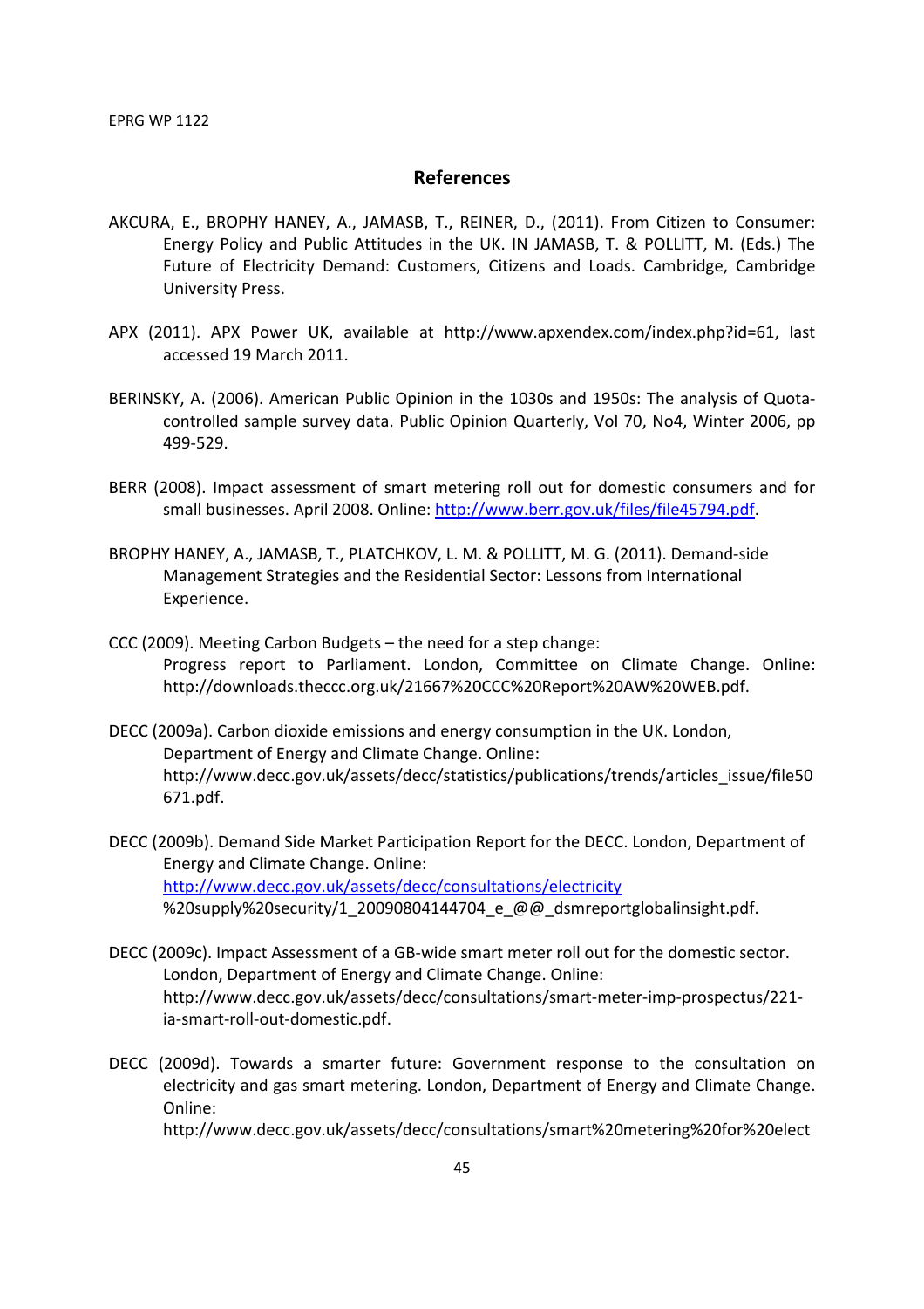## References

AKCURA, E., BROPHY HANEY, A., JAMASB, T., REINER, D., (2011). From Citizen to Consumer: Energy Policy and Public Attitudes in the UK. IN JAMASB, T. & POLLITT, M. (Eds.) The Future of Electricity Demand: Customers, Citizens and Loads. Cambridge, Cambridge University Press.

APX (2011). APX Power UK, available at http://www.apxendex.com/index.php?id=61, last accessed 19 March 2011.

BERINSKY, A. (2006). American Public Opinion in the 1030s and 1950s: The analysis of Quota-controlled sample survey data. Public Opinion Quarterly, Vol 70, No4, Winter 2006, pp 499-529.

BERR (2008). Impact assessment of smart metering roll out for domestic consumers and for small businesses. April 2008. Online: http://www.berr.gov.uk/files/file45794.pdf.

BROPHY HANEY, A., JAMASB, T., PLATCHKOV, L. M. & POLLITT, M. G. (2011). Demand-side Management Strategies and the Residential Sector: Lessons from International Experience.

CCC (2009). Meeting Carbon Budgets – the need for a step change: Progress report to Parliament. London, Committee on Climate Change. Online: http://downloads.theccc.org.uk/21667%20CCC%20Report%20AW%20WEB.pdf.

DECC (2009a). Carbon dioxide emissions and energy consumption in the UK. London, Department of Energy and Climate Change. Online: http://www.decc.gov.uk/assets/decc/statistics/publications/trends/articles_issue/file50671.pdf.

DECC (2009b). Demand Side Market Participation Report for the DECC. London, Department of Energy and Climate Change. Online: http://www.decc.gov.uk/assets/decc/consultations/electricity %20supply%20security/1_20090804144704_e_@@_dsmreportglobalinsight.pdf.

DECC (2009c). Impact Assessment of a GB-wide smart meter roll out for the domestic sector. London, Department of Energy and Climate Change. Online: http://www.decc.gov.uk/assets/decc/consultations/smart-meter-imp-prospectus/221-ia-smart-roll-out-domestic.pdf.

DECC (2009d). Towards a smarter future: Government response to the consultation on electricity and gas smart metering. London, Department of Energy and Climate Change. Online: http://www.decc.gov.uk/assets/decc/consultations/smart%20metering%20for%20elect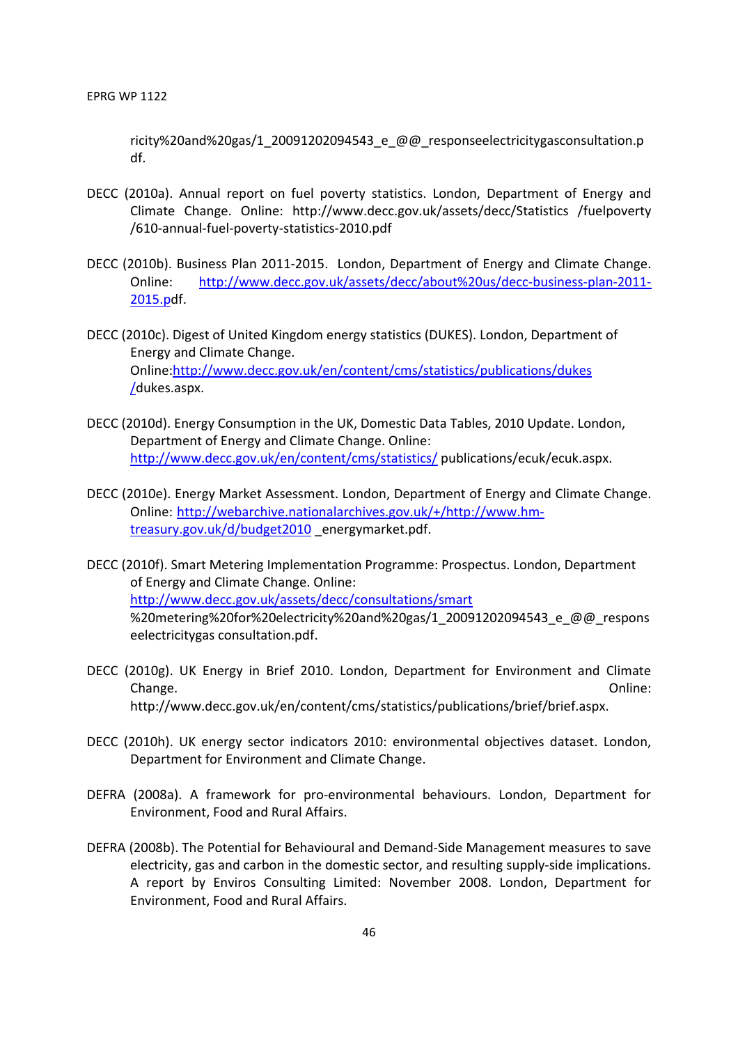ricity%20and%20gas/1_20091202094543_e_@@_responseelectricitygasconsultation.pdf.

DECC (2010a). Annual report on fuel poverty statistics. London, Department of Energy and Climate Change. Online: http://www.decc.gov.uk/assets/decc/Statistics /fuelpoverty /610-annual-fuel-poverty-statistics-2010.pdf

DECC (2010b). Business Plan 2011-2015. London, Department of Energy and Climate Change. Online: http://www.decc.gov.uk/assets/decc/about%20us/decc-business-plan-2011-2015.pdf.

DECC (2010c). Digest of United Kingdom energy statistics (DUKES). London, Department of Energy and Climate Change. Online:http://www.decc.gov.uk/en/content/cms/statistics/publications/dukes/dukes.aspx.

DECC (2010d). Energy Consumption in the UK, Domestic Data Tables, 2010 Update. London, Department of Energy and Climate Change. Online: http://www.decc.gov.uk/en/content/cms/statistics/ publications/ecuk/ecuk.aspx.

DECC (2010e). Energy Market Assessment. London, Department of Energy and Climate Change. Online: http://webarchive.nationalarchives.gov.uk/+/http://www.hm-treasury.gov.uk/d/budget2010 _energymarket.pdf.

DECC (2010f). Smart Metering Implementation Programme: Prospectus. London, Department of Energy and Climate Change. Online: http://www.decc.gov.uk/assets/decc/consultations/smart %20metering%20for%20electricity%20and%20gas/1_20091202094543_e_@@_responseelectricitygas consultation.pdf.

DECC (2010g). UK Energy in Brief 2010. London, Department for Environment and Climate Change. Online: http://www.decc.gov.uk/en/content/cms/statistics/publications/brief/brief.aspx.

DECC (2010h). UK energy sector indicators 2010: environmental objectives dataset. London, Department for Environment and Climate Change.

DEFRA (2008a). A framework for pro-environmental behaviours. London, Department for Environment, Food and Rural Affairs.

DEFRA (2008b). The Potential for Behavioural and Demand-Side Management measures to save electricity, gas and carbon in the domestic sector, and resulting supply-side implications. A report by Enviros Consulting Limited: November 2008. London, Department for Environment, Food and Rural Affairs.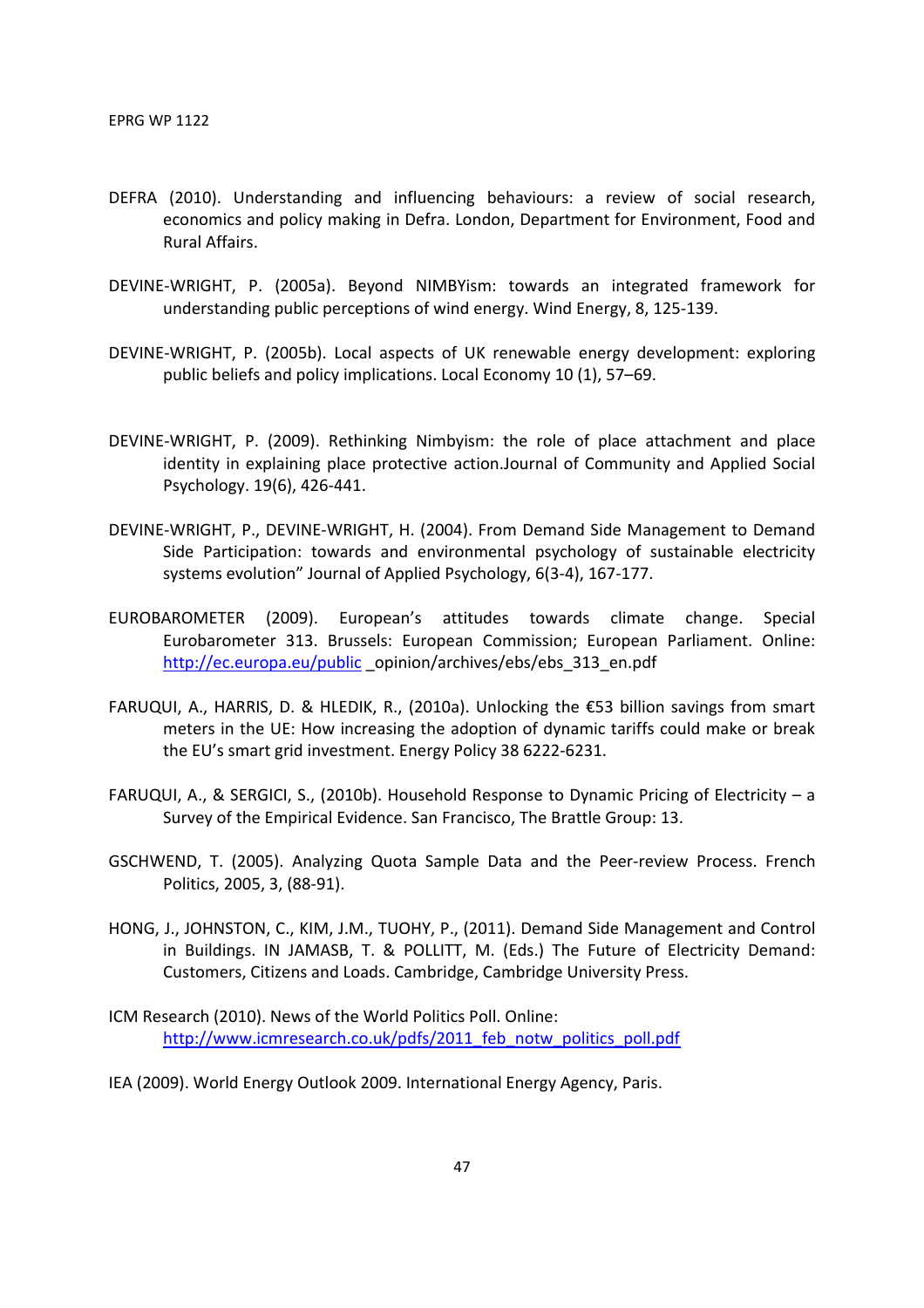DEFRA (2010). Understanding and influencing behaviours: a review of social research, economics and policy making in Defra. London, Department for Environment, Food and Rural Affairs.

DEVINE-WRIGHT, P. (2005a). Beyond NIMBYism: towards an integrated framework for understanding public perceptions of wind energy. Wind Energy, 8, 125-139.

DEVINE-WRIGHT, P. (2005b). Local aspects of UK renewable energy development: exploring public beliefs and policy implications. Local Economy 10 (1), 57–69.

DEVINE-WRIGHT, P. (2009). Rethinking Nimbyism: the role of place attachment and place identity in explaining place protective action.Journal of Community and Applied Social Psychology. 19(6), 426-441.

DEVINE-WRIGHT, P., DEVINE-WRIGHT, H. (2004). From Demand Side Management to Demand Side Participation: towards and environmental psychology of sustainable electricity systems evolution" Journal of Applied Psychology, 6(3-4), 167-177.

EUROBAROMETER (2009). European's attitudes towards climate change. Special Eurobarometer 313. Brussels: European Commission; European Parliament. Online: http://ec.europa.eu/public _opinion/archives/ebs/ebs_313_en.pdf

FARUQUI, A., HARRIS, D. & HLEDIK, R., (2010a). Unlocking the €53 billion savings from smart meters in the UE: How increasing the adoption of dynamic tariffs could make or break the EU's smart grid investment. Energy Policy 38 6222-6231.

FARUQUI, A., & SERGICI, S., (2010b). Household Response to Dynamic Pricing of Electricity – a Survey of the Empirical Evidence. San Francisco, The Brattle Group: 13.

GSCHWEND, T. (2005). Analyzing Quota Sample Data and the Peer-review Process. French Politics, 2005, 3, (88-91).

HONG, J., JOHNSTON, C., KIM, J.M., TUOHY, P., (2011). Demand Side Management and Control in Buildings. IN JAMASB, T. & POLLITT, M. (Eds.) The Future of Electricity Demand: Customers, Citizens and Loads. Cambridge, Cambridge University Press.

ICM Research (2010). News of the World Politics Poll. Online: http://www.icmresearch.co.uk/pdfs/2011_feb_notw_politics_poll.pdf

IEA (2009). World Energy Outlook 2009. International Energy Agency, Paris.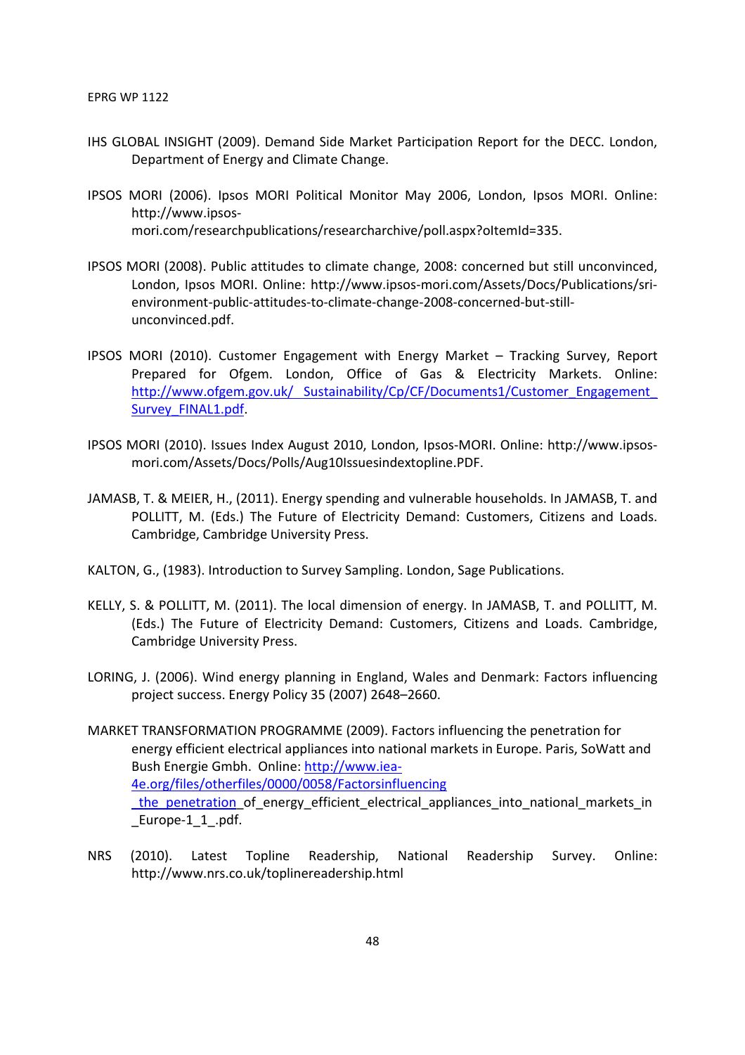IHS GLOBAL INSIGHT (2009). Demand Side Market Participation Report for the DECC. London, Department of Energy and Climate Change.

IPSOS MORI (2006). Ipsos MORI Political Monitor May 2006, London, Ipsos MORI. Online: http://www.ipsos-mori.com/researchpublications/researcharchive/poll.aspx?oItemId=335.

IPSOS MORI (2008). Public attitudes to climate change, 2008: concerned but still unconvinced, London, Ipsos MORI. Online: http://www.ipsos-mori.com/Assets/Docs/Publications/sri-environment-public-attitudes-to-climate-change-2008-concerned-but-still-unconvinced.pdf.

IPSOS MORI (2010). Customer Engagement with Energy Market – Tracking Survey, Report Prepared for Ofgem. London, Office of Gas & Electricity Markets. Online: http://www.ofgem.gov.uk/ Sustainability/Cp/CF/Documents1/Customer_Engagement_Survey_FINAL1.pdf.

IPSOS MORI (2010). Issues Index August 2010, London, Ipsos-MORI. Online: http://www.ipsos-mori.com/Assets/Docs/Polls/Aug10Issuesindextopline.PDF.

JAMASB, T. & MEIER, H., (2011). Energy spending and vulnerable households. In JAMASB, T. and POLLITT, M. (Eds.) The Future of Electricity Demand: Customers, Citizens and Loads. Cambridge, Cambridge University Press.

KALTON, G., (1983). Introduction to Survey Sampling. London, Sage Publications.

KELLY, S. & POLLITT, M. (2011). The local dimension of energy. In JAMASB, T. and POLLITT, M. (Eds.) The Future of Electricity Demand: Customers, Citizens and Loads. Cambridge, Cambridge University Press.

LORING, J. (2006). Wind energy planning in England, Wales and Denmark: Factors influencing project success. Energy Policy 35 (2007) 2648–2660.

MARKET TRANSFORMATION PROGRAMME (2009). Factors influencing the penetration for energy efficient electrical appliances into national markets in Europe. Paris, SoWatt and Bush Energie Gmbh. Online: http://www.iea-4e.org/files/otherfiles/0000/0058/Factorsinfluencing_the_penetration_of_energy_efficient_electrical_appliances_into_national_markets_in_Europe-1_1_.pdf.

NRS (2010). Latest Topline Readership, National Readership Survey. Online: http://www.nrs.co.uk/toplinereadership.html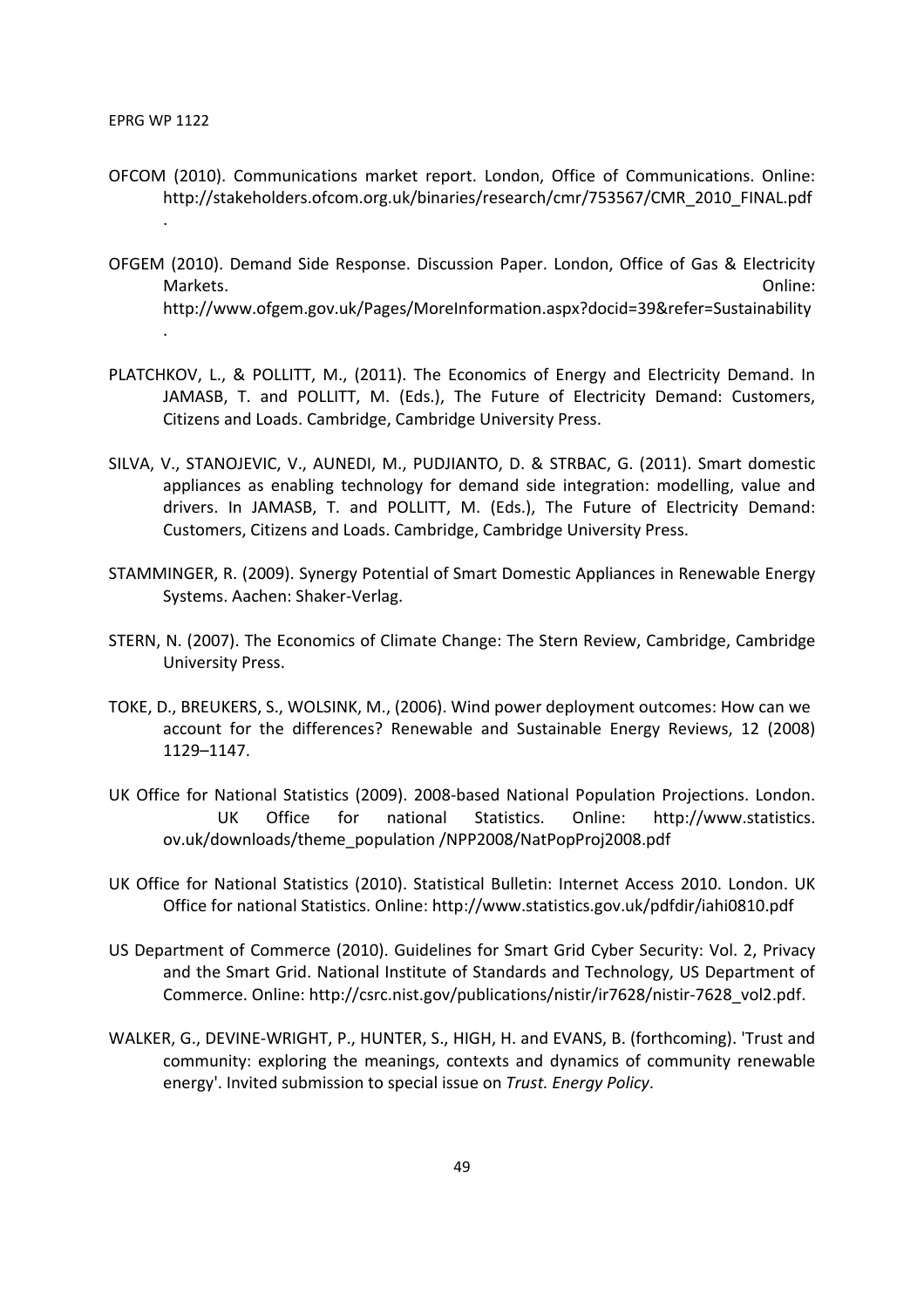OFCOM (2010). Communications market report. London, Office of Communications. Online: http://stakeholders.ofcom.org.uk/binaries/research/cmr/753567/CMR_2010_FINAL.pdf .

OFGEM (2010). Demand Side Response. Discussion Paper. London, Office of Gas & Electricity Markets. Online: http://www.ofgem.gov.uk/Pages/MoreInformation.aspx?docid=39&refer=Sustainability .

PLATCHKOV, L., & POLLITT, M., (2011). The Economics of Energy and Electricity Demand. In JAMASB, T. and POLLITT, M. (Eds.), The Future of Electricity Demand: Customers, Citizens and Loads. Cambridge, Cambridge University Press.

SILVA, V., STANOJEVIC, V., AUNEDI, M., PUDJIANTO, D. & STRBAC, G. (2011). Smart domestic appliances as enabling technology for demand side integration: modelling, value and drivers. In JAMASB, T. and POLLITT, M. (Eds.), The Future of Electricity Demand: Customers, Citizens and Loads. Cambridge, Cambridge University Press.

STAMMINGER, R. (2009). Synergy Potential of Smart Domestic Appliances in Renewable Energy Systems. Aachen: Shaker-Verlag.

STERN, N. (2007). The Economics of Climate Change: The Stern Review, Cambridge, Cambridge University Press.

TOKE, D., BREUKERS, S., WOLSINK, M., (2006). Wind power deployment outcomes: How can we account for the differences? Renewable and Sustainable Energy Reviews, 12 (2008) 1129–1147.

UK Office for National Statistics (2009). 2008-based National Population Projections. London. UK Office for national Statistics. Online: http://www.statistics. ov.uk/downloads/theme_population /NPP2008/NatPopProj2008.pdf

UK Office for National Statistics (2010). Statistical Bulletin: Internet Access 2010. London. UK Office for national Statistics. Online: http://www.statistics.gov.uk/pdfdir/iahi0810.pdf

US Department of Commerce (2010). Guidelines for Smart Grid Cyber Security: Vol. 2, Privacy and the Smart Grid. National Institute of Standards and Technology, US Department of Commerce. Online: http://csrc.nist.gov/publications/nistir/ir7628/nistir-7628_vol2.pdf.

WALKER, G., DEVINE-WRIGHT, P., HUNTER, S., HIGH, H. and EVANS, B. (forthcoming). 'Trust and community: exploring the meanings, contexts and dynamics of community renewable energy'. Invited submission to special issue on *Trust. Energy Policy*.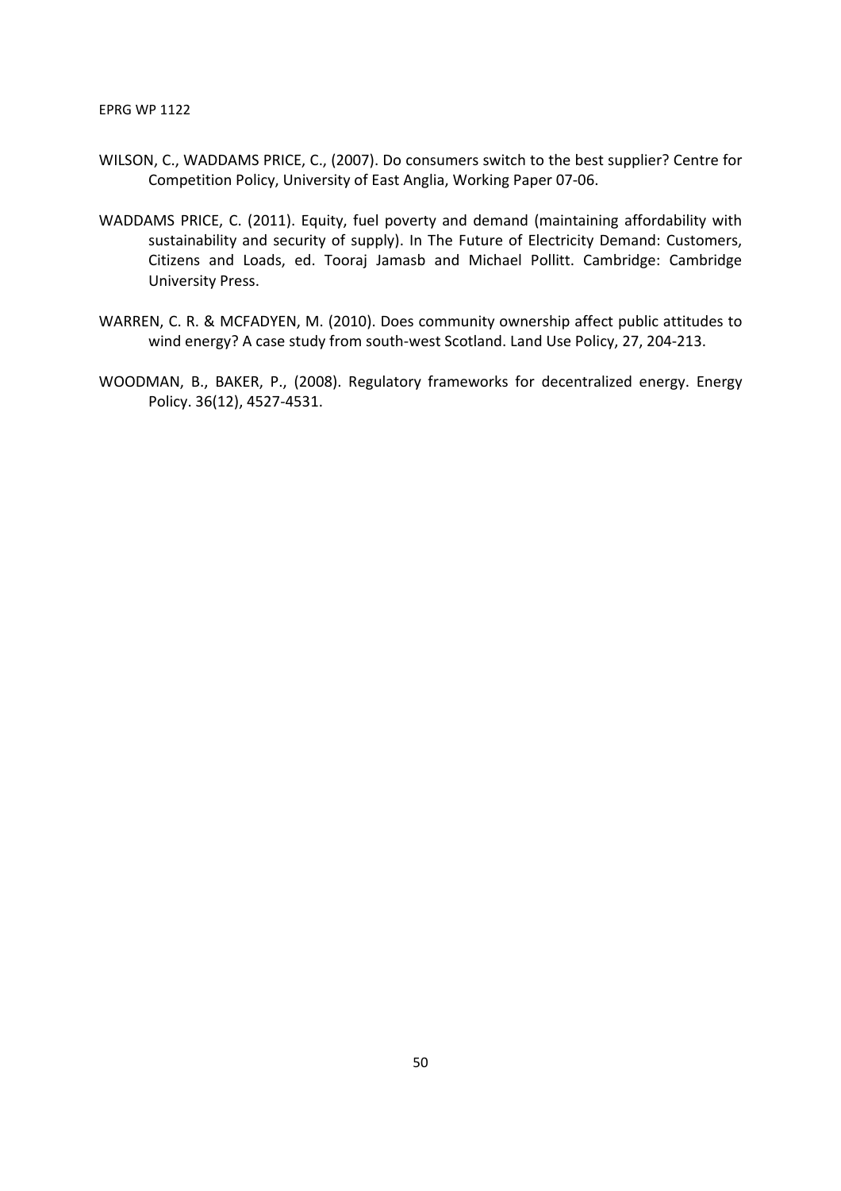WILSON, C., WADDAMS PRICE, C., (2007). Do consumers switch to the best supplier? Centre for Competition Policy, University of East Anglia, Working Paper 07-06.

WADDAMS PRICE, C. (2011). Equity, fuel poverty and demand (maintaining affordability with sustainability and security of supply). In The Future of Electricity Demand: Customers, Citizens and Loads, ed. Tooraj Jamasb and Michael Pollitt. Cambridge: Cambridge University Press.

WARREN, C. R. & MCFADYEN, M. (2010). Does community ownership affect public attitudes to wind energy? A case study from south-west Scotland. Land Use Policy, 27, 204-213.

WOODMAN, B., BAKER, P., (2008). Regulatory frameworks for decentralized energy. Energy Policy. 36(12), 4527-4531.